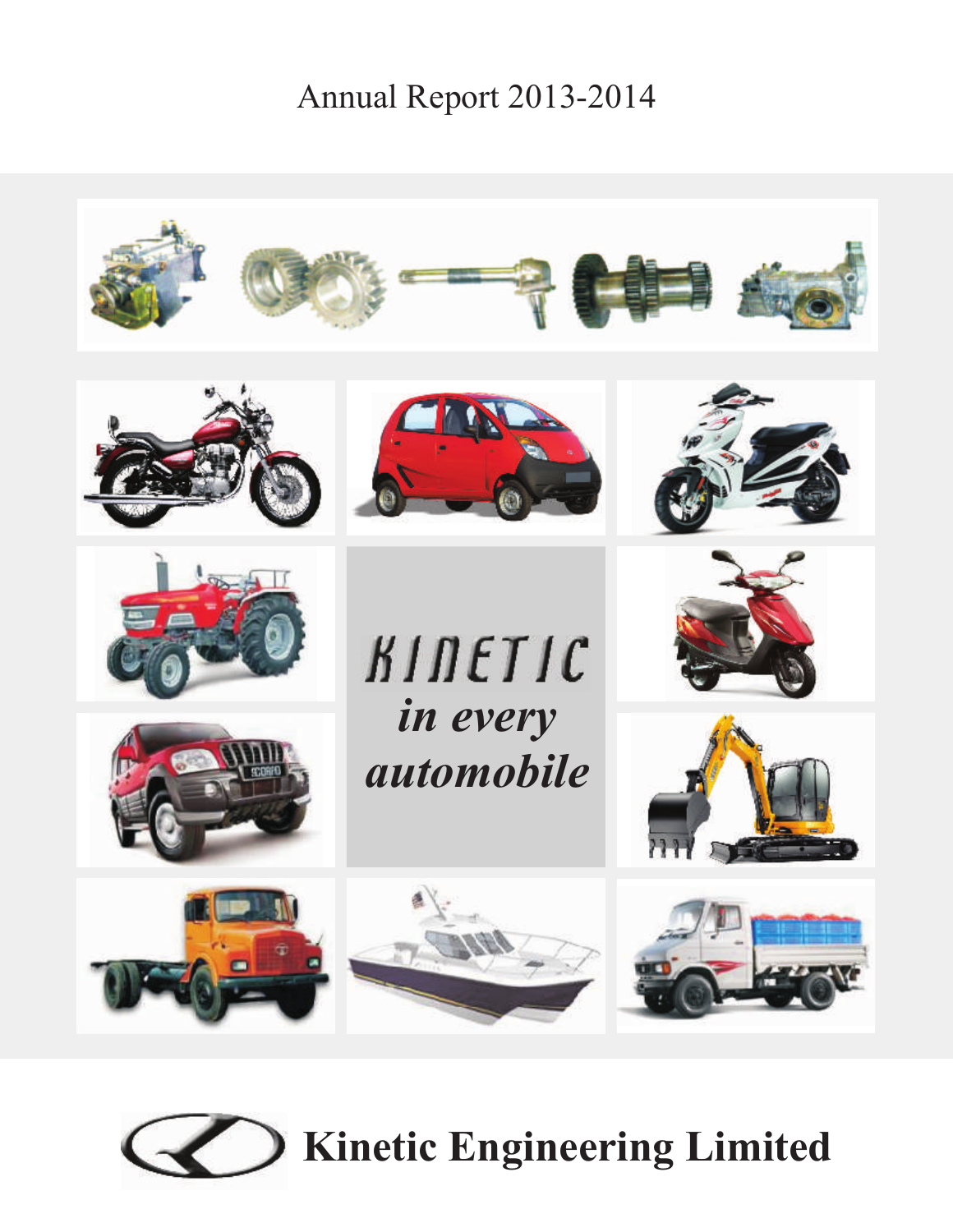Annual Report 2013-2014

KINETIC

*in every*

***automobile***

# Kinetic Engineering Limited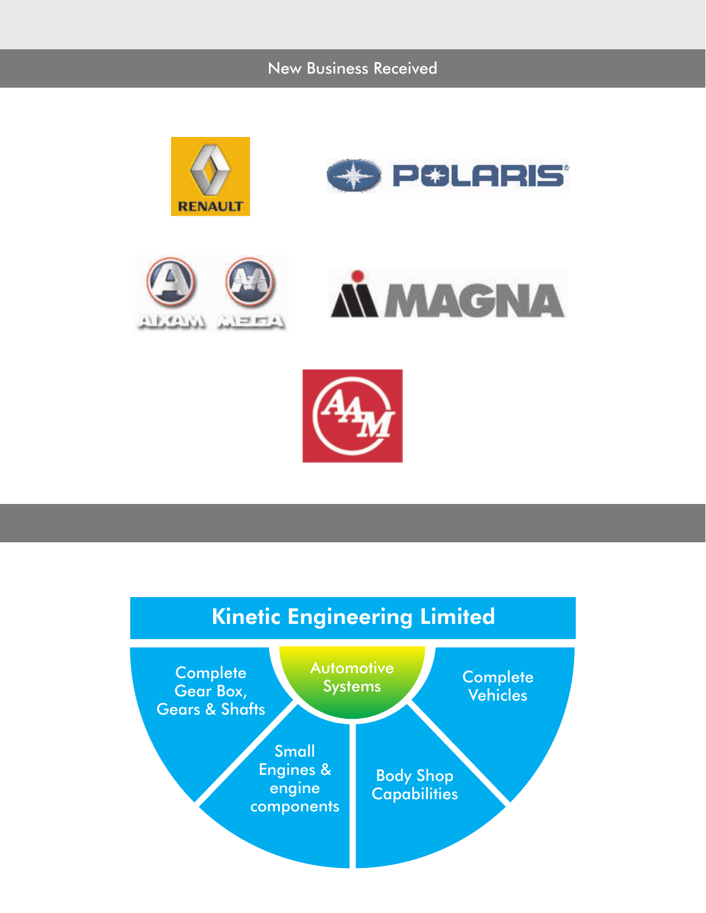## New Business Received

RENAULT

POLARIS

AIXAM MEGA

MAGNA

AAM

## Kinetic Engineering Limited

- Automotive Systems
- Complete Gear Box, Gears & Shafts
- Small Engines & engine components
- Body Shop Capabilities
- Complete Vehicles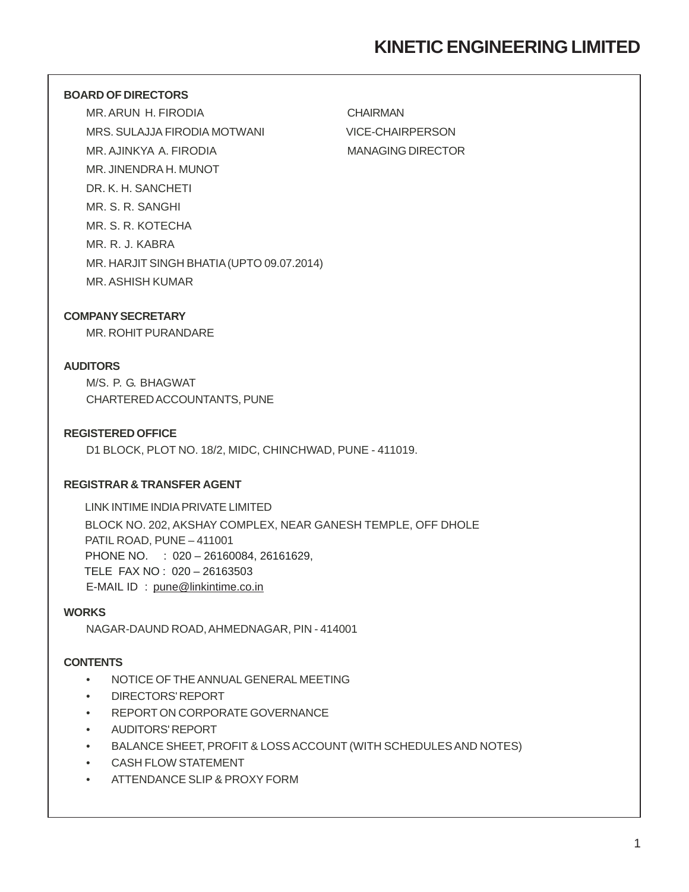# KINETIC ENGINEERING LIMITED

## BOARD OF DIRECTORS

| | |
|---|---|
| MR. ARUN H. FIRODIA | CHAIRMAN |
| MRS. SULAJJA FIRODIA MOTWANI | VICE-CHAIRPERSON |
| MR. AJINKYA A. FIRODIA | MANAGING DIRECTOR |
| MR. JINENDRA H. MUNOT | |
| DR. K. H. SANCHETI | |
| MR. S. R. SANGHI | |
| MR. S. R. KOTECHA | |
| MR. R. J. KABRA | |
| MR. HARJIT SINGH BHATIA (UPTO 09.07.2014) | |
| MR. ASHISH KUMAR | |

## COMPANY SECRETARY

MR. ROHIT PURANDARE

## AUDITORS

M/S. P. G. BHAGWAT
CHARTERED ACCOUNTANTS, PUNE

## REGISTERED OFFICE

D1 BLOCK, PLOT NO. 18/2, MIDC, CHINCHWAD, PUNE - 411019.

## REGISTRAR & TRANSFER AGENT

LINK INTIME INDIA PRIVATE LIMITED
BLOCK NO. 202, AKSHAY COMPLEX, NEAR GANESH TEMPLE, OFF DHOLE PATIL ROAD, PUNE – 411001
PHONE NO. : 020 – 26160084, 26161629,
TELE FAX NO : 020 – 26163503
E-MAIL ID : pune@linkintime.co.in

## WORKS

NAGAR-DAUND ROAD, AHMEDNAGAR, PIN - 414001

## CONTENTS

- NOTICE OF THE ANNUAL GENERAL MEETING
- DIRECTORS' REPORT
- REPORT ON CORPORATE GOVERNANCE
- AUDITORS' REPORT
- BALANCE SHEET, PROFIT & LOSS ACCOUNT (WITH SCHEDULES AND NOTES)
- CASH FLOW STATEMENT
- ATTENDANCE SLIP & PROXY FORM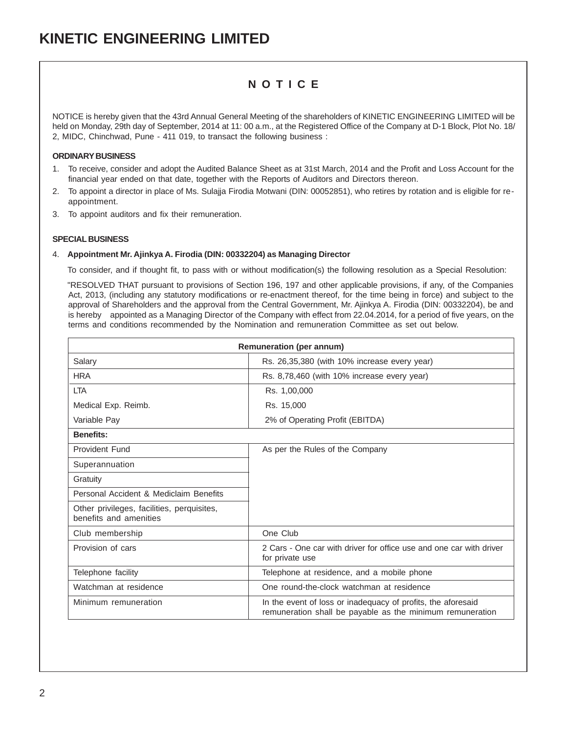# KINETIC ENGINEERING LIMITED

## N O T I C E

NOTICE is hereby given that the 43rd Annual General Meeting of the shareholders of KINETIC ENGINEERING LIMITED will be held on Monday, 29th day of September, 2014 at 11: 00 a.m., at the Registered Office of the Company at D-1 Block, Plot No. 18/ 2, MIDC, Chinchwad, Pune - 411 019, to transact the following business :

**ORDINARY BUSINESS**

1. To receive, consider and adopt the Audited Balance Sheet as at 31st March, 2014 and the Profit and Loss Account for the financial year ended on that date, together with the Reports of Auditors and Directors thereon.
2. To appoint a director in place of Ms. Sulajja Firodia Motwani (DIN: 00052851), who retires by rotation and is eligible for re-appointment.
3. To appoint auditors and fix their remuneration.

**SPECIAL BUSINESS**

4. **Appointment Mr. Ajinkya A. Firodia (DIN: 00332204) as Managing Director**

   To consider, and if thought fit, to pass with or without modification(s) the following resolution as a Special Resolution:

   "RESOLVED THAT pursuant to provisions of Section 196, 197 and other applicable provisions, if any, of the Companies Act, 2013, (including any statutory modifications or re-enactment thereof, for the time being in force) and subject to the approval of Shareholders and the approval from the Central Government, Mr. Ajinkya A. Firodia (DIN: 00332204), be and is hereby appointed as a Managing Director of the Company with effect from 22.04.2014, for a period of five years, on the terms and conditions recommended by the Nomination and remuneration Committee as set out below.

| **Remuneration (per annum)** | |
|---|---|
| Salary | Rs. 26,35,380 (with 10% increase every year) |
| HRA | Rs. 8,78,460 (with 10% increase every year) |
| LTA | Rs. 1,00,000 |
| Medical Exp. Reimb. | Rs. 15,000 |
| Variable Pay | 2% of Operating Profit (EBITDA) |
| **Benefits:** | |
| Provident Fund | As per the Rules of the Company |
| Superannuation | |
| Gratuity | |
| Personal Accident & Mediclaim Benefits | |
| Other privileges, facilities, perquisites, benefits and amenities | |
| Club membership | One Club |
| Provision of cars | 2 Cars - One car with driver for office use and one car with driver for private use |
| Telephone facility | Telephone at residence, and a mobile phone |
| Watchman at residence | One round-the-clock watchman at residence |
| Minimum remuneration | In the event of loss or inadequacy of profits, the aforesaid remuneration shall be payable as the minimum remuneration |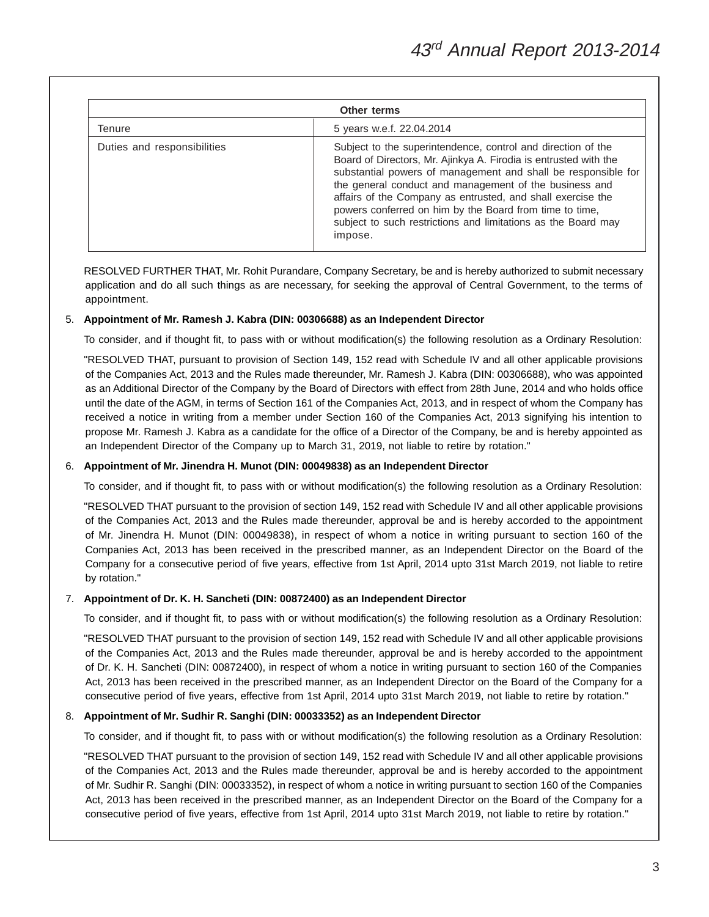| Other terms | |
|---|---|
| Tenure | 5 years w.e.f. 22.04.2014 |
| Duties and responsibilities | Subject to the superintendence, control and direction of the Board of Directors, Mr. Ajinkya A. Firodia is entrusted with the substantial powers of management and shall be responsible for the general conduct and management of the business and affairs of the Company as entrusted, and shall exercise the powers conferred on him by the Board from time to time, subject to such restrictions and limitations as the Board may impose. |

RESOLVED FURTHER THAT, Mr. Rohit Purandare, Company Secretary, be and is hereby authorized to submit necessary application and do all such things as are necessary, for seeking the approval of Central Government, to the terms of appointment.

5. **Appointment of Mr. Ramesh J. Kabra (DIN: 00306688) as an Independent Director**

   To consider, and if thought fit, to pass with or without modification(s) the following resolution as a Ordinary Resolution:

   "RESOLVED THAT, pursuant to provision of Section 149, 152 read with Schedule IV and all other applicable provisions of the Companies Act, 2013 and the Rules made thereunder, Mr. Ramesh J. Kabra (DIN: 00306688), who was appointed as an Additional Director of the Company by the Board of Directors with effect from 28th June, 2014 and who holds office until the date of the AGM, in terms of Section 161 of the Companies Act, 2013, and in respect of whom the Company has received a notice in writing from a member under Section 160 of the Companies Act, 2013 signifying his intention to propose Mr. Ramesh J. Kabra as a candidate for the office of a Director of the Company, be and is hereby appointed as an Independent Director of the Company up to March 31, 2019, not liable to retire by rotation."

6. **Appointment of Mr. Jinendra H. Munot (DIN: 00049838) as an Independent Director**

   To consider, and if thought fit, to pass with or without modification(s) the following resolution as a Ordinary Resolution:

   "RESOLVED THAT pursuant to the provision of section 149, 152 read with Schedule IV and all other applicable provisions of the Companies Act, 2013 and the Rules made thereunder, approval be and is hereby accorded to the appointment of Mr. Jinendra H. Munot (DIN: 00049838), in respect of whom a notice in writing pursuant to section 160 of the Companies Act, 2013 has been received in the prescribed manner, as an Independent Director on the Board of the Company for a consecutive period of five years, effective from 1st April, 2014 upto 31st March 2019, not liable to retire by rotation."

7. **Appointment of Dr. K. H. Sancheti (DIN: 00872400) as an Independent Director**

   To consider, and if thought fit, to pass with or without modification(s) the following resolution as a Ordinary Resolution:

   "RESOLVED THAT pursuant to the provision of section 149, 152 read with Schedule IV and all other applicable provisions of the Companies Act, 2013 and the Rules made thereunder, approval be and is hereby accorded to the appointment of Dr. K. H. Sancheti (DIN: 00872400), in respect of whom a notice in writing pursuant to section 160 of the Companies Act, 2013 has been received in the prescribed manner, as an Independent Director on the Board of the Company for a consecutive period of five years, effective from 1st April, 2014 upto 31st March 2019, not liable to retire by rotation."

8. **Appointment of Mr. Sudhir R. Sanghi (DIN: 00033352) as an Independent Director**

   To consider, and if thought fit, to pass with or without modification(s) the following resolution as a Ordinary Resolution:

   "RESOLVED THAT pursuant to the provision of section 149, 152 read with Schedule IV and all other applicable provisions of the Companies Act, 2013 and the Rules made thereunder, approval be and is hereby accorded to the appointment of Mr. Sudhir R. Sanghi (DIN: 00033352), in respect of whom a notice in writing pursuant to section 160 of the Companies Act, 2013 has been received in the prescribed manner, as an Independent Director on the Board of the Company for a consecutive period of five years, effective from 1st April, 2014 upto 31st March 2019, not liable to retire by rotation."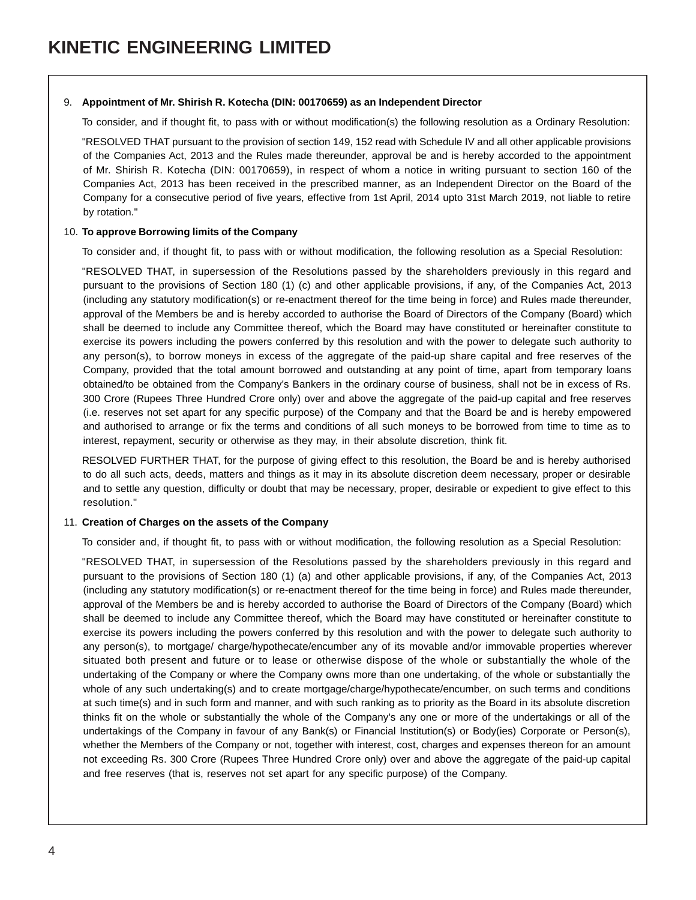9. **Appointment of Mr. Shirish R. Kotecha (DIN: 00170659) as an Independent Director**

   To consider, and if thought fit, to pass with or without modification(s) the following resolution as a Ordinary Resolution:

   "RESOLVED THAT pursuant to the provision of section 149, 152 read with Schedule IV and all other applicable provisions of the Companies Act, 2013 and the Rules made thereunder, approval be and is hereby accorded to the appointment of Mr. Shirish R. Kotecha (DIN: 00170659), in respect of whom a notice in writing pursuant to section 160 of the Companies Act, 2013 has been received in the prescribed manner, as an Independent Director on the Board of the Company for a consecutive period of five years, effective from 1st April, 2014 upto 31st March 2019, not liable to retire by rotation."

10. **To approve Borrowing limits of the Company**

    To consider and, if thought fit, to pass with or without modification, the following resolution as a Special Resolution:

    "RESOLVED THAT, in supersession of the Resolutions passed by the shareholders previously in this regard and pursuant to the provisions of Section 180 (1) (c) and other applicable provisions, if any, of the Companies Act, 2013 (including any statutory modification(s) or re-enactment thereof for the time being in force) and Rules made thereunder, approval of the Members be and is hereby accorded to authorise the Board of Directors of the Company (Board) which shall be deemed to include any Committee thereof, which the Board may have constituted or hereinafter constitute to exercise its powers including the powers conferred by this resolution and with the power to delegate such authority to any person(s), to borrow moneys in excess of the aggregate of the paid-up share capital and free reserves of the Company, provided that the total amount borrowed and outstanding at any point of time, apart from temporary loans obtained/to be obtained from the Company's Bankers in the ordinary course of business, shall not be in excess of Rs. 300 Crore (Rupees Three Hundred Crore only) over and above the aggregate of the paid-up capital and free reserves (i.e. reserves not set apart for any specific purpose) of the Company and that the Board be and is hereby empowered and authorised to arrange or fix the terms and conditions of all such moneys to be borrowed from time to time as to interest, repayment, security or otherwise as they may, in their absolute discretion, think fit.

    RESOLVED FURTHER THAT, for the purpose of giving effect to this resolution, the Board be and is hereby authorised to do all such acts, deeds, matters and things as it may in its absolute discretion deem necessary, proper or desirable and to settle any question, difficulty or doubt that may be necessary, proper, desirable or expedient to give effect to this resolution."

11. **Creation of Charges on the assets of the Company**

    To consider and, if thought fit, to pass with or without modification, the following resolution as a Special Resolution:

    "RESOLVED THAT, in supersession of the Resolutions passed by the shareholders previously in this regard and pursuant to the provisions of Section 180 (1) (a) and other applicable provisions, if any, of the Companies Act, 2013 (including any statutory modification(s) or re-enactment thereof for the time being in force) and Rules made thereunder, approval of the Members be and is hereby accorded to authorise the Board of Directors of the Company (Board) which shall be deemed to include any Committee thereof, which the Board may have constituted or hereinafter constitute to exercise its powers including the powers conferred by this resolution and with the power to delegate such authority to any person(s), to mortgage/ charge/hypothecate/encumber any of its movable and/or immovable properties wherever situated both present and future or to lease or otherwise dispose of the whole or substantially the whole of the undertaking of the Company or where the Company owns more than one undertaking, of the whole or substantially the whole of any such undertaking(s) and to create mortgage/charge/hypothecate/encumber, on such terms and conditions at such time(s) and in such form and manner, and with such ranking as to priority as the Board in its absolute discretion thinks fit on the whole or substantially the whole of the Company's any one or more of the undertakings or all of the undertakings of the Company in favour of any Bank(s) or Financial Institution(s) or Body(ies) Corporate or Person(s), whether the Members of the Company or not, together with interest, cost, charges and expenses thereon for an amount not exceeding Rs. 300 Crore (Rupees Three Hundred Crore only) over and above the aggregate of the paid-up capital and free reserves (that is, reserves not set apart for any specific purpose) of the Company.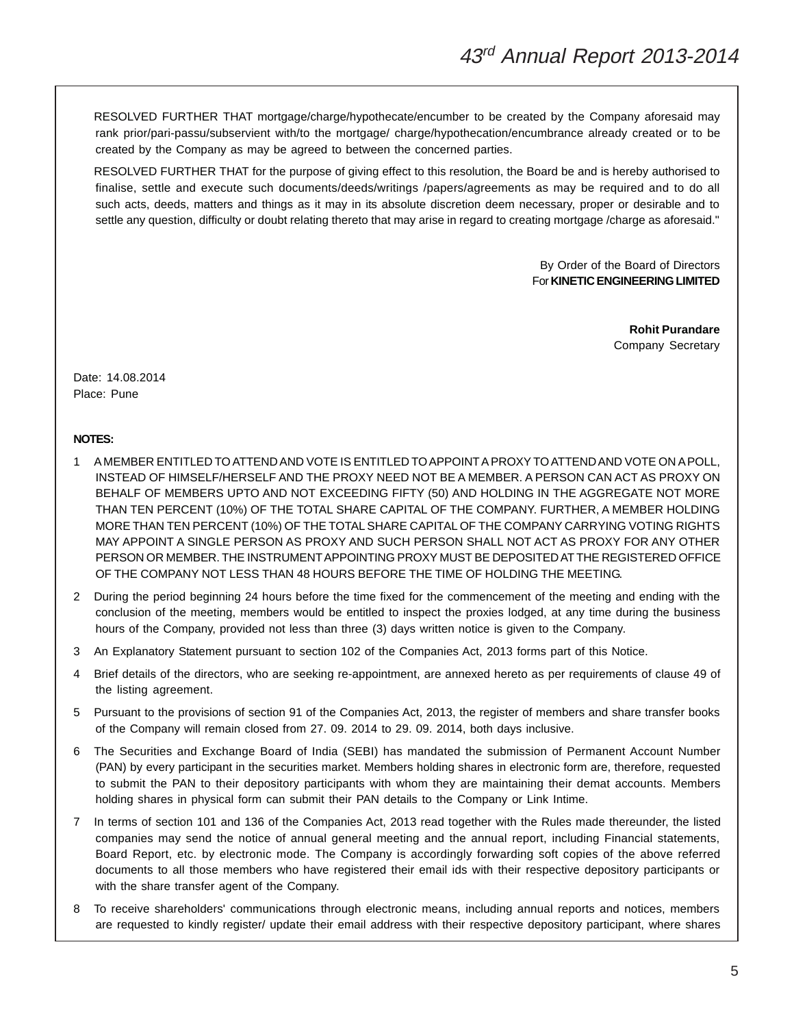RESOLVED FURTHER THAT mortgage/charge/hypothecate/encumber to be created by the Company aforesaid may rank prior/pari-passu/subservient with/to the mortgage/ charge/hypothecation/encumbrance already created or to be created by the Company as may be agreed to between the concerned parties.

RESOLVED FURTHER THAT for the purpose of giving effect to this resolution, the Board be and is hereby authorised to finalise, settle and execute such documents/deeds/writings /papers/agreements as may be required and to do all such acts, deeds, matters and things as it may in its absolute discretion deem necessary, proper or desirable and to settle any question, difficulty or doubt relating thereto that may arise in regard to creating mortgage /charge as aforesaid."

By Order of the Board of Directors
For **KINETIC ENGINEERING LIMITED**

**Rohit Purandare**
Company Secretary

Date: 14.08.2014
Place: Pune

**NOTES:**

1. A MEMBER ENTITLED TO ATTEND AND VOTE IS ENTITLED TO APPOINT A PROXY TO ATTEND AND VOTE ON A POLL, INSTEAD OF HIMSELF/HERSELF AND THE PROXY NEED NOT BE A MEMBER. A PERSON CAN ACT AS PROXY ON BEHALF OF MEMBERS UPTO AND NOT EXCEEDING FIFTY (50) AND HOLDING IN THE AGGREGATE NOT MORE THAN TEN PERCENT (10%) OF THE TOTAL SHARE CAPITAL OF THE COMPANY. FURTHER, A MEMBER HOLDING MORE THAN TEN PERCENT (10%) OF THE TOTAL SHARE CAPITAL OF THE COMPANY CARRYING VOTING RIGHTS MAY APPOINT A SINGLE PERSON AS PROXY AND SUCH PERSON SHALL NOT ACT AS PROXY FOR ANY OTHER PERSON OR MEMBER. THE INSTRUMENT APPOINTING PROXY MUST BE DEPOSITED AT THE REGISTERED OFFICE OF THE COMPANY NOT LESS THAN 48 HOURS BEFORE THE TIME OF HOLDING THE MEETING.
2. During the period beginning 24 hours before the time fixed for the commencement of the meeting and ending with the conclusion of the meeting, members would be entitled to inspect the proxies lodged, at any time during the business hours of the Company, provided not less than three (3) days written notice is given to the Company.
3. An Explanatory Statement pursuant to section 102 of the Companies Act, 2013 forms part of this Notice.
4. Brief details of the directors, who are seeking re-appointment, are annexed hereto as per requirements of clause 49 of the listing agreement.
5. Pursuant to the provisions of section 91 of the Companies Act, 2013, the register of members and share transfer books of the Company will remain closed from 27. 09. 2014 to 29. 09. 2014, both days inclusive.
6. The Securities and Exchange Board of India (SEBI) has mandated the submission of Permanent Account Number (PAN) by every participant in the securities market. Members holding shares in electronic form are, therefore, requested to submit the PAN to their depository participants with whom they are maintaining their demat accounts. Members holding shares in physical form can submit their PAN details to the Company or Link Intime.
7. In terms of section 101 and 136 of the Companies Act, 2013 read together with the Rules made thereunder, the listed companies may send the notice of annual general meeting and the annual report, including Financial statements, Board Report, etc. by electronic mode. The Company is accordingly forwarding soft copies of the above referred documents to all those members who have registered their email ids with their respective depository participants or with the share transfer agent of the Company.
8. To receive shareholders' communications through electronic means, including annual reports and notices, members are requested to kindly register/ update their email address with their respective depository participant, where shares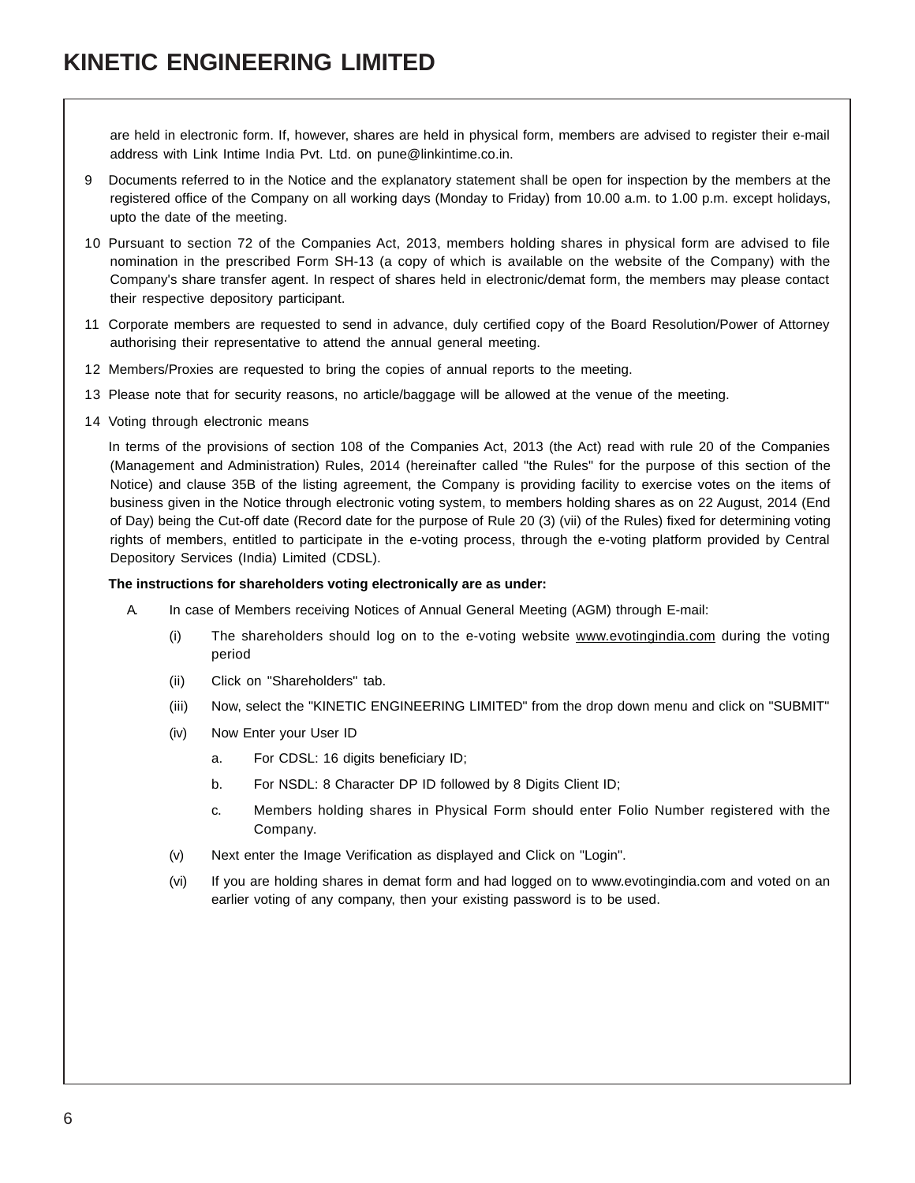are held in electronic form. If, however, shares are held in physical form, members are advised to register their e-mail address with Link Intime India Pvt. Ltd. on pune@linkintime.co.in.

9 Documents referred to in the Notice and the explanatory statement shall be open for inspection by the members at the registered office of the Company on all working days (Monday to Friday) from 10.00 a.m. to 1.00 p.m. except holidays, upto the date of the meeting.

10 Pursuant to section 72 of the Companies Act, 2013, members holding shares in physical form are advised to file nomination in the prescribed Form SH-13 (a copy of which is available on the website of the Company) with the Company's share transfer agent. In respect of shares held in electronic/demat form, the members may please contact their respective depository participant.

11 Corporate members are requested to send in advance, duly certified copy of the Board Resolution/Power of Attorney authorising their representative to attend the annual general meeting.

12 Members/Proxies are requested to bring the copies of annual reports to the meeting.

13 Please note that for security reasons, no article/baggage will be allowed at the venue of the meeting.

14 Voting through electronic means

In terms of the provisions of section 108 of the Companies Act, 2013 (the Act) read with rule 20 of the Companies (Management and Administration) Rules, 2014 (hereinafter called "the Rules" for the purpose of this section of the Notice) and clause 35B of the listing agreement, the Company is providing facility to exercise votes on the items of business given in the Notice through electronic voting system, to members holding shares as on 22 August, 2014 (End of Day) being the Cut-off date (Record date for the purpose of Rule 20 (3) (vii) of the Rules) fixed for determining voting rights of members, entitled to participate in the e-voting process, through the e-voting platform provided by Central Depository Services (India) Limited (CDSL).

**The instructions for shareholders voting electronically are as under:**

A. In case of Members receiving Notices of Annual General Meeting (AGM) through E-mail:

(i) The shareholders should log on to the e-voting website www.evotingindia.com during the voting period

(ii) Click on "Shareholders" tab.

(iii) Now, select the "KINETIC ENGINEERING LIMITED" from the drop down menu and click on "SUBMIT"

(iv) Now Enter your User ID

a. For CDSL: 16 digits beneficiary ID;

b. For NSDL: 8 Character DP ID followed by 8 Digits Client ID;

c. Members holding shares in Physical Form should enter Folio Number registered with the Company.

(v) Next enter the Image Verification as displayed and Click on "Login".

(vi) If you are holding shares in demat form and had logged on to www.evotingindia.com and voted on an earlier voting of any company, then your existing password is to be used.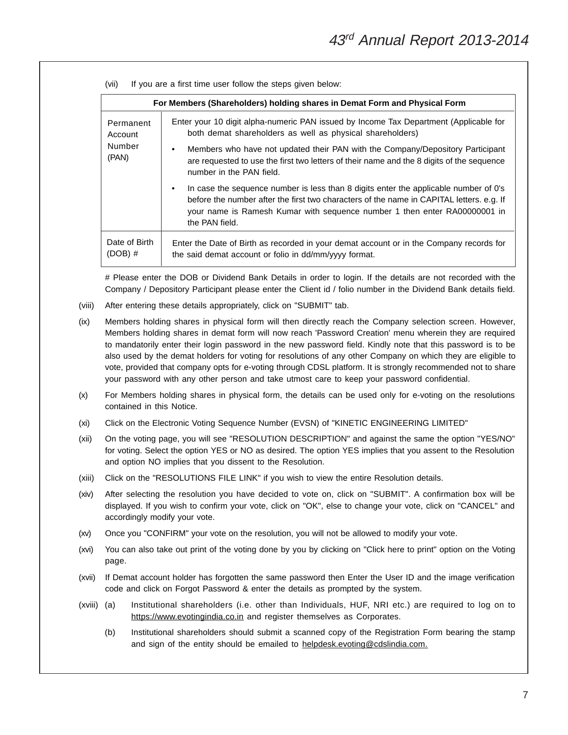(vii) If you are a first time user follow the steps given below:

| For Members (Shareholders) holding shares in Demat Form and Physical Form | |
|---|---|
| Permanent Account Number (PAN) | Enter your 10 digit alpha-numeric PAN issued by Income Tax Department (Applicable for both demat shareholders as well as physical shareholders)<br>• Members who have not updated their PAN with the Company/Depository Participant are requested to use the first two letters of their name and the 8 digits of the sequence number in the PAN field.<br>• In case the sequence number is less than 8 digits enter the applicable number of 0's before the number after the first two characters of the name in CAPITAL letters. e.g. If your name is Ramesh Kumar with sequence number 1 then enter RA00000001 in the PAN field. |
| Date of Birth (DOB) # | Enter the Date of Birth as recorded in your demat account or in the Company records for the said demat account or folio in dd/mm/yyyy format. |

# Please enter the DOB or Dividend Bank Details in order to login. If the details are not recorded with the Company / Depository Participant please enter the Client id / folio number in the Dividend Bank details field.

(viii) After entering these details appropriately, click on "SUBMIT" tab.

(ix) Members holding shares in physical form will then directly reach the Company selection screen. However, Members holding shares in demat form will now reach 'Password Creation' menu wherein they are required to mandatorily enter their login password in the new password field. Kindly note that this password is to be also used by the demat holders for voting for resolutions of any other Company on which they are eligible to vote, provided that company opts for e-voting through CDSL platform. It is strongly recommended not to share your password with any other person and take utmost care to keep your password confidential.

(x) For Members holding shares in physical form, the details can be used only for e-voting on the resolutions contained in this Notice.

(xi) Click on the Electronic Voting Sequence Number (EVSN) of "KINETIC ENGINEERING LIMITED"

(xii) On the voting page, you will see "RESOLUTION DESCRIPTION" and against the same the option "YES/NO" for voting. Select the option YES or NO as desired. The option YES implies that you assent to the Resolution and option NO implies that you dissent to the Resolution.

(xiii) Click on the "RESOLUTIONS FILE LINK" if you wish to view the entire Resolution details.

(xiv) After selecting the resolution you have decided to vote on, click on "SUBMIT". A confirmation box will be displayed. If you wish to confirm your vote, click on "OK", else to change your vote, click on "CANCEL" and accordingly modify your vote.

(xv) Once you "CONFIRM" your vote on the resolution, you will not be allowed to modify your vote.

(xvi) You can also take out print of the voting done by you by clicking on "Click here to print" option on the Voting page.

(xvii) If Demat account holder has forgotten the same password then Enter the User ID and the image verification code and click on Forgot Password & enter the details as prompted by the system.

(xviii) (a) Institutional shareholders (i.e. other than Individuals, HUF, NRI etc.) are required to log on to https://www.evotingindia.co.in and register themselves as Corporates.

(b) Institutional shareholders should submit a scanned copy of the Registration Form bearing the stamp and sign of the entity should be emailed to helpdesk.evoting@cdslindia.com.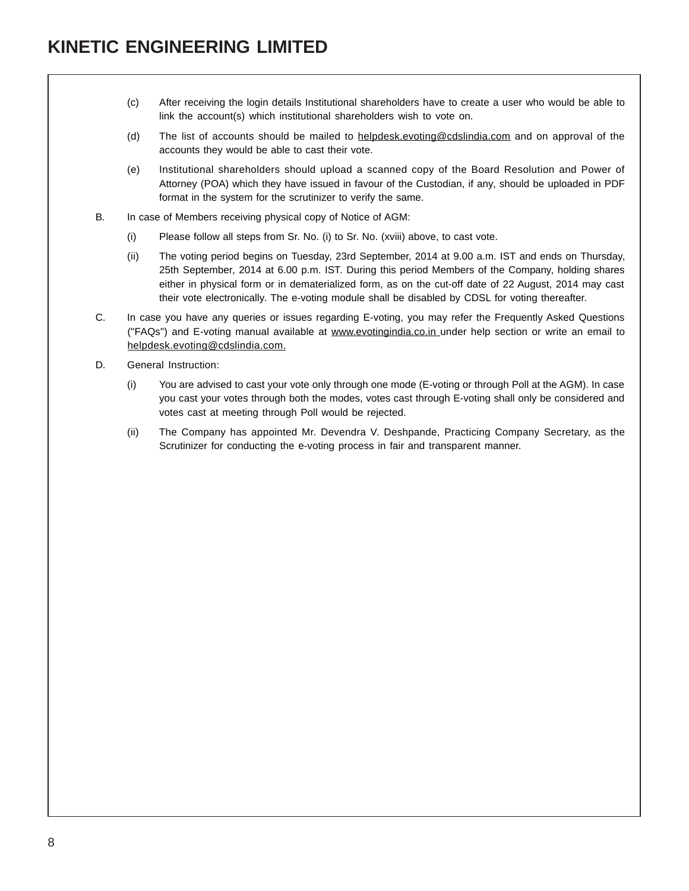(c) After receiving the login details Institutional shareholders have to create a user who would be able to link the account(s) which institutional shareholders wish to vote on.

(d) The list of accounts should be mailed to helpdesk.evoting@cdslindia.com and on approval of the accounts they would be able to cast their vote.

(e) Institutional shareholders should upload a scanned copy of the Board Resolution and Power of Attorney (POA) which they have issued in favour of the Custodian, if any, should be uploaded in PDF format in the system for the scrutinizer to verify the same.

B. In case of Members receiving physical copy of Notice of AGM:

(i) Please follow all steps from Sr. No. (i) to Sr. No. (xviii) above, to cast vote.

(ii) The voting period begins on Tuesday, 23rd September, 2014 at 9.00 a.m. IST and ends on Thursday, 25th September, 2014 at 6.00 p.m. IST. During this period Members of the Company, holding shares either in physical form or in dematerialized form, as on the cut-off date of 22 August, 2014 may cast their vote electronically. The e-voting module shall be disabled by CDSL for voting thereafter.

C. In case you have any queries or issues regarding E-voting, you may refer the Frequently Asked Questions ("FAQs") and E-voting manual available at www.evotingindia.co.in under help section or write an email to helpdesk.evoting@cdslindia.com.

D. General Instruction:

(i) You are advised to cast your vote only through one mode (E-voting or through Poll at the AGM). In case you cast your votes through both the modes, votes cast through E-voting shall only be considered and votes cast at meeting through Poll would be rejected.

(ii) The Company has appointed Mr. Devendra V. Deshpande, Practicing Company Secretary, as the Scrutinizer for conducting the e-voting process in fair and transparent manner.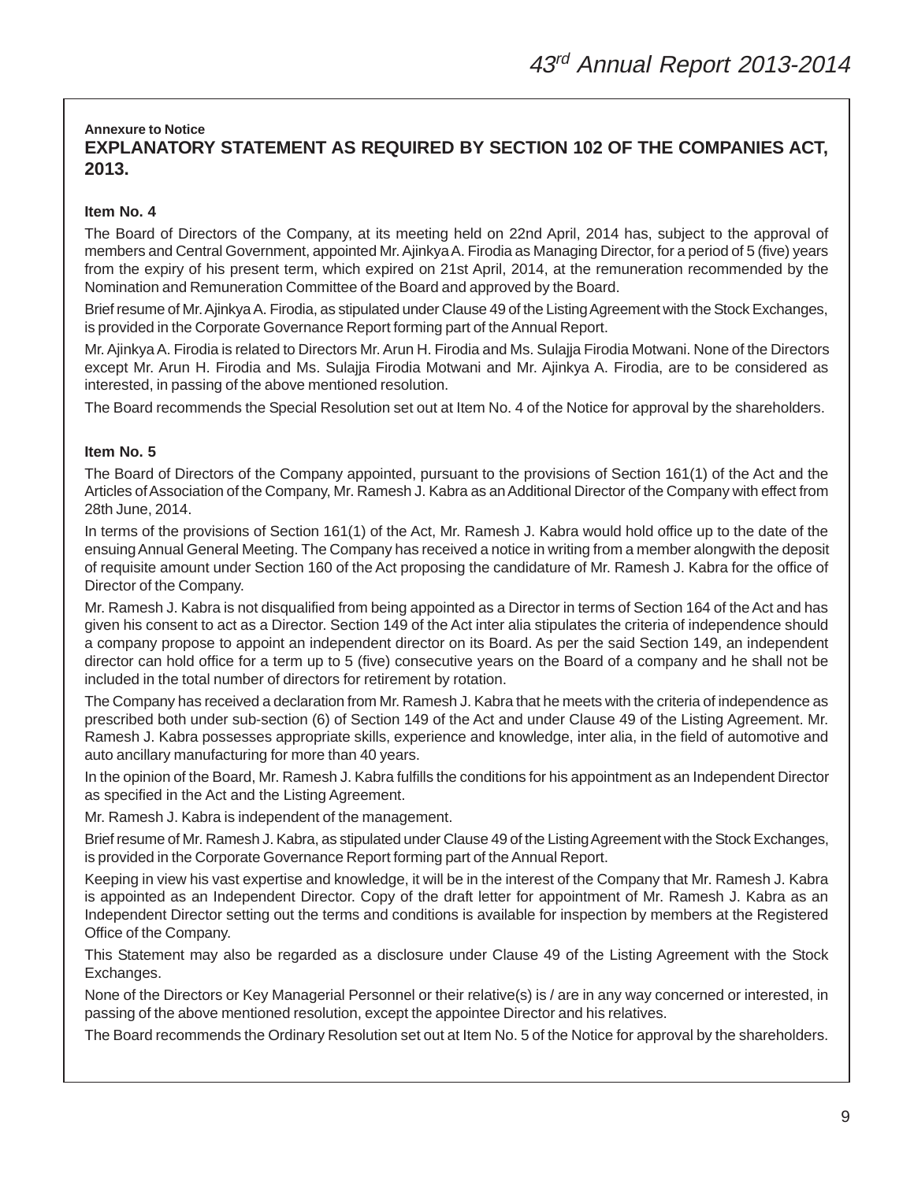**Annexure to Notice**

## EXPLANATORY STATEMENT AS REQUIRED BY SECTION 102 OF THE COMPANIES ACT, 2013.

### Item No. 4

The Board of Directors of the Company, at its meeting held on 22nd April, 2014 has, subject to the approval of members and Central Government, appointed Mr. Ajinkya A. Firodia as Managing Director, for a period of 5 (five) years from the expiry of his present term, which expired on 21st April, 2014, at the remuneration recommended by the Nomination and Remuneration Committee of the Board and approved by the Board.

Brief resume of Mr. Ajinkya A. Firodia, as stipulated under Clause 49 of the Listing Agreement with the Stock Exchanges, is provided in the Corporate Governance Report forming part of the Annual Report.

Mr. Ajinkya A. Firodia is related to Directors Mr. Arun H. Firodia and Ms. Sulajja Firodia Motwani. None of the Directors except Mr. Arun H. Firodia and Ms. Sulajja Firodia Motwani and Mr. Ajinkya A. Firodia, are to be considered as interested, in passing of the above mentioned resolution.

The Board recommends the Special Resolution set out at Item No. 4 of the Notice for approval by the shareholders.

### Item No. 5

The Board of Directors of the Company appointed, pursuant to the provisions of Section 161(1) of the Act and the Articles of Association of the Company, Mr. Ramesh J. Kabra as an Additional Director of the Company with effect from 28th June, 2014.

In terms of the provisions of Section 161(1) of the Act, Mr. Ramesh J. Kabra would hold office up to the date of the ensuing Annual General Meeting. The Company has received a notice in writing from a member alongwith the deposit of requisite amount under Section 160 of the Act proposing the candidature of Mr. Ramesh J. Kabra for the office of Director of the Company.

Mr. Ramesh J. Kabra is not disqualified from being appointed as a Director in terms of Section 164 of the Act and has given his consent to act as a Director. Section 149 of the Act inter alia stipulates the criteria of independence should a company propose to appoint an independent director on its Board. As per the said Section 149, an independent director can hold office for a term up to 5 (five) consecutive years on the Board of a company and he shall not be included in the total number of directors for retirement by rotation.

The Company has received a declaration from Mr. Ramesh J. Kabra that he meets with the criteria of independence as prescribed both under sub-section (6) of Section 149 of the Act and under Clause 49 of the Listing Agreement. Mr. Ramesh J. Kabra possesses appropriate skills, experience and knowledge, inter alia, in the field of automotive and auto ancillary manufacturing for more than 40 years.

In the opinion of the Board, Mr. Ramesh J. Kabra fulfills the conditions for his appointment as an Independent Director as specified in the Act and the Listing Agreement.

Mr. Ramesh J. Kabra is independent of the management.

Brief resume of Mr. Ramesh J. Kabra, as stipulated under Clause 49 of the Listing Agreement with the Stock Exchanges, is provided in the Corporate Governance Report forming part of the Annual Report.

Keeping in view his vast expertise and knowledge, it will be in the interest of the Company that Mr. Ramesh J. Kabra is appointed as an Independent Director. Copy of the draft letter for appointment of Mr. Ramesh J. Kabra as an Independent Director setting out the terms and conditions is available for inspection by members at the Registered Office of the Company.

This Statement may also be regarded as a disclosure under Clause 49 of the Listing Agreement with the Stock Exchanges.

None of the Directors or Key Managerial Personnel or their relative(s) is / are in any way concerned or interested, in passing of the above mentioned resolution, except the appointee Director and his relatives.

The Board recommends the Ordinary Resolution set out at Item No. 5 of the Notice for approval by the shareholders.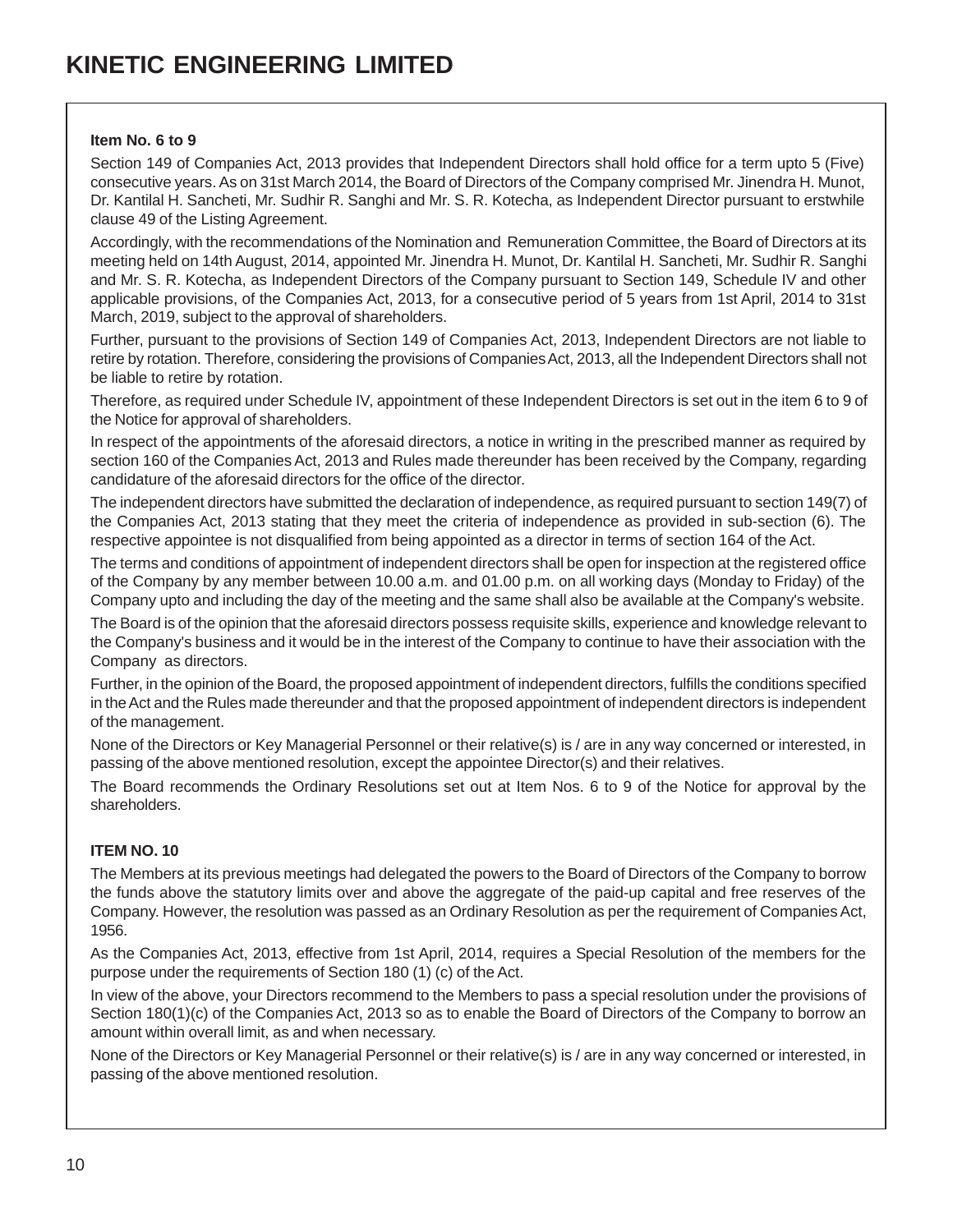**Item No. 6 to 9**

Section 149 of Companies Act, 2013 provides that Independent Directors shall hold office for a term upto 5 (Five) consecutive years. As on 31st March 2014, the Board of Directors of the Company comprised Mr. Jinendra H. Munot, Dr. Kantilal H. Sancheti, Mr. Sudhir R. Sanghi and Mr. S. R. Kotecha, as Independent Director pursuant to erstwhile clause 49 of the Listing Agreement.

Accordingly, with the recommendations of the Nomination and Remuneration Committee, the Board of Directors at its meeting held on 14th August, 2014, appointed Mr. Jinendra H. Munot, Dr. Kantilal H. Sancheti, Mr. Sudhir R. Sanghi and Mr. S. R. Kotecha, as Independent Directors of the Company pursuant to Section 149, Schedule IV and other applicable provisions, of the Companies Act, 2013, for a consecutive period of 5 years from 1st April, 2014 to 31st March, 2019, subject to the approval of shareholders.

Further, pursuant to the provisions of Section 149 of Companies Act, 2013, Independent Directors are not liable to retire by rotation. Therefore, considering the provisions of Companies Act, 2013, all the Independent Directors shall not be liable to retire by rotation.

Therefore, as required under Schedule IV, appointment of these Independent Directors is set out in the item 6 to 9 of the Notice for approval of shareholders.

In respect of the appointments of the aforesaid directors, a notice in writing in the prescribed manner as required by section 160 of the Companies Act, 2013 and Rules made thereunder has been received by the Company, regarding candidature of the aforesaid directors for the office of the director.

The independent directors have submitted the declaration of independence, as required pursuant to section 149(7) of the Companies Act, 2013 stating that they meet the criteria of independence as provided in sub-section (6). The respective appointee is not disqualified from being appointed as a director in terms of section 164 of the Act.

The terms and conditions of appointment of independent directors shall be open for inspection at the registered office of the Company by any member between 10.00 a.m. and 01.00 p.m. on all working days (Monday to Friday) of the Company upto and including the day of the meeting and the same shall also be available at the Company's website.

The Board is of the opinion that the aforesaid directors possess requisite skills, experience and knowledge relevant to the Company's business and it would be in the interest of the Company to continue to have their association with the Company as directors.

Further, in the opinion of the Board, the proposed appointment of independent directors, fulfills the conditions specified in the Act and the Rules made thereunder and that the proposed appointment of independent directors is independent of the management.

None of the Directors or Key Managerial Personnel or their relative(s) is / are in any way concerned or interested, in passing of the above mentioned resolution, except the appointee Director(s) and their relatives.

The Board recommends the Ordinary Resolutions set out at Item Nos. 6 to 9 of the Notice for approval by the shareholders.

**ITEM NO. 10**

The Members at its previous meetings had delegated the powers to the Board of Directors of the Company to borrow the funds above the statutory limits over and above the aggregate of the paid-up capital and free reserves of the Company. However, the resolution was passed as an Ordinary Resolution as per the requirement of Companies Act, 1956.

As the Companies Act, 2013, effective from 1st April, 2014, requires a Special Resolution of the members for the purpose under the requirements of Section 180 (1) (c) of the Act.

In view of the above, your Directors recommend to the Members to pass a special resolution under the provisions of Section 180(1)(c) of the Companies Act, 2013 so as to enable the Board of Directors of the Company to borrow an amount within overall limit, as and when necessary.

None of the Directors or Key Managerial Personnel or their relative(s) is / are in any way concerned or interested, in passing of the above mentioned resolution.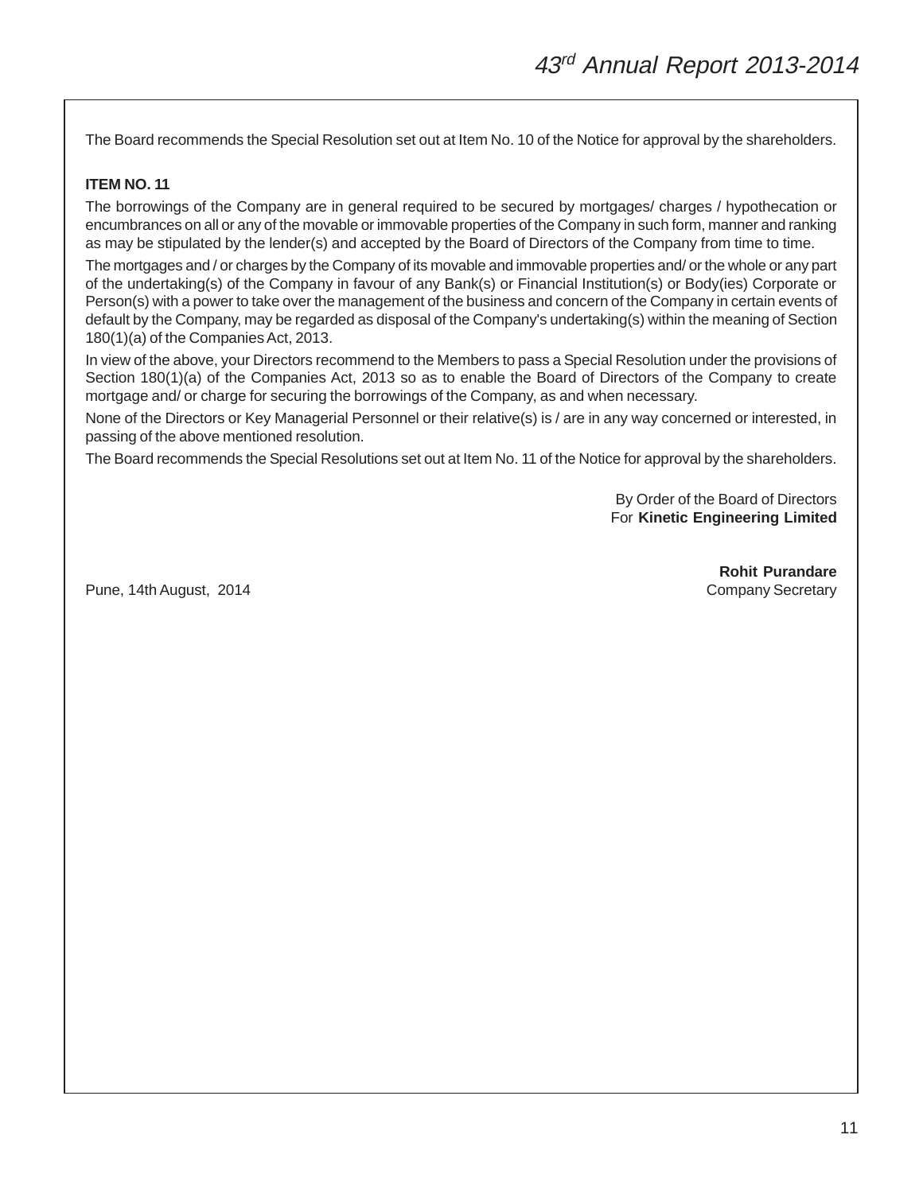The Board recommends the Special Resolution set out at Item No. 10 of the Notice for approval by the shareholders.

**ITEM NO. 11**

The borrowings of the Company are in general required to be secured by mortgages/ charges / hypothecation or encumbrances on all or any of the movable or immovable properties of the Company in such form, manner and ranking as may be stipulated by the lender(s) and accepted by the Board of Directors of the Company from time to time.

The mortgages and / or charges by the Company of its movable and immovable properties and/ or the whole or any part of the undertaking(s) of the Company in favour of any Bank(s) or Financial Institution(s) or Body(ies) Corporate or Person(s) with a power to take over the management of the business and concern of the Company in certain events of default by the Company, may be regarded as disposal of the Company's undertaking(s) within the meaning of Section 180(1)(a) of the Companies Act, 2013.

In view of the above, your Directors recommend to the Members to pass a Special Resolution under the provisions of Section 180(1)(a) of the Companies Act, 2013 so as to enable the Board of Directors of the Company to create mortgage and/ or charge for securing the borrowings of the Company, as and when necessary.

None of the Directors or Key Managerial Personnel or their relative(s) is / are in any way concerned or interested, in passing of the above mentioned resolution.

The Board recommends the Special Resolutions set out at Item No. 11 of the Notice for approval by the shareholders.

By Order of the Board of Directors
For **Kinetic Engineering Limited**

**Rohit Purandare**
Company Secretary

Pune, 14th August, 2014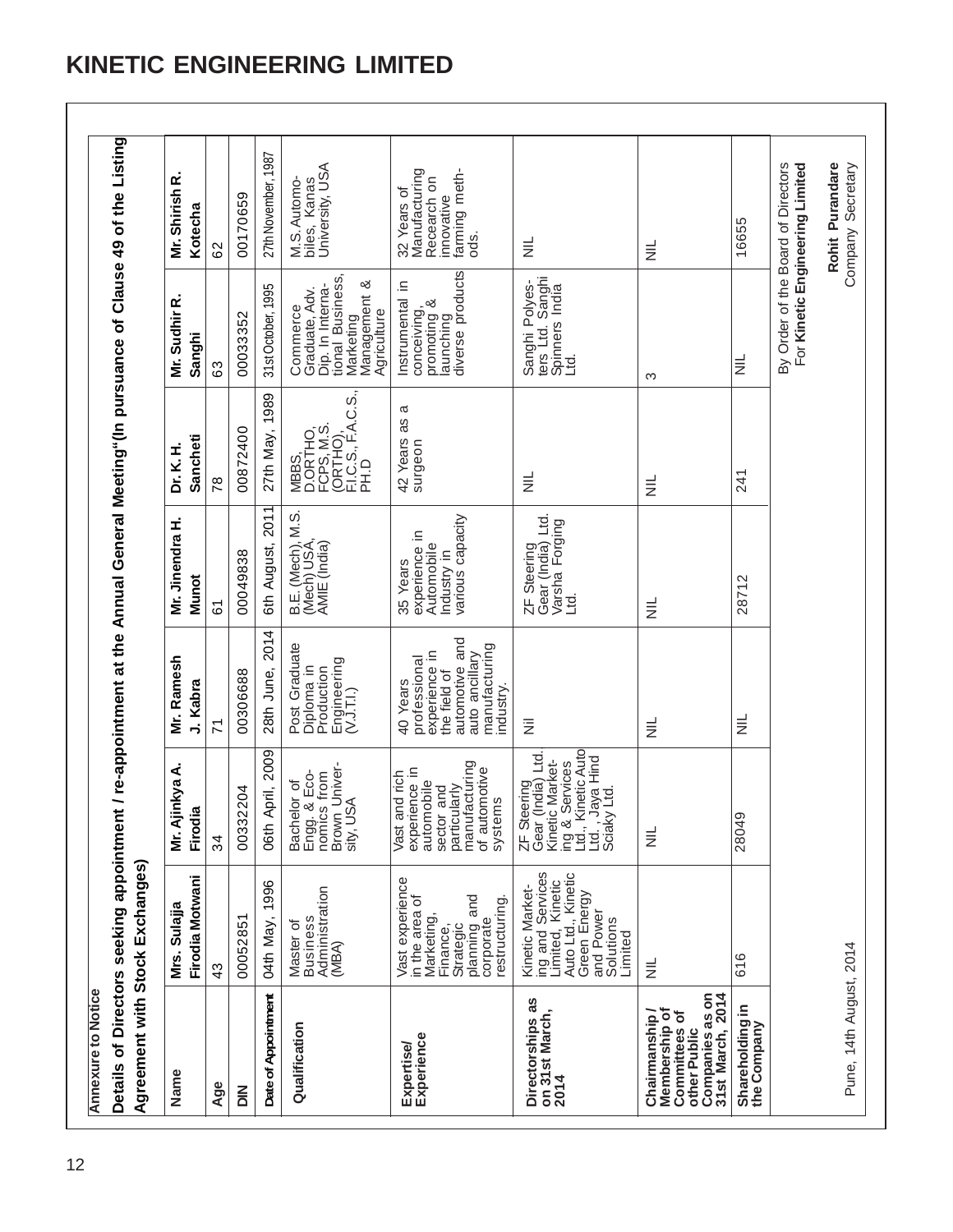## Annexure to Notice

**Details of Directors seeking appointment / re-appointment at the Annual General Meeting"(In pursuance of Clause 49 of the Listing Agreement with Stock Exchanges)**

| Name | Mrs. Sulajja Firodia Motwani | Mr. Ajinkya A. Firodia | Mr. Ramesh J. Kabra | Mr. Jinendra H. Munot | Dr. K. H. Sancheti | Mr. Sudhir R. Sanghi | Mr. Shirish R. Kotecha |
|---|---|---|---|---|---|---|---|
| Age | 43 | 34 | 71 | 61 | 78 | 63 | 62 |
| DIN | 00052851 | 00332204 | 00306688 | 00049838 | 00872400 | 00033352 | 00170659 |
| Date of Appointment | 04th May, 1996 | 06th April, 2009 | 28th June, 2014 | 6th August, 2011 | 27th May, 1989 | 31st October, 1995 | 27th November, 1987 |
| Qualification | Master of Business Administration (MBA) | Bachelor of Engg. & Economics from Brown University, USA | Post Graduate Diploma in Production Engineering (V.J.T.I.) | B.E. (Mech), M.S. (Mech) USA, AMIE (India) | MBBS, D.ORTHO, FCPS, M.S. (ORTHO), F.I.C.S., F.A.C.S., PH.D | Commerce Graduate, Adv. Dip. In International Business, Marketing Management & Agriculture | M.S. Automobiles, Kanas University, USA |
| Expertise/ Experience | Vast experience in the area of Marketing, Finance, Strategic planning and corporate restructuring. | Vast and rich experience in automobile sector and particularly manufacturing of automotive systems | 40 Years professional experience in the field of automotive and auto ancillary manufacturing industry. | 35 Years experience in Automobile Industry in various capacity | 42 Years as a surgeon | Instrumental in conceiving, promoting & launching diverse products | 32 Years of Manufacturing Research on innovative farming methods. |
| Directorships as on 31st March, 2014 | Kinetic Marketing and Services Limited, Kinetic Auto Ltd., Kinetic Green Energy and Power Solutions Limited | ZF Steering Gear (India) Ltd. Kinetic Marketing & Services Ltd., Kinetic Auto Ltd., Jaya Hind Sciaky Ltd. | Nil | ZF Steering Gear (India) Ltd. Varsha Forging Ltd. | NIL | Sanghi Polyesters Ltd. Sanghi Spinners India Ltd. | NIL |
| Chairmanship / Membership of Committees of other Public Companies as on 31st March, 2014 | NIL | NIL | NIL | NIL | NIL | 3 | NIL |
| Shareholding in the Company | 616 | 28049 | NIL | 28712 | 241 | NIL | 16655 |

Pune, 14th August, 2014

By Order of the Board of Directors
For **Kinetic Engineering Limited**

**Rohit Purandare**
Company Secretary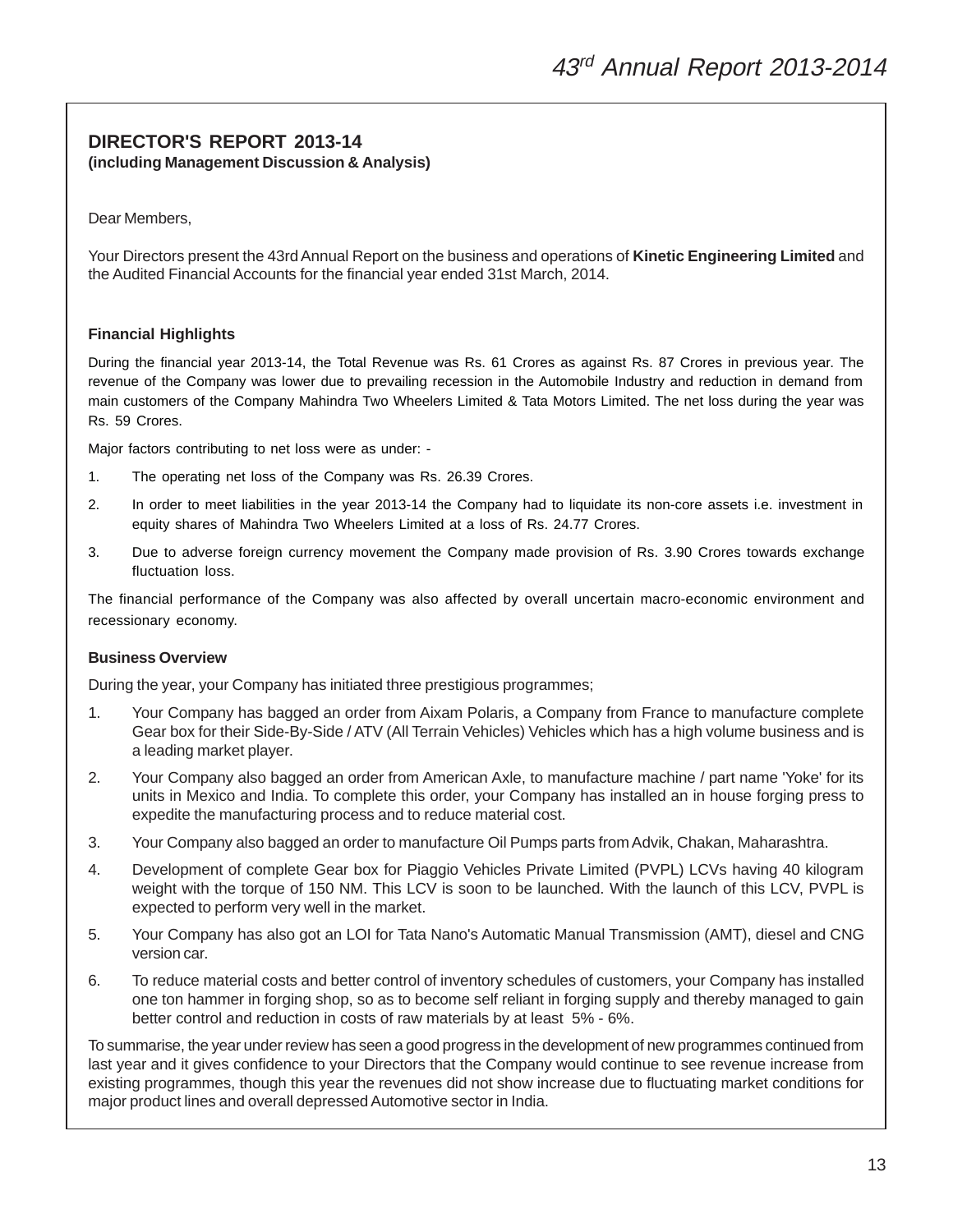## DIRECTOR'S REPORT 2013-14

**(including Management Discussion & Analysis)**

Dear Members,

Your Directors present the 43rd Annual Report on the business and operations of **Kinetic Engineering Limited** and the Audited Financial Accounts for the financial year ended 31st March, 2014.

### Financial Highlights

During the financial year 2013-14, the Total Revenue was Rs. 61 Crores as against Rs. 87 Crores in previous year. The revenue of the Company was lower due to prevailing recession in the Automobile Industry and reduction in demand from main customers of the Company Mahindra Two Wheelers Limited & Tata Motors Limited. The net loss during the year was Rs. 59 Crores.

Major factors contributing to net loss were as under: -

1. The operating net loss of the Company was Rs. 26.39 Crores.
2. In order to meet liabilities in the year 2013-14 the Company had to liquidate its non-core assets i.e. investment in equity shares of Mahindra Two Wheelers Limited at a loss of Rs. 24.77 Crores.
3. Due to adverse foreign currency movement the Company made provision of Rs. 3.90 Crores towards exchange fluctuation loss.

The financial performance of the Company was also affected by overall uncertain macro-economic environment and recessionary economy.

### Business Overview

During the year, your Company has initiated three prestigious programmes;

1. Your Company has bagged an order from Aixam Polaris, a Company from France to manufacture complete Gear box for their Side-By-Side / ATV (All Terrain Vehicles) Vehicles which has a high volume business and is a leading market player.
2. Your Company also bagged an order from American Axle, to manufacture machine / part name 'Yoke' for its units in Mexico and India. To complete this order, your Company has installed an in house forging press to expedite the manufacturing process and to reduce material cost.
3. Your Company also bagged an order to manufacture Oil Pumps parts from Advik, Chakan, Maharashtra.
4. Development of complete Gear box for Piaggio Vehicles Private Limited (PVPL) LCVs having 40 kilogram weight with the torque of 150 NM. This LCV is soon to be launched. With the launch of this LCV, PVPL is expected to perform very well in the market.
5. Your Company has also got an LOI for Tata Nano's Automatic Manual Transmission (AMT), diesel and CNG version car.
6. To reduce material costs and better control of inventory schedules of customers, your Company has installed one ton hammer in forging shop, so as to become self reliant in forging supply and thereby managed to gain better control and reduction in costs of raw materials by at least 5% - 6%.

To summarise, the year under review has seen a good progress in the development of new programmes continued from last year and it gives confidence to your Directors that the Company would continue to see revenue increase from existing programmes, though this year the revenues did not show increase due to fluctuating market conditions for major product lines and overall depressed Automotive sector in India.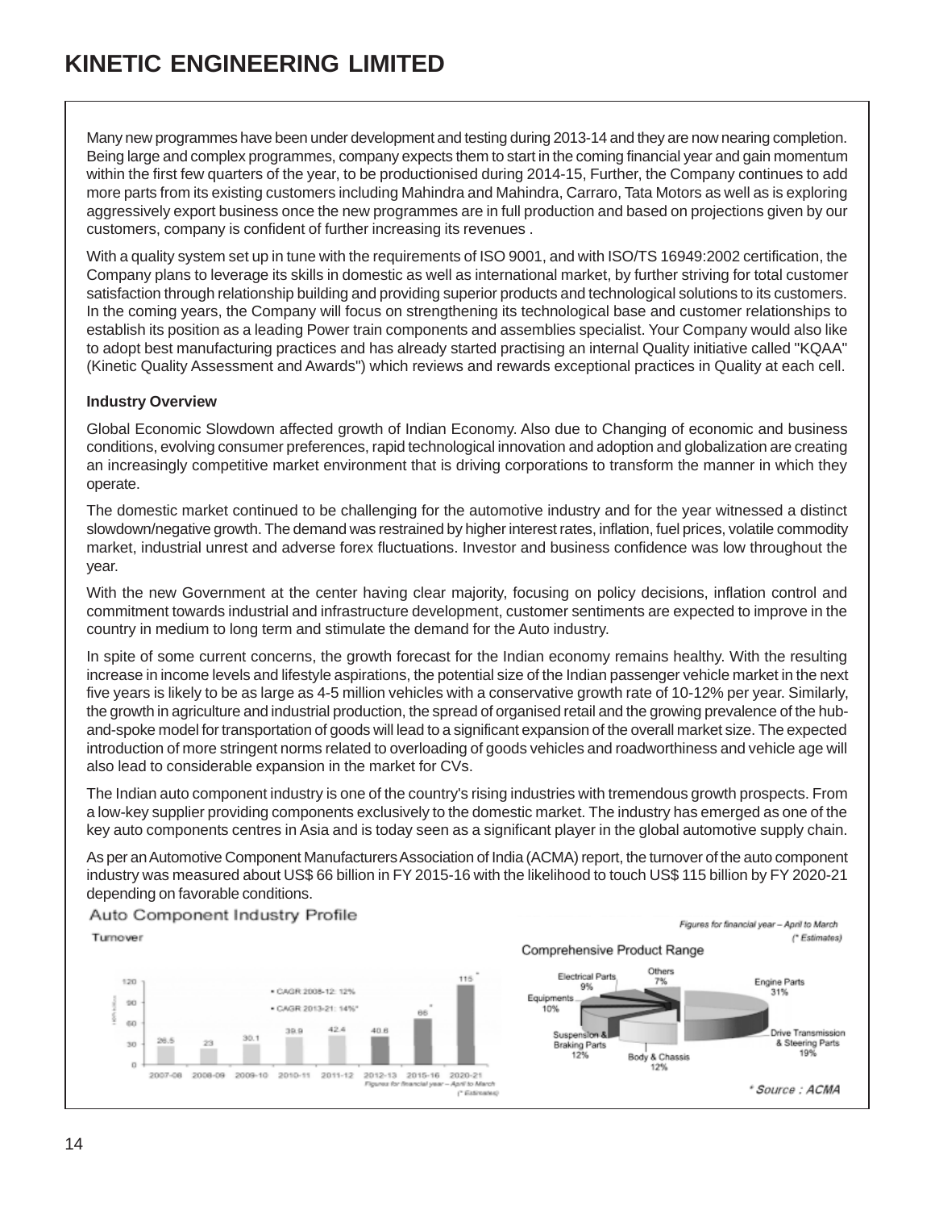Many new programmes have been under development and testing during 2013-14 and they are now nearing completion. Being large and complex programmes, company expects them to start in the coming financial year and gain momentum within the first few quarters of the year, to be productionised during 2014-15, Further, the Company continues to add more parts from its existing customers including Mahindra and Mahindra, Carraro, Tata Motors as well as is exploring aggressively export business once the new programmes are in full production and based on projections given by our customers, company is confident of further increasing its revenues .

With a quality system set up in tune with the requirements of ISO 9001, and with ISO/TS 16949:2002 certification, the Company plans to leverage its skills in domestic as well as international market, by further striving for total customer satisfaction through relationship building and providing superior products and technological solutions to its customers. In the coming years, the Company will focus on strengthening its technological base and customer relationships to establish its position as a leading Power train components and assemblies specialist. Your Company would also like to adopt best manufacturing practices and has already started practising an internal Quality initiative called "KQAA" (Kinetic Quality Assessment and Awards") which reviews and rewards exceptional practices in Quality at each cell.

**Industry Overview**

Global Economic Slowdown affected growth of Indian Economy. Also due to Changing of economic and business conditions, evolving consumer preferences, rapid technological innovation and adoption and globalization are creating an increasingly competitive market environment that is driving corporations to transform the manner in which they operate.

The domestic market continued to be challenging for the automotive industry and for the year witnessed a distinct slowdown/negative growth. The demand was restrained by higher interest rates, inflation, fuel prices, volatile commodity market, industrial unrest and adverse forex fluctuations. Investor and business confidence was low throughout the year.

With the new Government at the center having clear majority, focusing on policy decisions, inflation control and commitment towards industrial and infrastructure development, customer sentiments are expected to improve in the country in medium to long term and stimulate the demand for the Auto industry.

In spite of some current concerns, the growth forecast for the Indian economy remains healthy. With the resulting increase in income levels and lifestyle aspirations, the potential size of the Indian passenger vehicle market in the next five years is likely to be as large as 4-5 million vehicles with a conservative growth rate of 10-12% per year. Similarly, the growth in agriculture and industrial production, the spread of organised retail and the growing prevalence of the hub-and-spoke model for transportation of goods will lead to a significant expansion of the overall market size. The expected introduction of more stringent norms related to overloading of goods vehicles and roadworthiness and vehicle age will also lead to considerable expansion in the market for CVs.

The Indian auto component industry is one of the country's rising industries with tremendous growth prospects. From a low-key supplier providing components exclusively to the domestic market. The industry has emerged as one of the key auto components centres in Asia and is today seen as a significant player in the global automotive supply chain.

As per an Automotive Component Manufacturers Association of India (ACMA) report, the turnover of the auto component industry was measured about US$ 66 billion in FY 2015-16 with the likelihood to touch US$ 115 billion by FY 2020-21 depending on favorable conditions.

Auto Component Industry Profile

Figures for financial year – April to March
(* Estimates)

Turnover

- CAGR 2008-12: 12%
- CAGR 2013-21: 14%*

| Year | 2007-08 | 2008-09 | 2009-10 | 2010-11 | 2011-12 | 2012-13 | 2015-16 | 2020-21 |
|---|---|---|---|---|---|---|---|---|
| Turnover | 26.5 | 23 | 30.1 | 39.9 | 42.4 | 40.6 | 66* | 115* |

Figures for financial year – April to March
(* Estimates)

Comprehensive Product Range

| Product | Share |
|---|---|
| Engine Parts | 31% |
| Drive Transmission & Steering Parts | 19% |
| Body & Chassis | 12% |
| Suspension & Braking Parts | 12% |
| Equipments | 10% |
| Electrical Parts | 9% |
| Others | 7% |

* Source : ACMA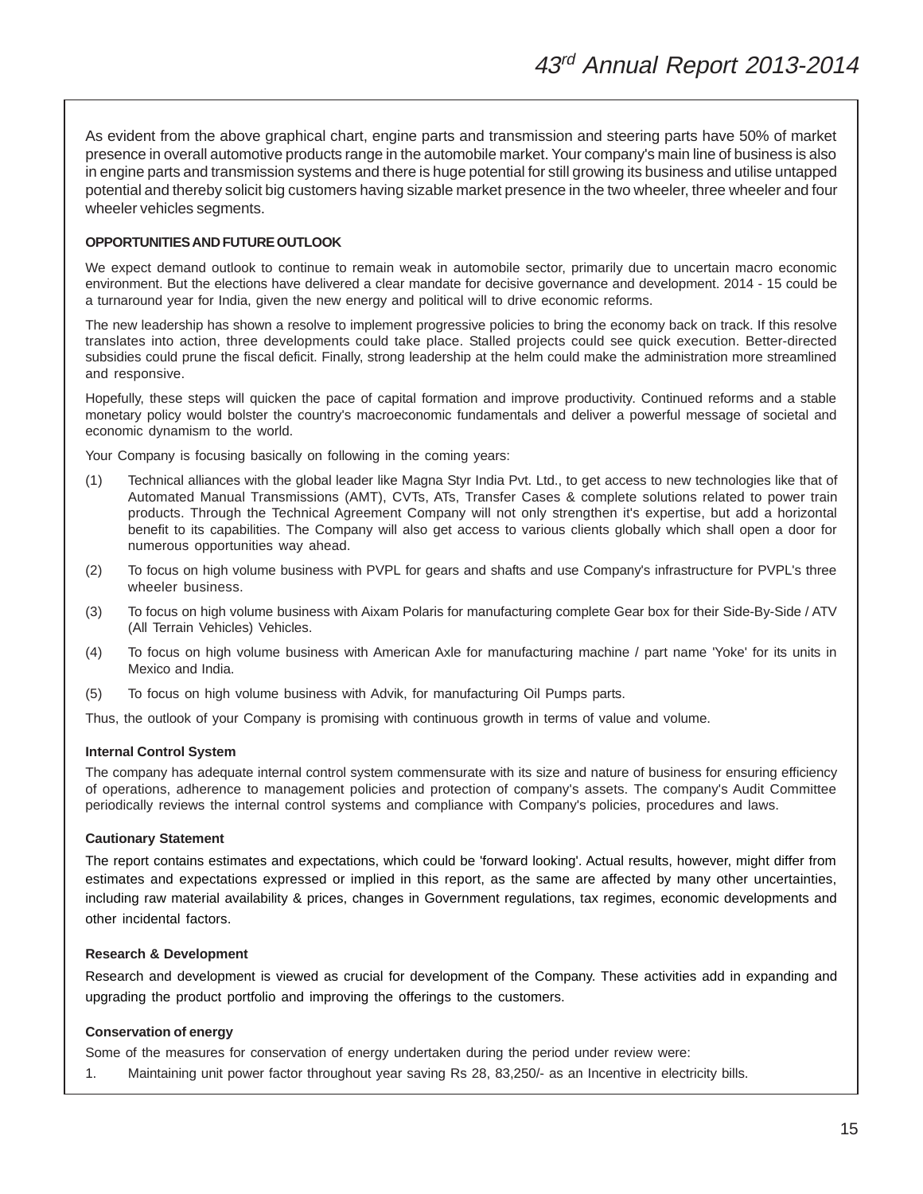As evident from the above graphical chart, engine parts and transmission and steering parts have 50% of market presence in overall automotive products range in the automobile market. Your company's main line of business is also in engine parts and transmission systems and there is huge potential for still growing its business and utilise untapped potential and thereby solicit big customers having sizable market presence in the two wheeler, three wheeler and four wheeler vehicles segments.

**OPPORTUNITIES AND FUTURE OUTLOOK**

We expect demand outlook to continue to remain weak in automobile sector, primarily due to uncertain macro economic environment. But the elections have delivered a clear mandate for decisive governance and development. 2014 - 15 could be a turnaround year for India, given the new energy and political will to drive economic reforms.

The new leadership has shown a resolve to implement progressive policies to bring the economy back on track. If this resolve translates into action, three developments could take place. Stalled projects could see quick execution. Better-directed subsidies could prune the fiscal deficit. Finally, strong leadership at the helm could make the administration more streamlined and responsive.

Hopefully, these steps will quicken the pace of capital formation and improve productivity. Continued reforms and a stable monetary policy would bolster the country's macroeconomic fundamentals and deliver a powerful message of societal and economic dynamism to the world.

Your Company is focusing basically on following in the coming years:

(1) Technical alliances with the global leader like Magna Styr India Pvt. Ltd., to get access to new technologies like that of Automated Manual Transmissions (AMT), CVTs, ATs, Transfer Cases & complete solutions related to power train products. Through the Technical Agreement Company will not only strengthen it's expertise, but add a horizontal benefit to its capabilities. The Company will also get access to various clients globally which shall open a door for numerous opportunities way ahead.

(2) To focus on high volume business with PVPL for gears and shafts and use Company's infrastructure for PVPL's three wheeler business.

(3) To focus on high volume business with Aixam Polaris for manufacturing complete Gear box for their Side-By-Side / ATV (All Terrain Vehicles) Vehicles.

(4) To focus on high volume business with American Axle for manufacturing machine / part name 'Yoke' for its units in Mexico and India.

(5) To focus on high volume business with Advik, for manufacturing Oil Pumps parts.

Thus, the outlook of your Company is promising with continuous growth in terms of value and volume.

**Internal Control System**

The company has adequate internal control system commensurate with its size and nature of business for ensuring efficiency of operations, adherence to management policies and protection of company's assets. The company's Audit Committee periodically reviews the internal control systems and compliance with Company's policies, procedures and laws.

**Cautionary Statement**

The report contains estimates and expectations, which could be 'forward looking'. Actual results, however, might differ from estimates and expectations expressed or implied in this report, as the same are affected by many other uncertainties, including raw material availability & prices, changes in Government regulations, tax regimes, economic developments and other incidental factors.

**Research & Development**

Research and development is viewed as crucial for development of the Company. These activities add in expanding and upgrading the product portfolio and improving the offerings to the customers.

**Conservation of energy**

Some of the measures for conservation of energy undertaken during the period under review were:

1. Maintaining unit power factor throughout year saving Rs 28, 83,250/- as an Incentive in electricity bills.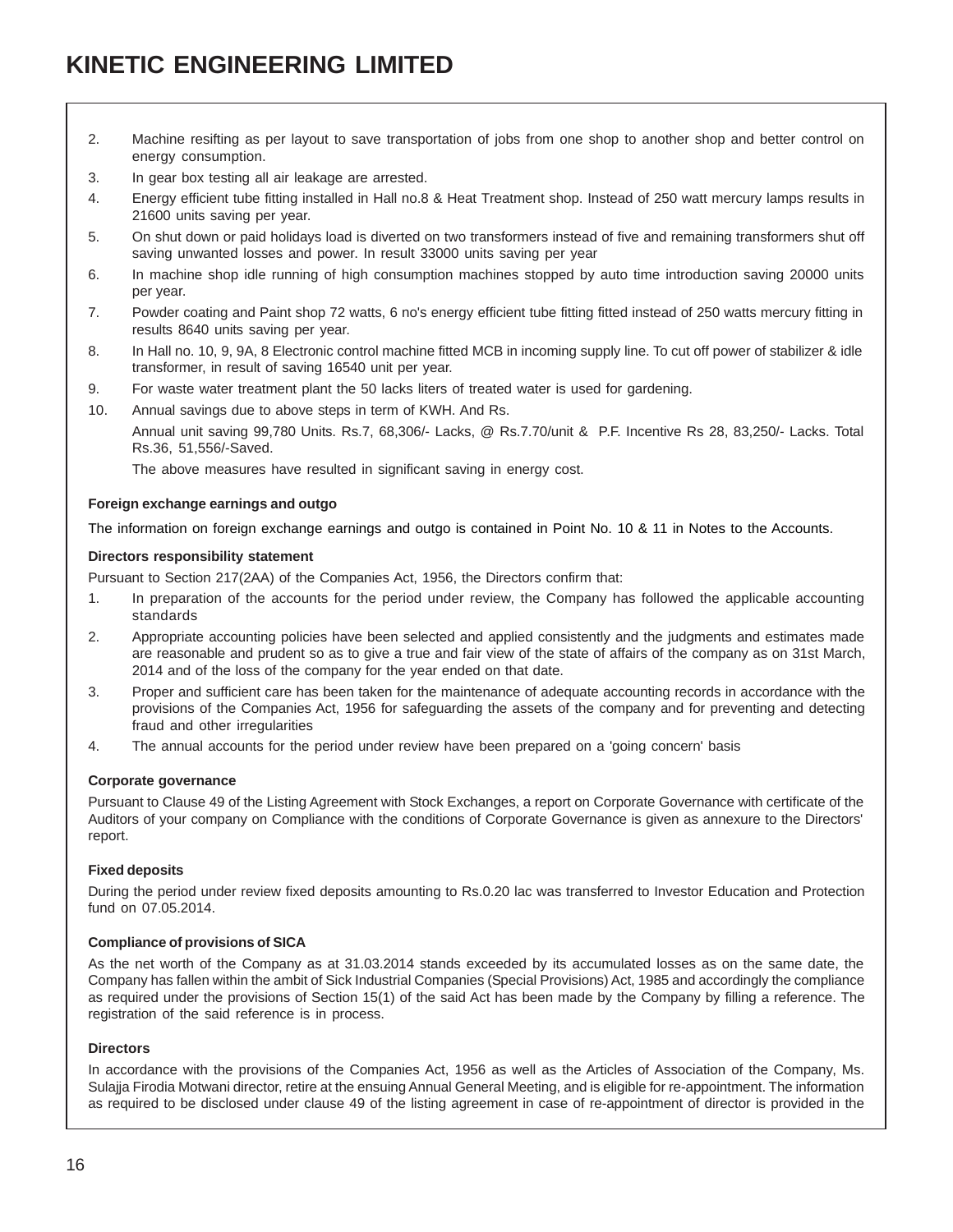2. Machine resifting as per layout to save transportation of jobs from one shop to another shop and better control on energy consumption.
3. In gear box testing all air leakage are arrested.
4. Energy efficient tube fitting installed in Hall no.8 & Heat Treatment shop. Instead of 250 watt mercury lamps results in 21600 units saving per year.
5. On shut down or paid holidays load is diverted on two transformers instead of five and remaining transformers shut off saving unwanted losses and power. In result 33000 units saving per year
6. In machine shop idle running of high consumption machines stopped by auto time introduction saving 20000 units per year.
7. Powder coating and Paint shop 72 watts, 6 no's energy efficient tube fitting fitted instead of 250 watts mercury fitting in results 8640 units saving per year.
8. In Hall no. 10, 9, 9A, 8 Electronic control machine fitted MCB in incoming supply line. To cut off power of stabilizer & idle transformer, in result of saving 16540 unit per year.
9. For waste water treatment plant the 50 lacks liters of treated water is used for gardening.
10. Annual savings due to above steps in term of KWH. And Rs.

    Annual unit saving 99,780 Units. Rs.7, 68,306/- Lacks, @ Rs.7.70/unit & P.F. Incentive Rs 28, 83,250/- Lacks. Total Rs.36, 51,556/-Saved.

    The above measures have resulted in significant saving in energy cost.

**Foreign exchange earnings and outgo**

The information on foreign exchange earnings and outgo is contained in Point No. 10 & 11 in Notes to the Accounts.

**Directors responsibility statement**

Pursuant to Section 217(2AA) of the Companies Act, 1956, the Directors confirm that:

1. In preparation of the accounts for the period under review, the Company has followed the applicable accounting standards
2. Appropriate accounting policies have been selected and applied consistently and the judgments and estimates made are reasonable and prudent so as to give a true and fair view of the state of affairs of the company as on 31st March, 2014 and of the loss of the company for the year ended on that date.
3. Proper and sufficient care has been taken for the maintenance of adequate accounting records in accordance with the provisions of the Companies Act, 1956 for safeguarding the assets of the company and for preventing and detecting fraud and other irregularities
4. The annual accounts for the period under review have been prepared on a 'going concern' basis

**Corporate governance**

Pursuant to Clause 49 of the Listing Agreement with Stock Exchanges, a report on Corporate Governance with certificate of the Auditors of your company on Compliance with the conditions of Corporate Governance is given as annexure to the Directors' report.

**Fixed deposits**

During the period under review fixed deposits amounting to Rs.0.20 lac was transferred to Investor Education and Protection fund on 07.05.2014.

**Compliance of provisions of SICA**

As the net worth of the Company as at 31.03.2014 stands exceeded by its accumulated losses as on the same date, the Company has fallen within the ambit of Sick Industrial Companies (Special Provisions) Act, 1985 and accordingly the compliance as required under the provisions of Section 15(1) of the said Act has been made by the Company by filling a reference. The registration of the said reference is in process.

**Directors**

In accordance with the provisions of the Companies Act, 1956 as well as the Articles of Association of the Company, Ms. Sulajja Firodia Motwani director, retire at the ensuing Annual General Meeting, and is eligible for re-appointment. The information as required to be disclosed under clause 49 of the listing agreement in case of re-appointment of director is provided in the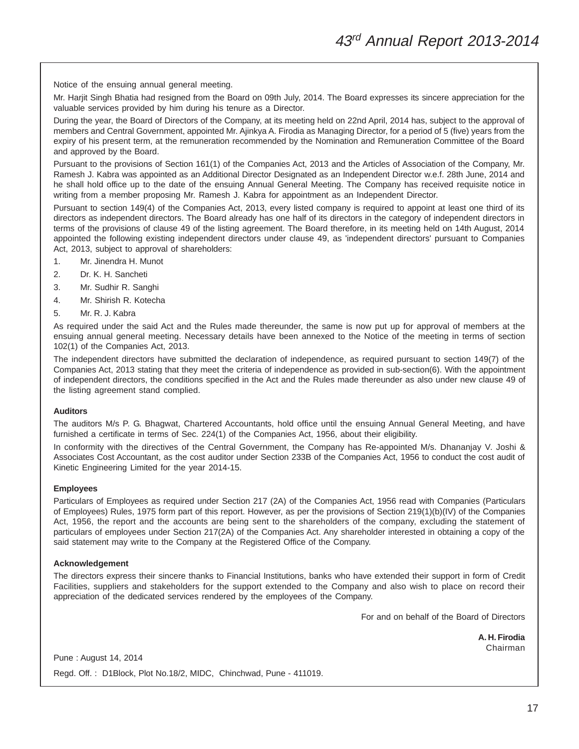Notice of the ensuing annual general meeting.

Mr. Harjit Singh Bhatia had resigned from the Board on 09th July, 2014. The Board expresses its sincere appreciation for the valuable services provided by him during his tenure as a Director.

During the year, the Board of Directors of the Company, at its meeting held on 22nd April, 2014 has, subject to the approval of members and Central Government, appointed Mr. Ajinkya A. Firodia as Managing Director, for a period of 5 (five) years from the expiry of his present term, at the remuneration recommended by the Nomination and Remuneration Committee of the Board and approved by the Board.

Pursuant to the provisions of Section 161(1) of the Companies Act, 2013 and the Articles of Association of the Company, Mr. Ramesh J. Kabra was appointed as an Additional Director Designated as an Independent Director w.e.f. 28th June, 2014 and he shall hold office up to the date of the ensuing Annual General Meeting. The Company has received requisite notice in writing from a member proposing Mr. Ramesh J. Kabra for appointment as an Independent Director.

Pursuant to section 149(4) of the Companies Act, 2013, every listed company is required to appoint at least one third of its directors as independent directors. The Board already has one half of its directors in the category of independent directors in terms of the provisions of clause 49 of the listing agreement. The Board therefore, in its meeting held on 14th August, 2014 appointed the following existing independent directors under clause 49, as 'independent directors' pursuant to Companies Act, 2013, subject to approval of shareholders:

1. Mr. Jinendra H. Munot
2. Dr. K. H. Sancheti
3. Mr. Sudhir R. Sanghi
4. Mr. Shirish R. Kotecha
5. Mr. R. J. Kabra

As required under the said Act and the Rules made thereunder, the same is now put up for approval of members at the ensuing annual general meeting. Necessary details have been annexed to the Notice of the meeting in terms of section 102(1) of the Companies Act, 2013.

The independent directors have submitted the declaration of independence, as required pursuant to section 149(7) of the Companies Act, 2013 stating that they meet the criteria of independence as provided in sub-section(6). With the appointment of independent directors, the conditions specified in the Act and the Rules made thereunder as also under new clause 49 of the listing agreement stand complied.

**Auditors**

The auditors M/s P. G. Bhagwat, Chartered Accountants, hold office until the ensuing Annual General Meeting, and have furnished a certificate in terms of Sec. 224(1) of the Companies Act, 1956, about their eligibility.

In conformity with the directives of the Central Government, the Company has Re-appointed M/s. Dhananjay V. Joshi & Associates Cost Accountant, as the cost auditor under Section 233B of the Companies Act, 1956 to conduct the cost audit of Kinetic Engineering Limited for the year 2014-15.

**Employees**

Particulars of Employees as required under Section 217 (2A) of the Companies Act, 1956 read with Companies (Particulars of Employees) Rules, 1975 form part of this report. However, as per the provisions of Section 219(1)(b)(IV) of the Companies Act, 1956, the report and the accounts are being sent to the shareholders of the company, excluding the statement of particulars of employees under Section 217(2A) of the Companies Act. Any shareholder interested in obtaining a copy of the said statement may write to the Company at the Registered Office of the Company.

**Acknowledgement**

The directors express their sincere thanks to Financial Institutions, banks who have extended their support in form of Credit Facilities, suppliers and stakeholders for the support extended to the Company and also wish to place on record their appreciation of the dedicated services rendered by the employees of the Company.

For and on behalf of the Board of Directors

**A. H. Firodia**
Chairman

Pune : August 14, 2014

Regd. Off. : D1Block, Plot No.18/2, MIDC, Chinchwad, Pune - 411019.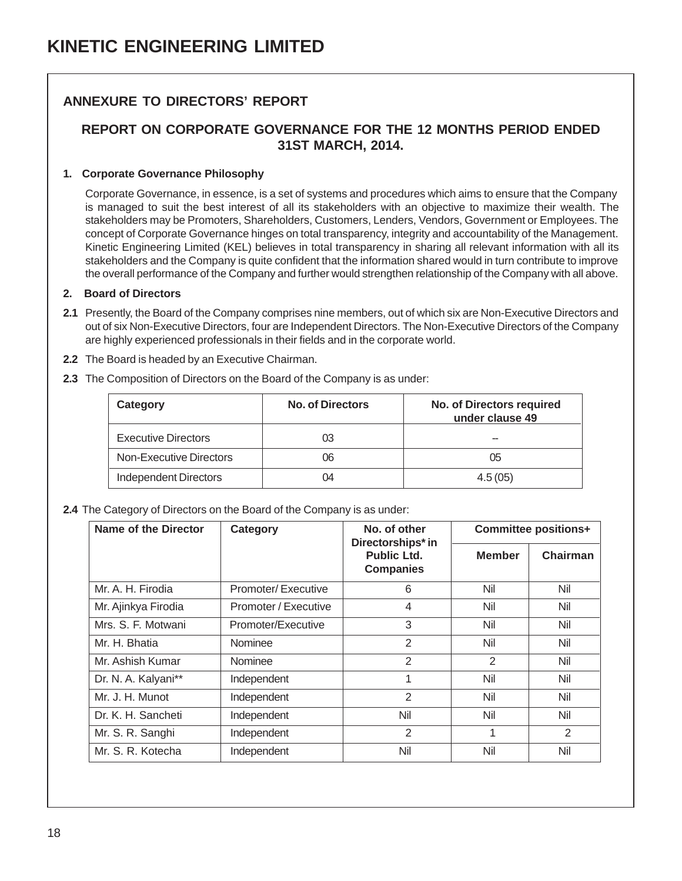# KINETIC ENGINEERING LIMITED

## ANNEXURE TO DIRECTORS' REPORT

### REPORT ON CORPORATE GOVERNANCE FOR THE 12 MONTHS PERIOD ENDED 31ST MARCH, 2014.

**1. Corporate Governance Philosophy**

Corporate Governance, in essence, is a set of systems and procedures which aims to ensure that the Company is managed to suit the best interest of all its stakeholders with an objective to maximize their wealth. The stakeholders may be Promoters, Shareholders, Customers, Lenders, Vendors, Government or Employees. The concept of Corporate Governance hinges on total transparency, integrity and accountability of the Management. Kinetic Engineering Limited (KEL) believes in total transparency in sharing all relevant information with all its stakeholders and the Company is quite confident that the information shared would in turn contribute to improve the overall performance of the Company and further would strengthen relationship of the Company with all above.

**2. Board of Directors**

**2.1** Presently, the Board of the Company comprises nine members, out of which six are Non-Executive Directors and out of six Non-Executive Directors, four are Independent Directors. The Non-Executive Directors of the Company are highly experienced professionals in their fields and in the corporate world.

**2.2** The Board is headed by an Executive Chairman.

**2.3** The Composition of Directors on the Board of the Company is as under:

| Category | No. of Directors | No. of Directors required under clause 49 |
|---|---|---|
| Executive Directors | 03 | -- |
| Non-Executive Directors | 06 | 05 |
| Independent Directors | 04 | 4.5 (05) |

**2.4** The Category of Directors on the Board of the Company is as under:

| Name of the Director | Category | No. of other Directorships* in Public Ltd. Companies | Committee positions+ | |
|---|---|---|---|---|
| | | | Member | Chairman |
| Mr. A. H. Firodia | Promoter/ Executive | 6 | Nil | Nil |
| Mr. Ajinkya Firodia | Promoter / Executive | 4 | Nil | Nil |
| Mrs. S. F. Motwani | Promoter/Executive | 3 | Nil | Nil |
| Mr. H. Bhatia | Nominee | 2 | Nil | Nil |
| Mr. Ashish Kumar | Nominee | 2 | 2 | Nil |
| Dr. N. A. Kalyani** | Independent | 1 | Nil | Nil |
| Mr. J. H. Munot | Independent | 2 | Nil | Nil |
| Dr. K. H. Sancheti | Independent | Nil | Nil | Nil |
| Mr. S. R. Sanghi | Independent | 2 | 1 | 2 |
| Mr. S. R. Kotecha | Independent | Nil | Nil | Nil |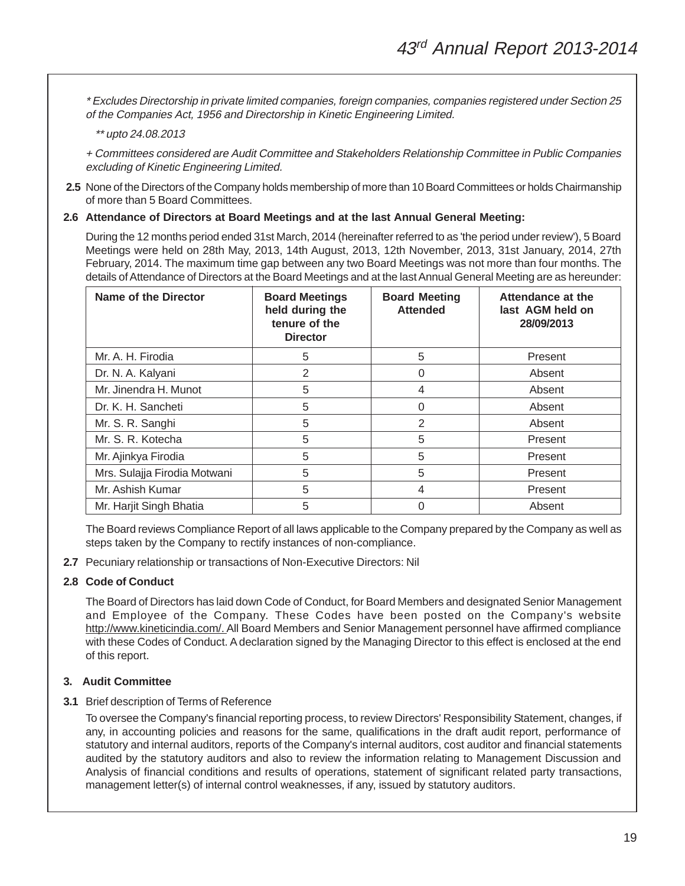*\* Excludes Directorship in private limited companies, foreign companies, companies registered under Section 25 of the Companies Act, 1956 and Directorship in Kinetic Engineering Limited.*

*\*\* upto 24.08.2013*

*+ Committees considered are Audit Committee and Stakeholders Relationship Committee in Public Companies excluding of Kinetic Engineering Limited.*

**2.5** None of the Directors of the Company holds membership of more than 10 Board Committees or holds Chairmanship of more than 5 Board Committees.

**2.6 Attendance of Directors at Board Meetings and at the last Annual General Meeting:**

During the 12 months period ended 31st March, 2014 (hereinafter referred to as 'the period under review'), 5 Board Meetings were held on 28th May, 2013, 14th August, 2013, 12th November, 2013, 31st January, 2014, 27th February, 2014. The maximum time gap between any two Board Meetings was not more than four months. The details of Attendance of Directors at the Board Meetings and at the last Annual General Meeting are as hereunder:

| Name of the Director | Board Meetings held during the tenure of the Director | Board Meeting Attended | Attendance at the last AGM held on 28/09/2013 |
|---|---|---|---|
| Mr. A. H. Firodia | 5 | 5 | Present |
| Dr. N. A. Kalyani | 2 | 0 | Absent |
| Mr. Jinendra H. Munot | 5 | 4 | Absent |
| Dr. K. H. Sancheti | 5 | 0 | Absent |
| Mr. S. R. Sanghi | 5 | 2 | Absent |
| Mr. S. R. Kotecha | 5 | 5 | Present |
| Mr. Ajinkya Firodia | 5 | 5 | Present |
| Mrs. Sulajja Firodia Motwani | 5 | 5 | Present |
| Mr. Ashish Kumar | 5 | 4 | Present |
| Mr. Harjit Singh Bhatia | 5 | 0 | Absent |

The Board reviews Compliance Report of all laws applicable to the Company prepared by the Company as well as steps taken by the Company to rectify instances of non-compliance.

**2.7** Pecuniary relationship or transactions of Non-Executive Directors: Nil

**2.8 Code of Conduct**

The Board of Directors has laid down Code of Conduct, for Board Members and designated Senior Management and Employee of the Company. These Codes have been posted on the Company's website http://www.kineticindia.com/. All Board Members and Senior Management personnel have affirmed compliance with these Codes of Conduct. A declaration signed by the Managing Director to this effect is enclosed at the end of this report.

## 3. Audit Committee

**3.1** Brief description of Terms of Reference

To oversee the Company's financial reporting process, to review Directors' Responsibility Statement, changes, if any, in accounting policies and reasons for the same, qualifications in the draft audit report, performance of statutory and internal auditors, reports of the Company's internal auditors, cost auditor and financial statements audited by the statutory auditors and also to review the information relating to Management Discussion and Analysis of financial conditions and results of operations, statement of significant related party transactions, management letter(s) of internal control weaknesses, if any, issued by statutory auditors.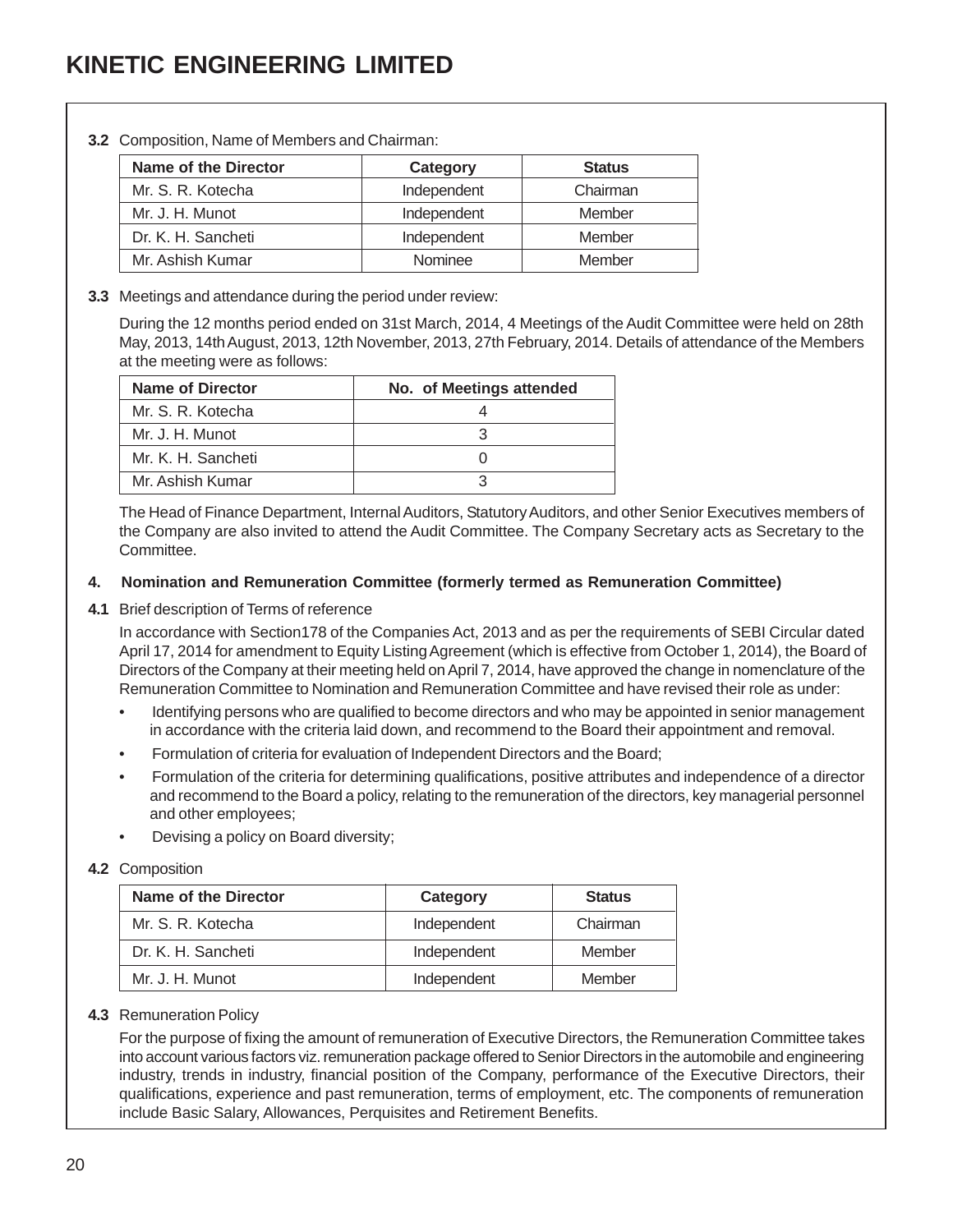**3.2** Composition, Name of Members and Chairman:

| Name of the Director | Category | Status |
|---|---|---|
| Mr. S. R. Kotecha | Independent | Chairman |
| Mr. J. H. Munot | Independent | Member |
| Dr. K. H. Sancheti | Independent | Member |
| Mr. Ashish Kumar | Nominee | Member |

**3.3** Meetings and attendance during the period under review:

During the 12 months period ended on 31st March, 2014, 4 Meetings of the Audit Committee were held on 28th May, 2013, 14th August, 2013, 12th November, 2013, 27th February, 2014. Details of attendance of the Members at the meeting were as follows:

| Name of Director | No. of Meetings attended |
|---|---|
| Mr. S. R. Kotecha | 4 |
| Mr. J. H. Munot | 3 |
| Mr. K. H. Sancheti | 0 |
| Mr. Ashish Kumar | 3 |

The Head of Finance Department, Internal Auditors, Statutory Auditors, and other Senior Executives members of the Company are also invited to attend the Audit Committee. The Company Secretary acts as Secretary to the Committee.

**4. Nomination and Remuneration Committee (formerly termed as Remuneration Committee)**

**4.1** Brief description of Terms of reference

In accordance with Section178 of the Companies Act, 2013 and as per the requirements of SEBI Circular dated April 17, 2014 for amendment to Equity Listing Agreement (which is effective from October 1, 2014), the Board of Directors of the Company at their meeting held on April 7, 2014, have approved the change in nomenclature of the Remuneration Committee to Nomination and Remuneration Committee and have revised their role as under:

- Identifying persons who are qualified to become directors and who may be appointed in senior management in accordance with the criteria laid down, and recommend to the Board their appointment and removal.
- Formulation of criteria for evaluation of Independent Directors and the Board;
- Formulation of the criteria for determining qualifications, positive attributes and independence of a director and recommend to the Board a policy, relating to the remuneration of the directors, key managerial personnel and other employees;
- Devising a policy on Board diversity;

**4.2** Composition

| Name of the Director | Category | Status |
|---|---|---|
| Mr. S. R. Kotecha | Independent | Chairman |
| Dr. K. H. Sancheti | Independent | Member |
| Mr. J. H. Munot | Independent | Member |

**4.3** Remuneration Policy

For the purpose of fixing the amount of remuneration of Executive Directors, the Remuneration Committee takes into account various factors viz. remuneration package offered to Senior Directors in the automobile and engineering industry, trends in industry, financial position of the Company, performance of the Executive Directors, their qualifications, experience and past remuneration, terms of employment, etc. The components of remuneration include Basic Salary, Allowances, Perquisites and Retirement Benefits.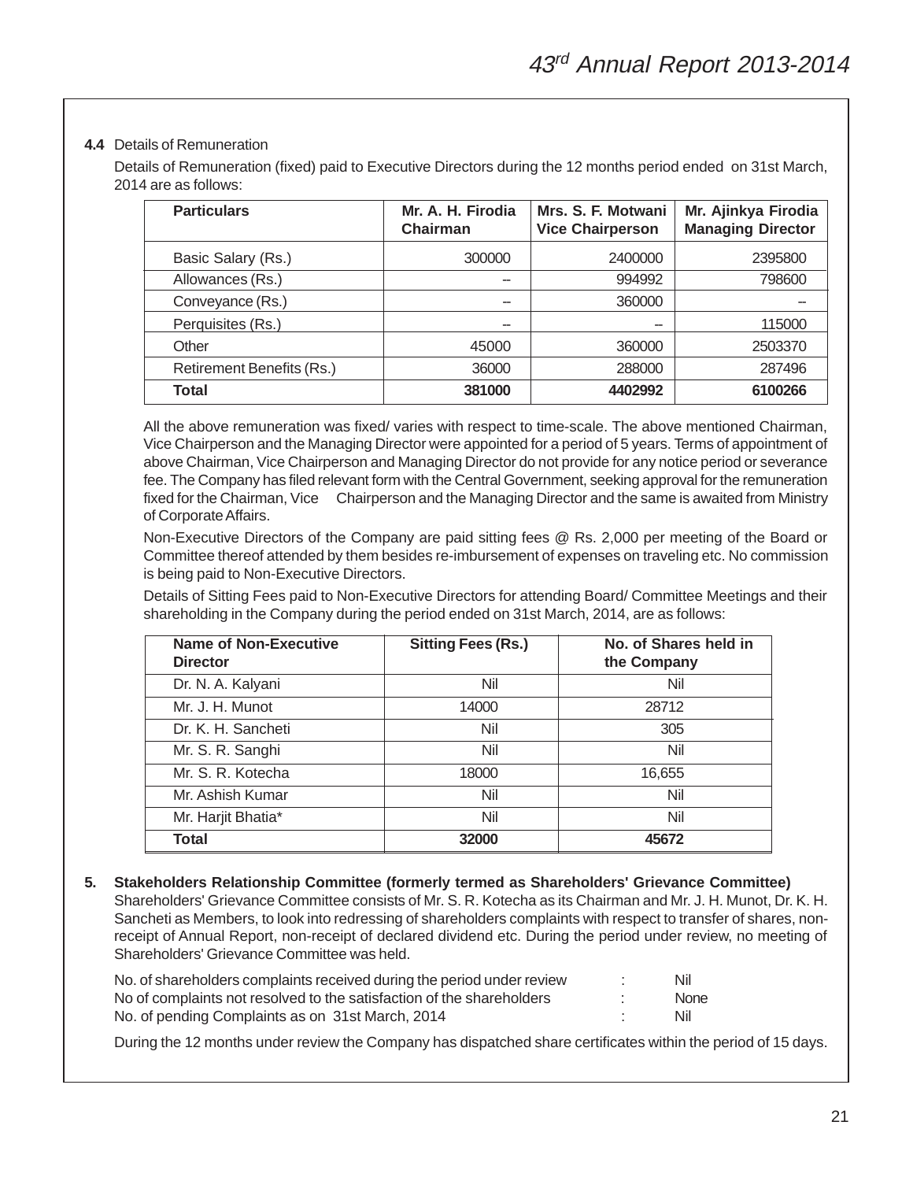**4.4** Details of Remuneration

Details of Remuneration (fixed) paid to Executive Directors during the 12 months period ended on 31st March, 2014 are as follows:

| Particulars | Mr. A. H. Firodia Chairman | Mrs. S. F. Motwani Vice Chairperson | Mr. Ajinkya Firodia Managing Director |
|---|---|---|---|
| Basic Salary (Rs.) | 300000 | 2400000 | 2395800 |
| Allowances (Rs.) | -- | 994992 | 798600 |
| Conveyance (Rs.) | -- | 360000 | -- |
| Perquisites (Rs.) | -- | -- | 115000 |
| Other | 45000 | 360000 | 2503370 |
| Retirement Benefits (Rs.) | 36000 | 288000 | 287496 |
| **Total** | **381000** | **4402992** | **6100266** |

All the above remuneration was fixed/ varies with respect to time-scale. The above mentioned Chairman, Vice Chairperson and the Managing Director were appointed for a period of 5 years. Terms of appointment of above Chairman, Vice Chairperson and Managing Director do not provide for any notice period or severance fee. The Company has filed relevant form with the Central Government, seeking approval for the remuneration fixed for the Chairman, Vice Chairperson and the Managing Director and the same is awaited from Ministry of Corporate Affairs.

Non-Executive Directors of the Company are paid sitting fees @ Rs. 2,000 per meeting of the Board or Committee thereof attended by them besides re-imbursement of expenses on traveling etc. No commission is being paid to Non-Executive Directors.

Details of Sitting Fees paid to Non-Executive Directors for attending Board/ Committee Meetings and their shareholding in the Company during the period ended on 31st March, 2014, are as follows:

| Name of Non-Executive Director | Sitting Fees (Rs.) | No. of Shares held in the Company |
|---|---|---|
| Dr. N. A. Kalyani | Nil | Nil |
| Mr. J. H. Munot | 14000 | 28712 |
| Dr. K. H. Sancheti | Nil | 305 |
| Mr. S. R. Sanghi | Nil | Nil |
| Mr. S. R. Kotecha | 18000 | 16,655 |
| Mr. Ashish Kumar | Nil | Nil |
| Mr. Harjit Bhatia* | Nil | Nil |
| **Total** | **32000** | **45672** |

**5. Stakeholders Relationship Committee (formerly termed as Shareholders' Grievance Committee)**

Shareholders' Grievance Committee consists of Mr. S. R. Kotecha as its Chairman and Mr. J. H. Munot, Dr. K. H. Sancheti as Members, to look into redressing of shareholders complaints with respect to transfer of shares, non-receipt of Annual Report, non-receipt of declared dividend etc. During the period under review, no meeting of Shareholders' Grievance Committee was held.

No. of shareholders complaints received during the period under review : Nil
No of complaints not resolved to the satisfaction of the shareholders : None
No. of pending Complaints as on 31st March, 2014 : Nil

During the 12 months under review the Company has dispatched share certificates within the period of 15 days.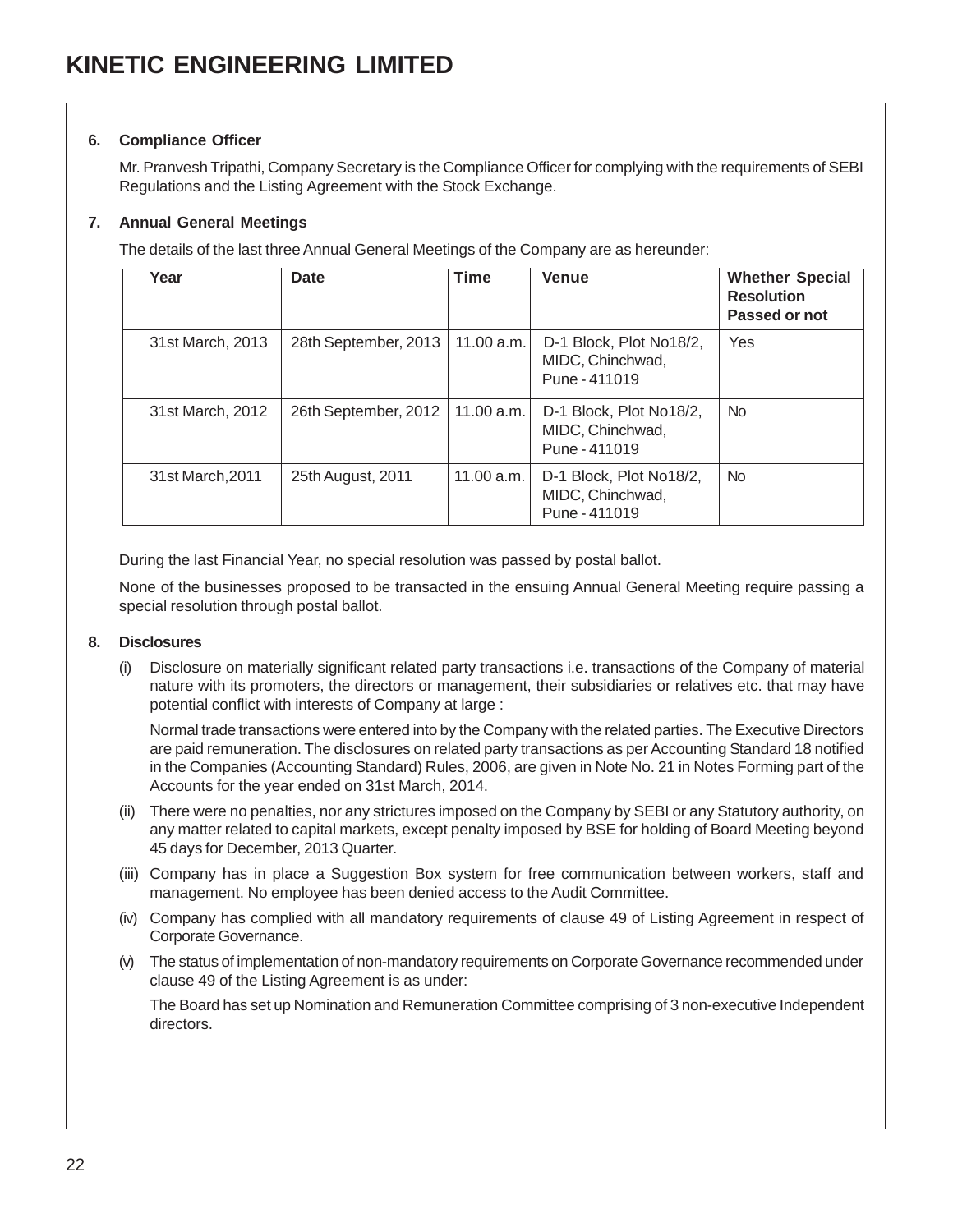### 6. Compliance Officer

Mr. Pranvesh Tripathi, Company Secretary is the Compliance Officer for complying with the requirements of SEBI Regulations and the Listing Agreement with the Stock Exchange.

### 7. Annual General Meetings

The details of the last three Annual General Meetings of the Company are as hereunder:

| Year | Date | Time | Venue | Whether Special Resolution Passed or not |
|---|---|---|---|---|
| 31st March, 2013 | 28th September, 2013 | 11.00 a.m. | D-1 Block, Plot No18/2, MIDC, Chinchwad, Pune - 411019 | Yes |
| 31st March, 2012 | 26th September, 2012 | 11.00 a.m. | D-1 Block, Plot No18/2, MIDC, Chinchwad, Pune - 411019 | No |
| 31st March,2011 | 25th August, 2011 | 11.00 a.m. | D-1 Block, Plot No18/2, MIDC, Chinchwad, Pune - 411019 | No |

During the last Financial Year, no special resolution was passed by postal ballot.

None of the businesses proposed to be transacted in the ensuing Annual General Meeting require passing a special resolution through postal ballot.

### 8. Disclosures

(i) Disclosure on materially significant related party transactions i.e. transactions of the Company of material nature with its promoters, the directors or management, their subsidiaries or relatives etc. that may have potential conflict with interests of Company at large :

Normal trade transactions were entered into by the Company with the related parties. The Executive Directors are paid remuneration. The disclosures on related party transactions as per Accounting Standard 18 notified in the Companies (Accounting Standard) Rules, 2006, are given in Note No. 21 in Notes Forming part of the Accounts for the year ended on 31st March, 2014.

(ii) There were no penalties, nor any strictures imposed on the Company by SEBI or any Statutory authority, on any matter related to capital markets, except penalty imposed by BSE for holding of Board Meeting beyond 45 days for December, 2013 Quarter.

(iii) Company has in place a Suggestion Box system for free communication between workers, staff and management. No employee has been denied access to the Audit Committee.

(iv) Company has complied with all mandatory requirements of clause 49 of Listing Agreement in respect of Corporate Governance.

(v) The status of implementation of non-mandatory requirements on Corporate Governance recommended under clause 49 of the Listing Agreement is as under:

The Board has set up Nomination and Remuneration Committee comprising of 3 non-executive Independent directors.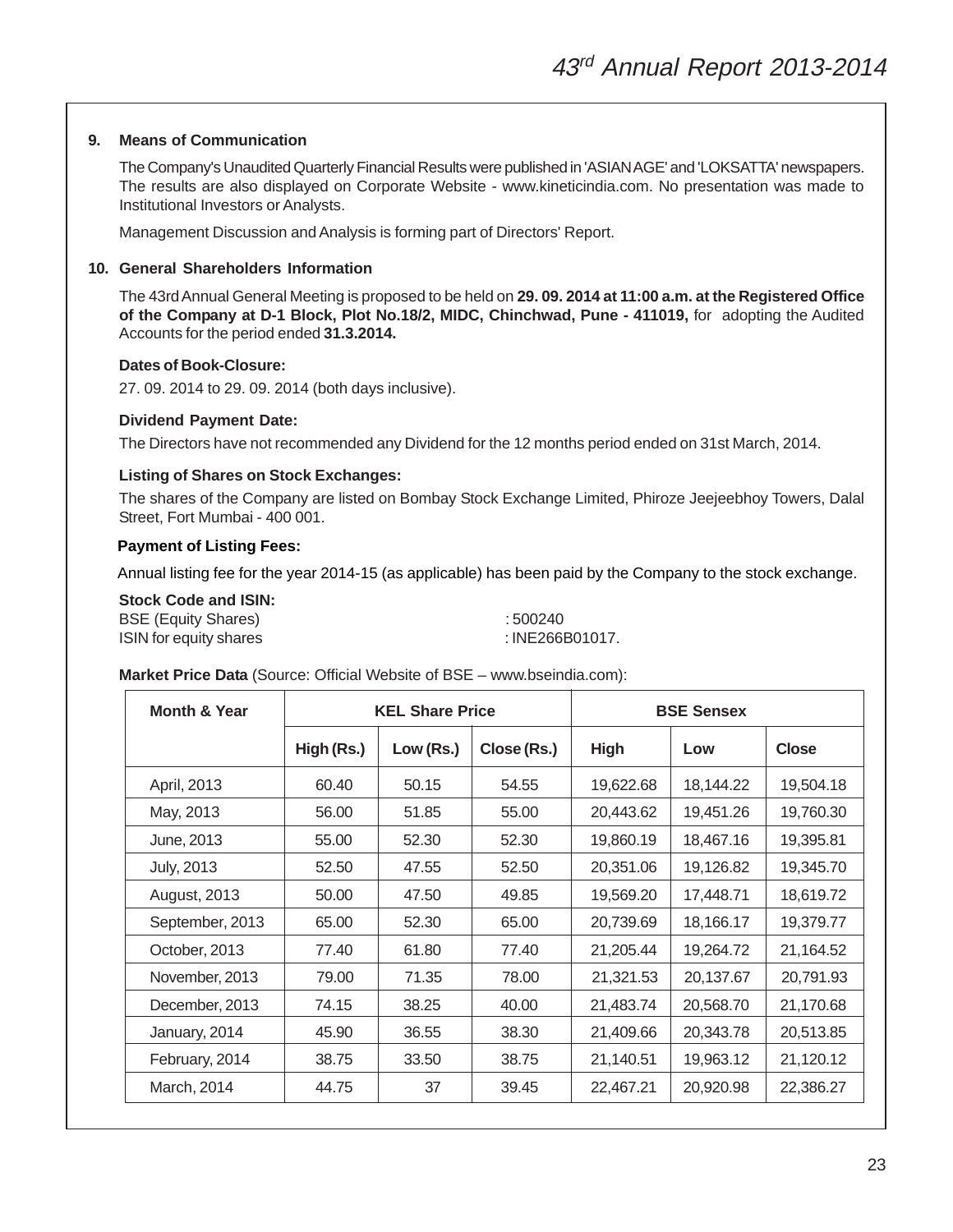## 9. Means of Communication

The Company's Unaudited Quarterly Financial Results were published in 'ASIAN AGE' and 'LOKSATTA' newspapers. The results are also displayed on Corporate Website - www.kineticindia.com. No presentation was made to Institutional Investors or Analysts.

Management Discussion and Analysis is forming part of Directors' Report.

## 10. General Shareholders Information

The 43rd Annual General Meeting is proposed to be held on **29. 09. 2014 at 11:00 a.m. at the Registered Office of the Company at D-1 Block, Plot No.18/2, MIDC, Chinchwad, Pune - 411019,** for adopting the Audited Accounts for the period ended **31.3.2014.**

**Dates of Book-Closure:**

27. 09. 2014 to 29. 09. 2014 (both days inclusive).

**Dividend Payment Date:**

The Directors have not recommended any Dividend for the 12 months period ended on 31st March, 2014.

**Listing of Shares on Stock Exchanges:**

The shares of the Company are listed on Bombay Stock Exchange Limited, Phiroze Jeejeebhoy Towers, Dalal Street, Fort Mumbai - 400 001.

**Payment of Listing Fees:**

Annual listing fee for the year 2014-15 (as applicable) has been paid by the Company to the stock exchange.

**Stock Code and ISIN:**

BSE (Equity Shares) : 500240
ISIN for equity shares : INE266B01017.

**Market Price Data** (Source: Official Website of BSE – www.bseindia.com):

| Month & Year | KEL Share Price | | | BSE Sensex | | |
|---|---|---|---|---|---|---|
| | High (Rs.) | Low (Rs.) | Close (Rs.) | High | Low | Close |
| April, 2013 | 60.40 | 50.15 | 54.55 | 19,622.68 | 18,144.22 | 19,504.18 |
| May, 2013 | 56.00 | 51.85 | 55.00 | 20,443.62 | 19,451.26 | 19,760.30 |
| June, 2013 | 55.00 | 52.30 | 52.30 | 19,860.19 | 18,467.16 | 19,395.81 |
| July, 2013 | 52.50 | 47.55 | 52.50 | 20,351.06 | 19,126.82 | 19,345.70 |
| August, 2013 | 50.00 | 47.50 | 49.85 | 19,569.20 | 17,448.71 | 18,619.72 |
| September, 2013 | 65.00 | 52.30 | 65.00 | 20,739.69 | 18,166.17 | 19,379.77 |
| October, 2013 | 77.40 | 61.80 | 77.40 | 21,205.44 | 19,264.72 | 21,164.52 |
| November, 2013 | 79.00 | 71.35 | 78.00 | 21,321.53 | 20,137.67 | 20,791.93 |
| December, 2013 | 74.15 | 38.25 | 40.00 | 21,483.74 | 20,568.70 | 21,170.68 |
| January, 2014 | 45.90 | 36.55 | 38.30 | 21,409.66 | 20,343.78 | 20,513.85 |
| February, 2014 | 38.75 | 33.50 | 38.75 | 21,140.51 | 19,963.12 | 21,120.12 |
| March, 2014 | 44.75 | 37 | 39.45 | 22,467.21 | 20,920.98 | 22,386.27 |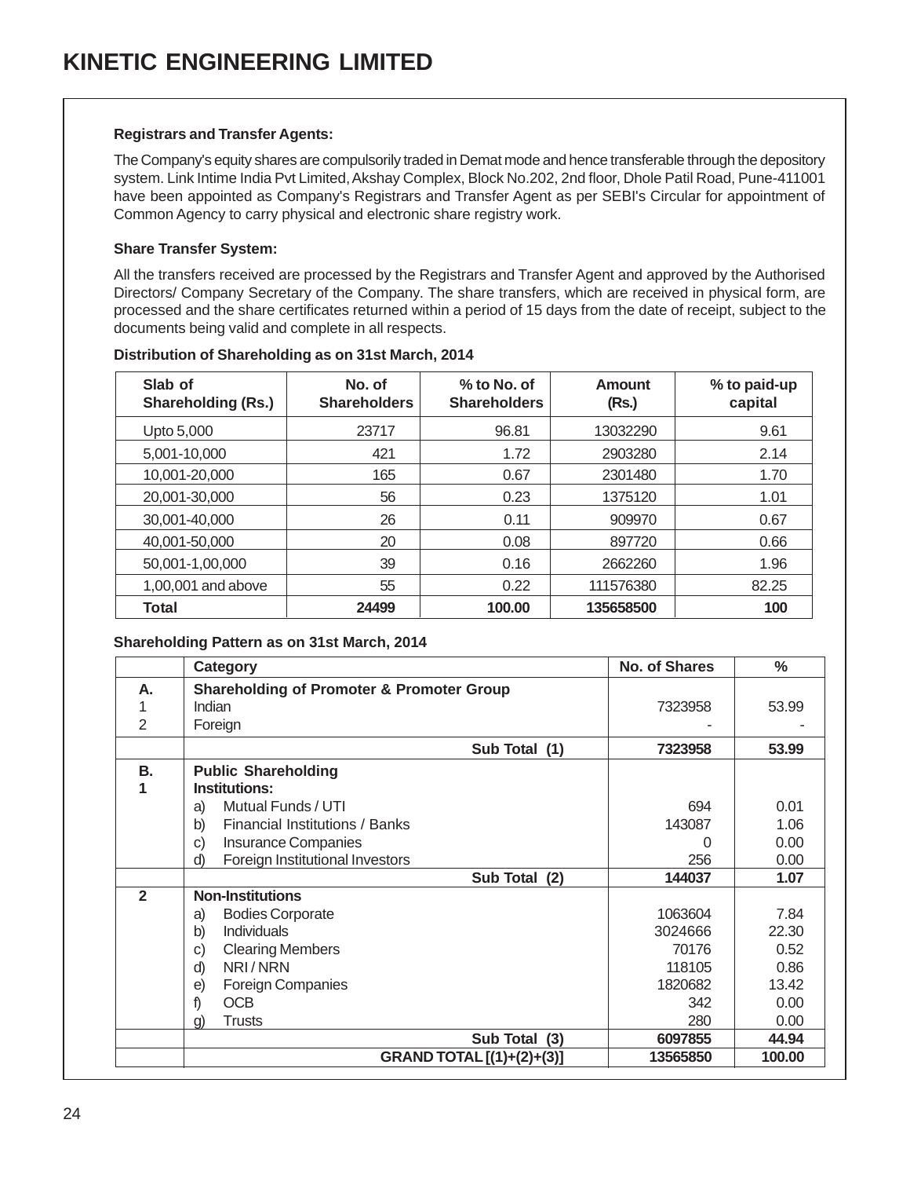**Registrars and Transfer Agents:**

The Company's equity shares are compulsorily traded in Demat mode and hence transferable through the depository system. Link Intime India Pvt Limited, Akshay Complex, Block No.202, 2nd floor, Dhole Patil Road, Pune-411001 have been appointed as Company's Registrars and Transfer Agent as per SEBI's Circular for appointment of Common Agency to carry physical and electronic share registry work.

**Share Transfer System:**

All the transfers received are processed by the Registrars and Transfer Agent and approved by the Authorised Directors/ Company Secretary of the Company. The share transfers, which are received in physical form, are processed and the share certificates returned within a period of 15 days from the date of receipt, subject to the documents being valid and complete in all respects.

**Distribution of Shareholding as on 31st March, 2014**

| Slab of Shareholding (Rs.) | No. of Shareholders | % to No. of Shareholders | Amount (Rs.) | % to paid-up capital |
|---|---|---|---|---|
| Upto 5,000 | 23717 | 96.81 | 13032290 | 9.61 |
| 5,001-10,000 | 421 | 1.72 | 2903280 | 2.14 |
| 10,001-20,000 | 165 | 0.67 | 2301480 | 1.70 |
| 20,001-30,000 | 56 | 0.23 | 1375120 | 1.01 |
| 30,001-40,000 | 26 | 0.11 | 909970 | 0.67 |
| 40,001-50,000 | 20 | 0.08 | 897720 | 0.66 |
| 50,001-1,00,000 | 39 | 0.16 | 2662260 | 1.96 |
| 1,00,001 and above | 55 | 0.22 | 111576380 | 82.25 |
| **Total** | **24499** | **100.00** | **135658500** | **100** |

**Shareholding Pattern as on 31st March, 2014**

| | Category | No. of Shares | % |
|---|---|---|---|
| **A.** | **Shareholding of Promoter & Promoter Group** | | |
| 1 | Indian | 7323958 | 53.99 |
| 2 | Foreign | - | - |
| | **Sub Total (1)** | **7323958** | **53.99** |
| **B.** | **Public Shareholding** | | |
| **1** | **Institutions:** | | |
| | a) Mutual Funds / UTI | 694 | 0.01 |
| | b) Financial Institutions / Banks | 143087 | 1.06 |
| | c) Insurance Companies | 0 | 0.00 |
| | d) Foreign Institutional Investors | 256 | 0.00 |
| | **Sub Total (2)** | **144037** | **1.07** |
| **2** | **Non-Institutions** | | |
| | a) Bodies Corporate | 1063604 | 7.84 |
| | b) Individuals | 3024666 | 22.30 |
| | c) Clearing Members | 70176 | 0.52 |
| | d) NRI / NRN | 118105 | 0.86 |
| | e) Foreign Companies | 1820682 | 13.42 |
| | f) OCB | 342 | 0.00 |
| | g) Trusts | 280 | 0.00 |
| | **Sub Total (3)** | **6097855** | **44.94** |
| | **GRAND TOTAL [(1)+(2)+(3)]** | **13565850** | **100.00** |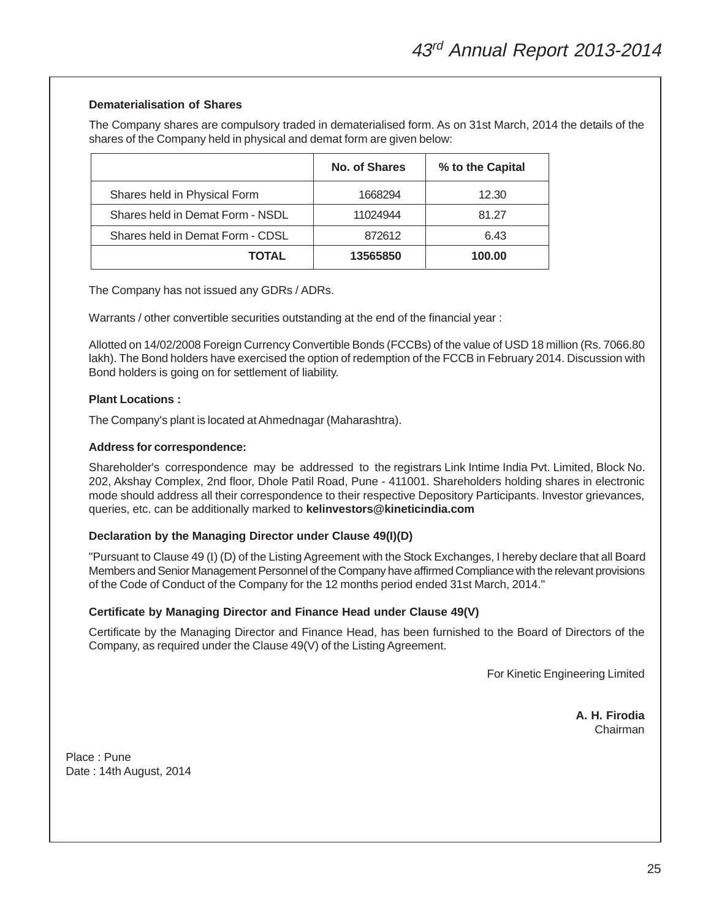### Dematerialisation of Shares

The Company shares are compulsory traded in dematerialised form. As on 31st March, 2014 the details of the shares of the Company held in physical and demat form are given below:

| | No. of Shares | % to the Capital |
|---|---|---|
| Shares held in Physical Form | 1668294 | 12.30 |
| Shares held in Demat Form - NSDL | 11024944 | 81.27 |
| Shares held in Demat Form - CDSL | 872612 | 6.43 |
| **TOTAL** | **13565850** | **100.00** |

The Company has not issued any GDRs / ADRs.

Warrants / other convertible securities outstanding at the end of the financial year :

Allotted on 14/02/2008 Foreign Currency Convertible Bonds (FCCBs) of the value of USD 18 million (Rs. 7066.80 lakh). The Bond holders have exercised the option of redemption of the FCCB in February 2014. Discussion with Bond holders is going on for settlement of liability.

### Plant Locations :

The Company's plant is located at Ahmednagar (Maharashtra).

### Address for correspondence:

Shareholder's correspondence may be addressed to the registrars Link Intime India Pvt. Limited, Block No. 202, Akshay Complex, 2nd floor, Dhole Patil Road, Pune - 411001. Shareholders holding shares in electronic mode should address all their correspondence to their respective Depository Participants. Investor grievances, queries, etc. can be additionally marked to **kelinvestors@kineticindia.com**

### Declaration by the Managing Director under Clause 49(I)(D)

"Pursuant to Clause 49 (I) (D) of the Listing Agreement with the Stock Exchanges, I hereby declare that all Board Members and Senior Management Personnel of the Company have affirmed Compliance with the relevant provisions of the Code of Conduct of the Company for the 12 months period ended 31st March, 2014."

### Certificate by Managing Director and Finance Head under Clause 49(V)

Certificate by the Managing Director and Finance Head, has been furnished to the Board of Directors of the Company, as required under the Clause 49(V) of the Listing Agreement.

For Kinetic Engineering Limited

**A. H. Firodia**
Chairman

Place : Pune
Date : 14th August, 2014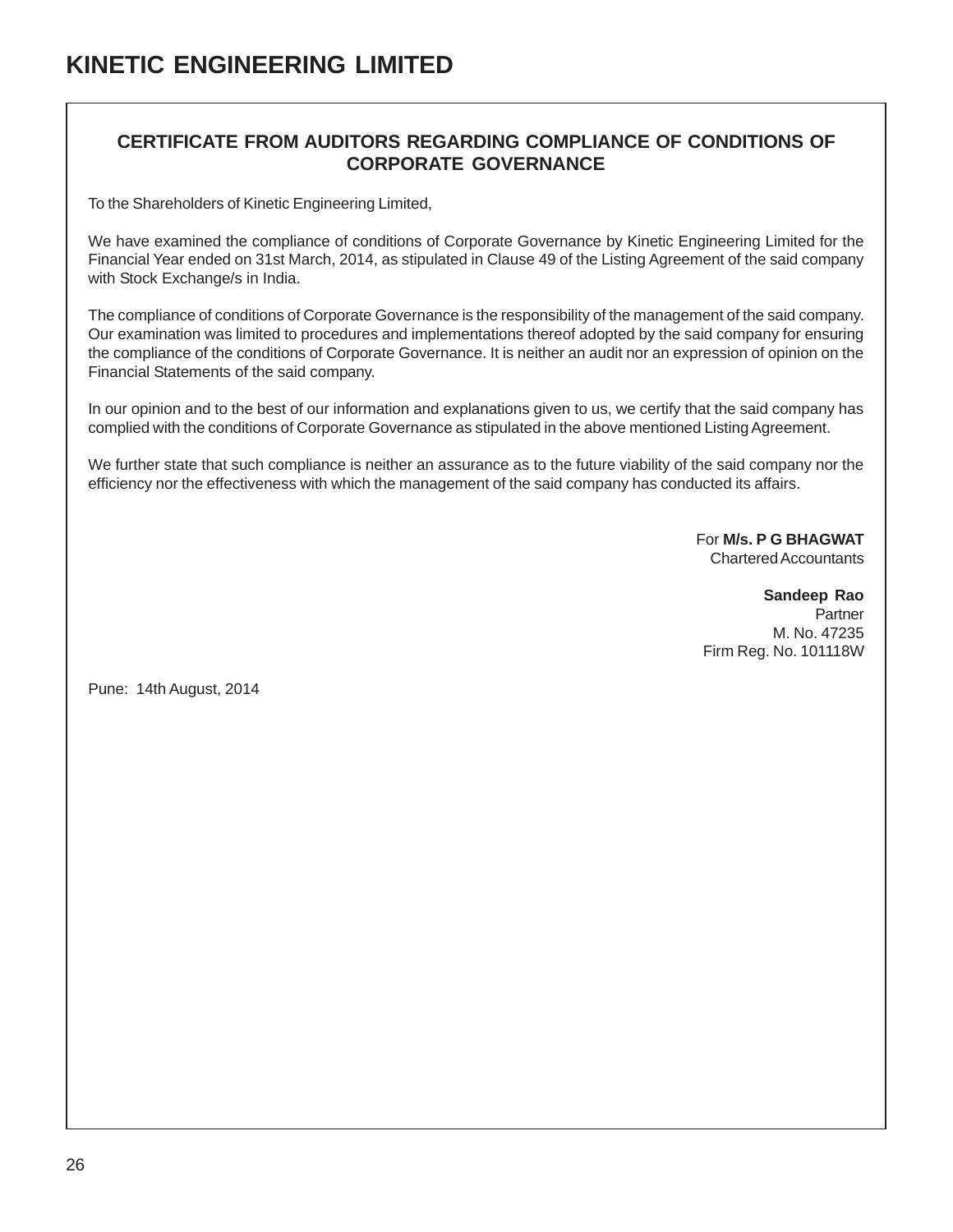## CERTIFICATE FROM AUDITORS REGARDING COMPLIANCE OF CONDITIONS OF CORPORATE GOVERNANCE

To the Shareholders of Kinetic Engineering Limited,

We have examined the compliance of conditions of Corporate Governance by Kinetic Engineering Limited for the Financial Year ended on 31st March, 2014, as stipulated in Clause 49 of the Listing Agreement of the said company with Stock Exchange/s in India.

The compliance of conditions of Corporate Governance is the responsibility of the management of the said company. Our examination was limited to procedures and implementations thereof adopted by the said company for ensuring the compliance of the conditions of Corporate Governance. It is neither an audit nor an expression of opinion on the Financial Statements of the said company.

In our opinion and to the best of our information and explanations given to us, we certify that the said company has complied with the conditions of Corporate Governance as stipulated in the above mentioned Listing Agreement.

We further state that such compliance is neither an assurance as to the future viability of the said company nor the efficiency nor the effectiveness with which the management of the said company has conducted its affairs.

For **M/s. P G BHAGWAT**
Chartered Accountants

**Sandeep Rao**
Partner
M. No. 47235
Firm Reg. No. 101118W

Pune: 14th August, 2014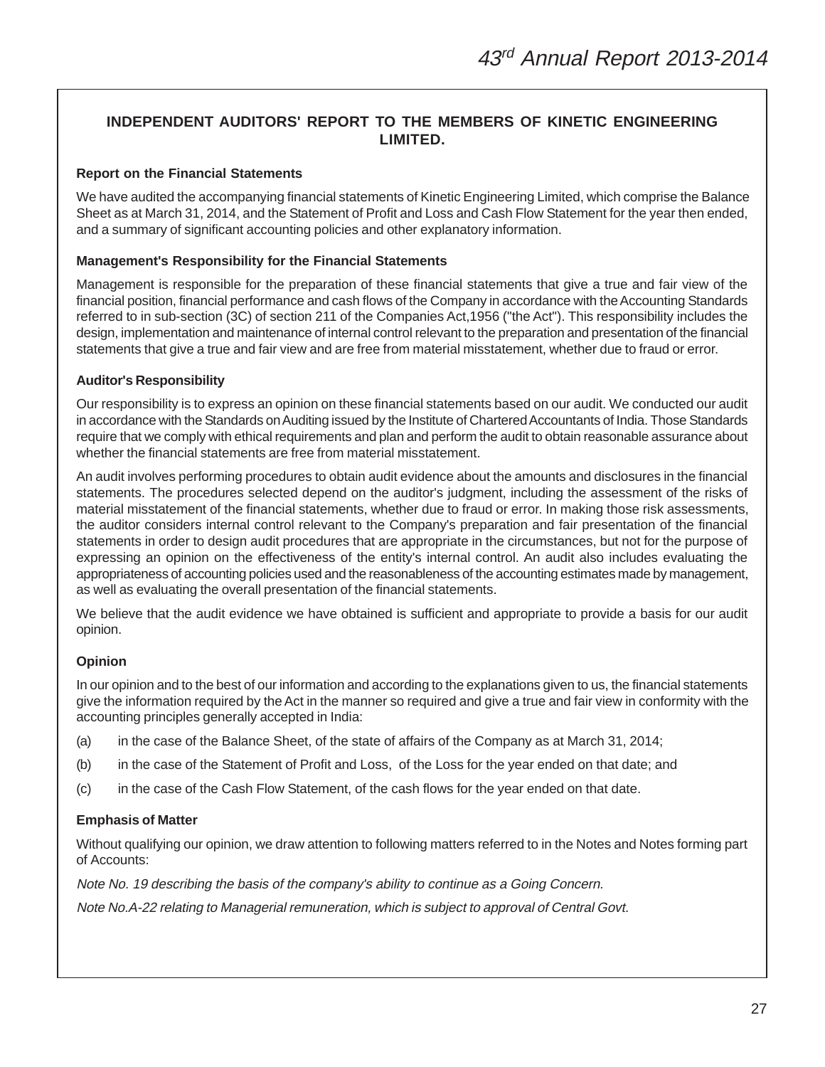## INDEPENDENT AUDITORS' REPORT TO THE MEMBERS OF KINETIC ENGINEERING LIMITED.

### Report on the Financial Statements

We have audited the accompanying financial statements of Kinetic Engineering Limited, which comprise the Balance Sheet as at March 31, 2014, and the Statement of Profit and Loss and Cash Flow Statement for the year then ended, and a summary of significant accounting policies and other explanatory information.

### Management's Responsibility for the Financial Statements

Management is responsible for the preparation of these financial statements that give a true and fair view of the financial position, financial performance and cash flows of the Company in accordance with the Accounting Standards referred to in sub-section (3C) of section 211 of the Companies Act,1956 ("the Act"). This responsibility includes the design, implementation and maintenance of internal control relevant to the preparation and presentation of the financial statements that give a true and fair view and are free from material misstatement, whether due to fraud or error.

### Auditor's Responsibility

Our responsibility is to express an opinion on these financial statements based on our audit. We conducted our audit in accordance with the Standards on Auditing issued by the Institute of Chartered Accountants of India. Those Standards require that we comply with ethical requirements and plan and perform the audit to obtain reasonable assurance about whether the financial statements are free from material misstatement.

An audit involves performing procedures to obtain audit evidence about the amounts and disclosures in the financial statements. The procedures selected depend on the auditor's judgment, including the assessment of the risks of material misstatement of the financial statements, whether due to fraud or error. In making those risk assessments, the auditor considers internal control relevant to the Company's preparation and fair presentation of the financial statements in order to design audit procedures that are appropriate in the circumstances, but not for the purpose of expressing an opinion on the effectiveness of the entity's internal control. An audit also includes evaluating the appropriateness of accounting policies used and the reasonableness of the accounting estimates made by management, as well as evaluating the overall presentation of the financial statements.

We believe that the audit evidence we have obtained is sufficient and appropriate to provide a basis for our audit opinion.

### Opinion

In our opinion and to the best of our information and according to the explanations given to us, the financial statements give the information required by the Act in the manner so required and give a true and fair view in conformity with the accounting principles generally accepted in India:

(a) in the case of the Balance Sheet, of the state of affairs of the Company as at March 31, 2014;

(b) in the case of the Statement of Profit and Loss, of the Loss for the year ended on that date; and

(c) in the case of the Cash Flow Statement, of the cash flows for the year ended on that date.

### Emphasis of Matter

Without qualifying our opinion, we draw attention to following matters referred to in the Notes and Notes forming part of Accounts:

*Note No. 19 describing the basis of the company's ability to continue as a Going Concern.*

*Note No.A-22 relating to Managerial remuneration, which is subject to approval of Central Govt.*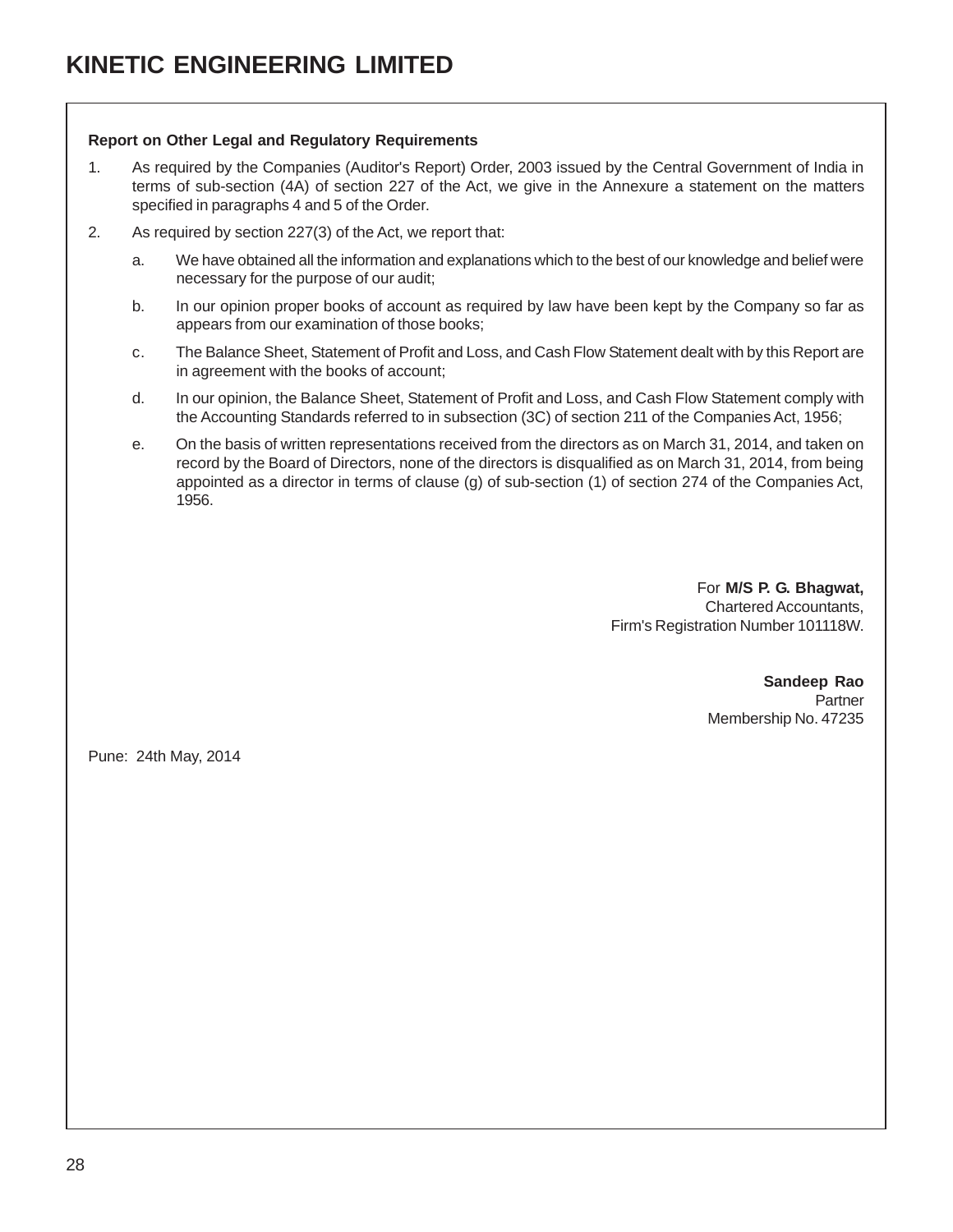**Report on Other Legal and Regulatory Requirements**

1. As required by the Companies (Auditor's Report) Order, 2003 issued by the Central Government of India in terms of sub-section (4A) of section 227 of the Act, we give in the Annexure a statement on the matters specified in paragraphs 4 and 5 of the Order.

2. As required by section 227(3) of the Act, we report that:

   a. We have obtained all the information and explanations which to the best of our knowledge and belief were necessary for the purpose of our audit;

   b. In our opinion proper books of account as required by law have been kept by the Company so far as appears from our examination of those books;

   c. The Balance Sheet, Statement of Profit and Loss, and Cash Flow Statement dealt with by this Report are in agreement with the books of account;

   d. In our opinion, the Balance Sheet, Statement of Profit and Loss, and Cash Flow Statement comply with the Accounting Standards referred to in subsection (3C) of section 211 of the Companies Act, 1956;

   e. On the basis of written representations received from the directors as on March 31, 2014, and taken on record by the Board of Directors, none of the directors is disqualified as on March 31, 2014, from being appointed as a director in terms of clause (g) of sub-section (1) of section 274 of the Companies Act, 1956.

For **M/S P. G. Bhagwat,**
Chartered Accountants,
Firm's Registration Number 101118W.

**Sandeep Rao**
Partner
Membership No. 47235

Pune: 24th May, 2014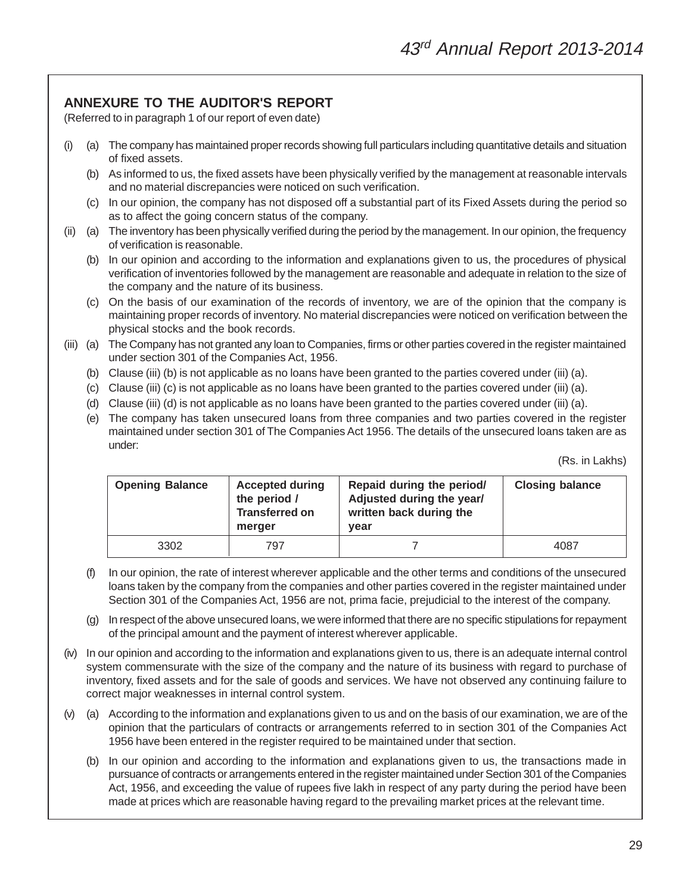## ANNEXURE TO THE AUDITOR'S REPORT

(Referred to in paragraph 1 of our report of even date)

(i) (a) The company has maintained proper records showing full particulars including quantitative details and situation of fixed assets.

(b) As informed to us, the fixed assets have been physically verified by the management at reasonable intervals and no material discrepancies were noticed on such verification.

(c) In our opinion, the company has not disposed off a substantial part of its Fixed Assets during the period so as to affect the going concern status of the company.

(ii) (a) The inventory has been physically verified during the period by the management. In our opinion, the frequency of verification is reasonable.

(b) In our opinion and according to the information and explanations given to us, the procedures of physical verification of inventories followed by the management are reasonable and adequate in relation to the size of the company and the nature of its business.

(c) On the basis of our examination of the records of inventory, we are of the opinion that the company is maintaining proper records of inventory. No material discrepancies were noticed on verification between the physical stocks and the book records.

(iii) (a) The Company has not granted any loan to Companies, firms or other parties covered in the register maintained under section 301 of the Companies Act, 1956.

(b) Clause (iii) (b) is not applicable as no loans have been granted to the parties covered under (iii) (a).

(c) Clause (iii) (c) is not applicable as no loans have been granted to the parties covered under (iii) (a).

(d) Clause (iii) (d) is not applicable as no loans have been granted to the parties covered under (iii) (a).

(e) The company has taken unsecured loans from three companies and two parties covered in the register maintained under section 301 of The Companies Act 1956. The details of the unsecured loans taken are as under:

(Rs. in Lakhs)

| Opening Balance | Accepted during the period / Transferred on merger | Repaid during the period/ Adjusted during the year/ written back during the year | Closing balance |
|---|---|---|---|
| 3302 | 797 | 7 | 4087 |

(f) In our opinion, the rate of interest wherever applicable and the other terms and conditions of the unsecured loans taken by the company from the companies and other parties covered in the register maintained under Section 301 of the Companies Act, 1956 are not, prima facie, prejudicial to the interest of the company.

(g) In respect of the above unsecured loans, we were informed that there are no specific stipulations for repayment of the principal amount and the payment of interest wherever applicable.

(iv) In our opinion and according to the information and explanations given to us, there is an adequate internal control system commensurate with the size of the company and the nature of its business with regard to purchase of inventory, fixed assets and for the sale of goods and services. We have not observed any continuing failure to correct major weaknesses in internal control system.

(v) (a) According to the information and explanations given to us and on the basis of our examination, we are of the opinion that the particulars of contracts or arrangements referred to in section 301 of the Companies Act 1956 have been entered in the register required to be maintained under that section.

(b) In our opinion and according to the information and explanations given to us, the transactions made in pursuance of contracts or arrangements entered in the register maintained under Section 301 of the Companies Act, 1956, and exceeding the value of rupees five lakh in respect of any party during the period have been made at prices which are reasonable having regard to the prevailing market prices at the relevant time.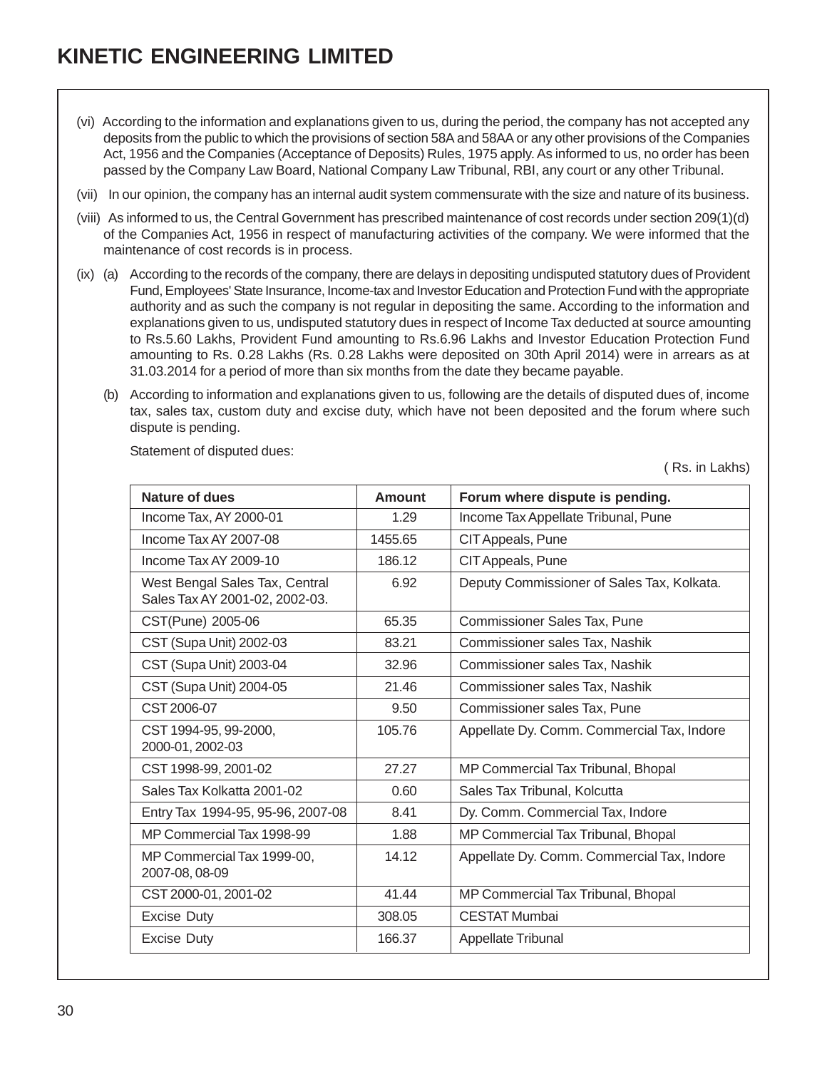(vi) According to the information and explanations given to us, during the period, the company has not accepted any deposits from the public to which the provisions of section 58A and 58AA or any other provisions of the Companies Act, 1956 and the Companies (Acceptance of Deposits) Rules, 1975 apply. As informed to us, no order has been passed by the Company Law Board, National Company Law Tribunal, RBI, any court or any other Tribunal.

(vii) In our opinion, the company has an internal audit system commensurate with the size and nature of its business.

(viii) As informed to us, the Central Government has prescribed maintenance of cost records under section 209(1)(d) of the Companies Act, 1956 in respect of manufacturing activities of the company. We were informed that the maintenance of cost records is in process.

(ix) (a) According to the records of the company, there are delays in depositing undisputed statutory dues of Provident Fund, Employees' State Insurance, Income-tax and Investor Education and Protection Fund with the appropriate authority and as such the company is not regular in depositing the same. According to the information and explanations given to us, undisputed statutory dues in respect of Income Tax deducted at source amounting to Rs.5.60 Lakhs, Provident Fund amounting to Rs.6.96 Lakhs and Investor Education Protection Fund amounting to Rs. 0.28 Lakhs (Rs. 0.28 Lakhs were deposited on 30th April 2014) were in arrears as at 31.03.2014 for a period of more than six months from the date they became payable.

(b) According to information and explanations given to us, following are the details of disputed dues of, income tax, sales tax, custom duty and excise duty, which have not been deposited and the forum where such dispute is pending.

Statement of disputed dues:

( Rs. in Lakhs)

| Nature of dues | Amount | Forum where dispute is pending. |
|---|---|---|
| Income Tax, AY 2000-01 | 1.29 | Income Tax Appellate Tribunal, Pune |
| Income Tax AY 2007-08 | 1455.65 | CIT Appeals, Pune |
| Income Tax AY 2009-10 | 186.12 | CIT Appeals, Pune |
| West Bengal Sales Tax, Central Sales Tax AY 2001-02, 2002-03. | 6.92 | Deputy Commissioner of Sales Tax, Kolkata. |
| CST(Pune) 2005-06 | 65.35 | Commissioner Sales Tax, Pune |
| CST (Supa Unit) 2002-03 | 83.21 | Commissioner sales Tax, Nashik |
| CST (Supa Unit) 2003-04 | 32.96 | Commissioner sales Tax, Nashik |
| CST (Supa Unit) 2004-05 | 21.46 | Commissioner sales Tax, Nashik |
| CST 2006-07 | 9.50 | Commissioner sales Tax, Pune |
| CST 1994-95, 99-2000, 2000-01, 2002-03 | 105.76 | Appellate Dy. Comm. Commercial Tax, Indore |
| CST 1998-99, 2001-02 | 27.27 | MP Commercial Tax Tribunal, Bhopal |
| Sales Tax Kolkatta 2001-02 | 0.60 | Sales Tax Tribunal, Kolcutta |
| Entry Tax 1994-95, 95-96, 2007-08 | 8.41 | Dy. Comm. Commercial Tax, Indore |
| MP Commercial Tax 1998-99 | 1.88 | MP Commercial Tax Tribunal, Bhopal |
| MP Commercial Tax 1999-00, 2007-08, 08-09 | 14.12 | Appellate Dy. Comm. Commercial Tax, Indore |
| CST 2000-01, 2001-02 | 41.44 | MP Commercial Tax Tribunal, Bhopal |
| Excise Duty | 308.05 | CESTAT Mumbai |
| Excise Duty | 166.37 | Appellate Tribunal |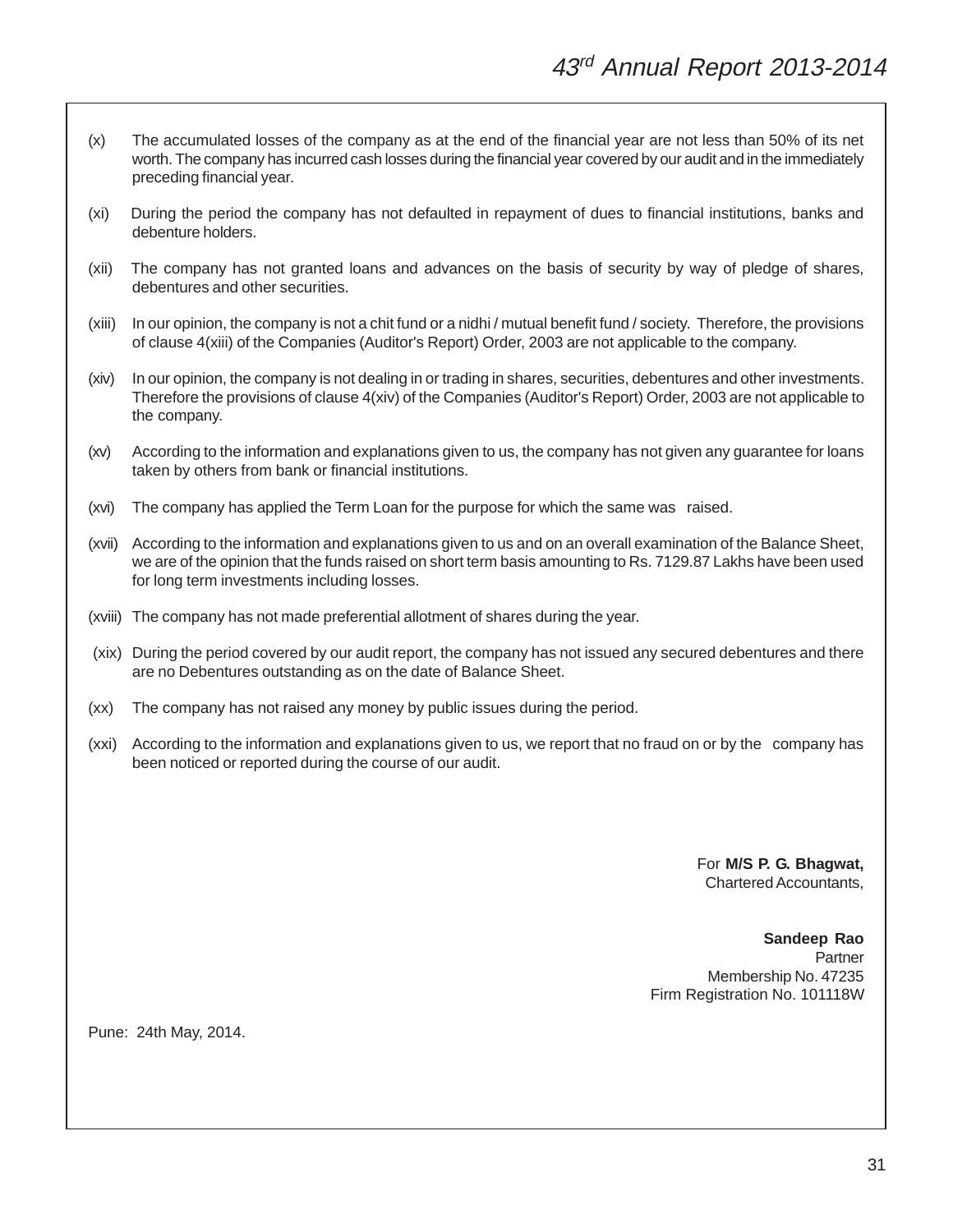(x) The accumulated losses of the company as at the end of the financial year are not less than 50% of its net worth. The company has incurred cash losses during the financial year covered by our audit and in the immediately preceding financial year.

(xi) During the period the company has not defaulted in repayment of dues to financial institutions, banks and debenture holders.

(xii) The company has not granted loans and advances on the basis of security by way of pledge of shares, debentures and other securities.

(xiii) In our opinion, the company is not a chit fund or a nidhi / mutual benefit fund / society. Therefore, the provisions of clause 4(xiii) of the Companies (Auditor's Report) Order, 2003 are not applicable to the company.

(xiv) In our opinion, the company is not dealing in or trading in shares, securities, debentures and other investments. Therefore the provisions of clause 4(xiv) of the Companies (Auditor's Report) Order, 2003 are not applicable to the company.

(xv) According to the information and explanations given to us, the company has not given any guarantee for loans taken by others from bank or financial institutions.

(xvi) The company has applied the Term Loan for the purpose for which the same was raised.

(xvii) According to the information and explanations given to us and on an overall examination of the Balance Sheet, we are of the opinion that the funds raised on short term basis amounting to Rs. 7129.87 Lakhs have been used for long term investments including losses.

(xviii) The company has not made preferential allotment of shares during the year.

(xix) During the period covered by our audit report, the company has not issued any secured debentures and there are no Debentures outstanding as on the date of Balance Sheet.

(xx) The company has not raised any money by public issues during the period.

(xxi) According to the information and explanations given to us, we report that no fraud on or by the company has been noticed or reported during the course of our audit.

For **M/S P. G. Bhagwat,**
Chartered Accountants,

**Sandeep Rao**
Partner
Membership No. 47235
Firm Registration No. 101118W

Pune: 24th May, 2014.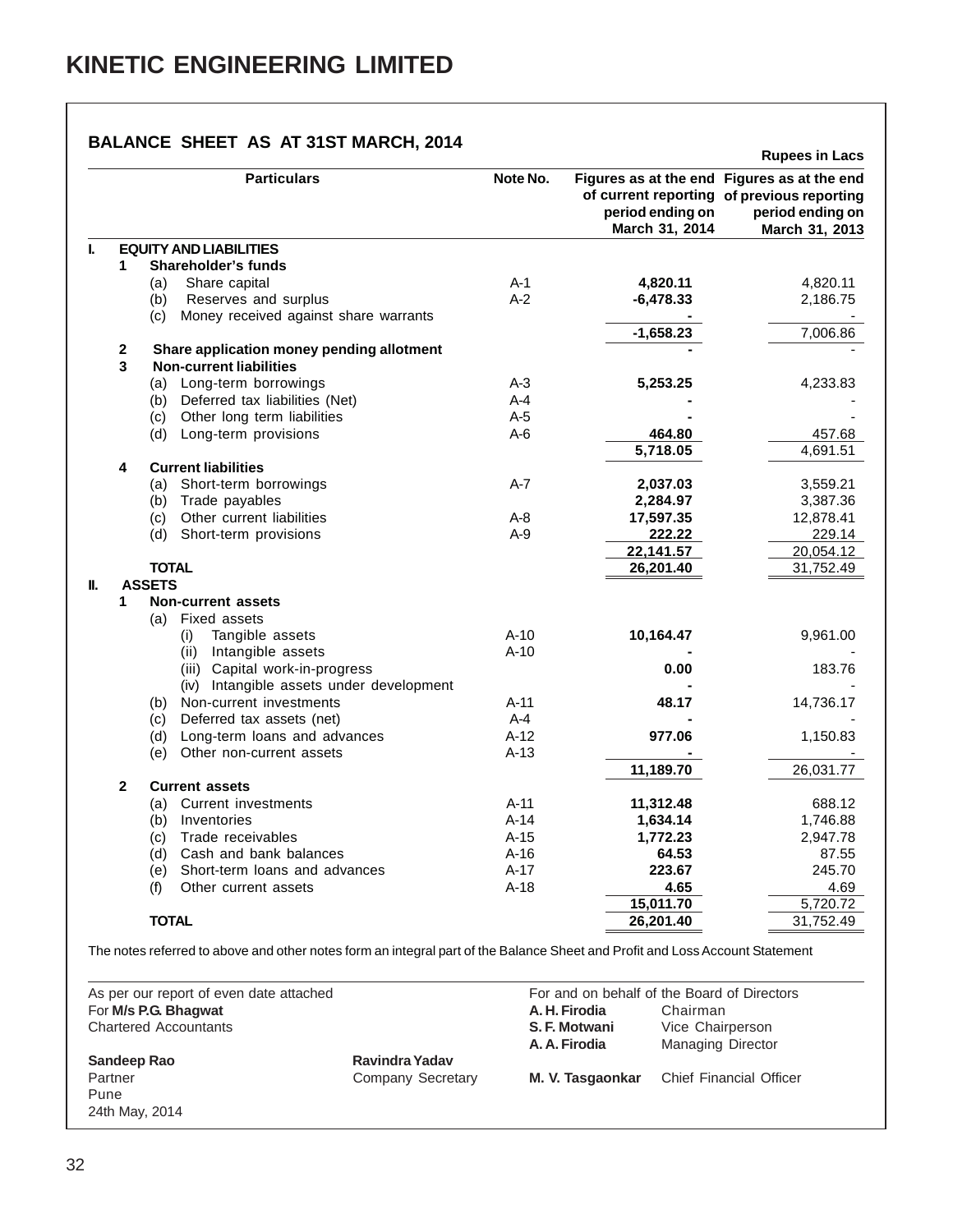# KINETIC ENGINEERING LIMITED

## BALANCE SHEET AS AT 31ST MARCH, 2014

**Rupees in Lacs**

| | | Particulars | Note No. | Figures as at the end of current reporting period ending on March 31, 2014 | Figures as at the end of previous reporting period ending on March 31, 2013 |
|---|---|---|---|---|---|
| **I.** | | **EQUITY AND LIABILITIES** | | | |
| | **1** | **Shareholder's funds** | | | |
| | | (a) Share capital | A-1 | **4,820.11** | 4,820.11 |
| | | (b) Reserves and surplus | A-2 | **-6,478.33** | 2,186.75 |
| | | (c) Money received against share warrants | | **-** | - |
| | | | | **-1,658.23** | 7,006.86 |
| | **2** | **Share application money pending allotment** | | **-** | - |
| | **3** | **Non-current liabilities** | | | |
| | | (a) Long-term borrowings | A-3 | **5,253.25** | 4,233.83 |
| | | (b) Deferred tax liabilities (Net) | A-4 | **-** | - |
| | | (c) Other long term liabilities | A-5 | **-** | - |
| | | (d) Long-term provisions | A-6 | **464.80** | 457.68 |
| | | | | **5,718.05** | 4,691.51 |
| | **4** | **Current liabilities** | | | |
| | | (a) Short-term borrowings | A-7 | **2,037.03** | 3,559.21 |
| | | (b) Trade payables | | **2,284.97** | 3,387.36 |
| | | (c) Other current liabilities | A-8 | **17,597.35** | 12,878.41 |
| | | (d) Short-term provisions | A-9 | **222.22** | 229.14 |
| | | | | **22,141.57** | 20,054.12 |
| | | **TOTAL** | | **26,201.40** | 31,752.49 |
| **II.** | | **ASSETS** | | | |
| | **1** | **Non-current assets** | | | |
| | | (a) Fixed assets | | | |
| | | (i) Tangible assets | A-10 | **10,164.47** | 9,961.00 |
| | | (ii) Intangible assets | A-10 | **-** | - |
| | | (iii) Capital work-in-progress | | **0.00** | 183.76 |
| | | (iv) Intangible assets under development | | **-** | - |
| | | (b) Non-current investments | A-11 | **48.17** | 14,736.17 |
| | | (c) Deferred tax assets (net) | A-4 | **-** | - |
| | | (d) Long-term loans and advances | A-12 | **977.06** | 1,150.83 |
| | | (e) Other non-current assets | A-13 | **-** | - |
| | | | | **11,189.70** | 26,031.77 |
| | **2** | **Current assets** | | | |
| | | (a) Current investments | A-11 | **11,312.48** | 688.12 |
| | | (b) Inventories | A-14 | **1,634.14** | 1,746.88 |
| | | (c) Trade receivables | A-15 | **1,772.23** | 2,947.78 |
| | | (d) Cash and bank balances | A-16 | **64.53** | 87.55 |
| | | (e) Short-term loans and advances | A-17 | **223.67** | 245.70 |
| | | (f) Other current assets | A-18 | **4.65** | 4.69 |
| | | | | **15,011.70** | 5,720.72 |
| | | **TOTAL** | | **26,201.40** | 31,752.49 |

The notes referred to above and other notes form an integral part of the Balance Sheet and Profit and Loss Account Statement

As per our report of even date attached
For **M/s P.G. Bhagwat**
Chartered Accountants

**Sandeep Rao**
Partner
Pune
24th May, 2014

**Ravindra Yadav**
Company Secretary

For and on behalf of the Board of Directors

**A. H. Firodia** Chairman
**S. F. Motwani** Vice Chairperson
**A. A. Firodia** Managing Director
**M. V. Tasgaonkar** Chief Financial Officer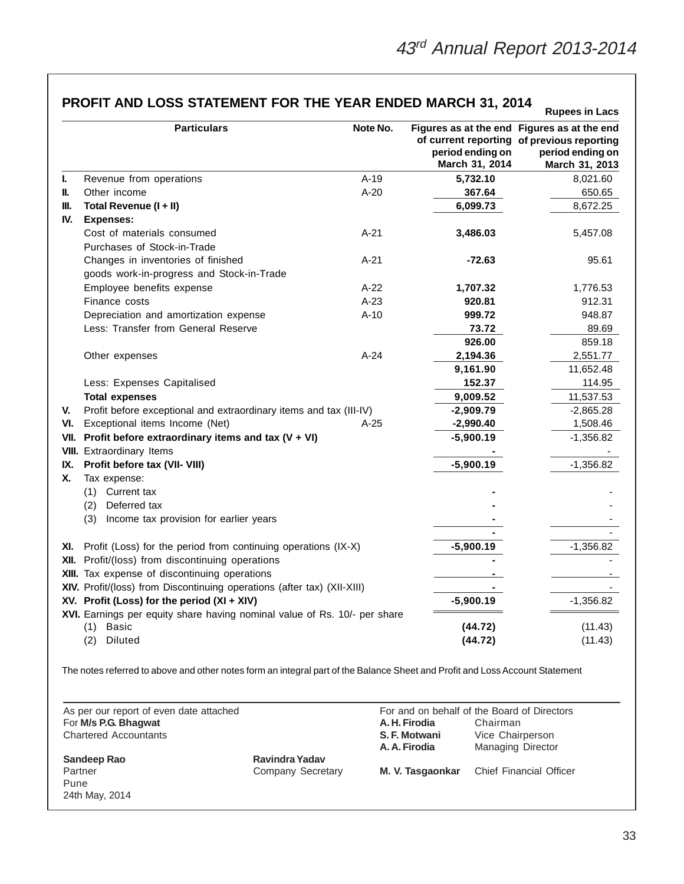## PROFIT AND LOSS STATEMENT FOR THE YEAR ENDED MARCH 31, 2014

**Rupees in Lacs**

| | Particulars | Note No. | Figures as at the end of current reporting period ending on March 31, 2014 | Figures as at the end of previous reporting period ending on March 31, 2013 |
|---|---|---|---|---|
| I. | Revenue from operations | A-19 | **5,732.10** | 8,021.60 |
| II. | Other income | A-20 | **367.64** | 650.65 |
| III. | **Total Revenue (I + II)** | | **6,099.73** | 8,672.25 |
| IV. | **Expenses:** | | | |
| | Cost of materials consumed | A-21 | **3,486.03** | 5,457.08 |
| | Purchases of Stock-in-Trade | | | |
| | Changes in inventories of finished goods work-in-progress and Stock-in-Trade | A-21 | **-72.63** | 95.61 |
| | Employee benefits expense | A-22 | **1,707.32** | 1,776.53 |
| | Finance costs | A-23 | **920.81** | 912.31 |
| | Depreciation and amortization expense | A-10 | **999.72** | 948.87 |
| | Less: Transfer from General Reserve | | **73.72** | 89.69 |
| | | | **926.00** | 859.18 |
| | Other expenses | A-24 | **2,194.36** | 2,551.77 |
| | | | **9,161.90** | 11,652.48 |
| | Less: Expenses Capitalised | | **152.37** | 114.95 |
| | **Total expenses** | | **9,009.52** | 11,537.53 |
| V. | Profit before exceptional and extraordinary items and tax (III-IV) | | **-2,909.79** | -2,865.28 |
| VI. | Exceptional items Income (Net) | A-25 | **-2,990.40** | 1,508.46 |
| VII. | **Profit before extraordinary items and tax (V + VI)** | | **-5,900.19** | -1,356.82 |
| VIII. | Extraordinary Items | | **-** | - |
| IX. | **Profit before tax (VII- VIII)** | | **-5,900.19** | -1,356.82 |
| X. | Tax expense: | | | |
| | (1) Current tax | | **-** | - |
| | (2) Deferred tax | | **-** | - |
| | (3) Income tax provision for earlier years | | **-** | - |
| | | | **-** | - |
| XI. | Profit (Loss) for the period from continuing operations (IX-X) | | **-5,900.19** | -1,356.82 |
| XII. | Profit/(loss) from discontinuing operations | | **-** | - |
| XIII. | Tax expense of discontinuing operations | | **-** | - |
| XIV. | Profit/(loss) from Discontinuing operations (after tax) (XII-XIII) | | **-** | - |
| XV. | **Profit (Loss) for the period (XI + XIV)** | | **-5,900.19** | -1,356.82 |
| XVI. | Earnings per equity share having nominal value of Rs. 10/- per share | | | |
| | (1) Basic | | **(44.72)** | (11.43) |
| | (2) Diluted | | **(44.72)** | (11.43) |

The notes referred to above and other notes form an integral part of the Balance Sheet and Profit and Loss Account Statement

As per our report of even date attached
For **M/s P.G. Bhagwat**
Chartered Accountants

**Sandeep Rao**
Partner
Pune
24th May, 2014

**Ravindra Yadav**
Company Secretary

For and on behalf of the Board of Directors

**A. H. Firodia** Chairman
**S. F. Motwani** Vice Chairperson
**A. A. Firodia** Managing Director

**M. V. Tasgaonkar** Chief Financial Officer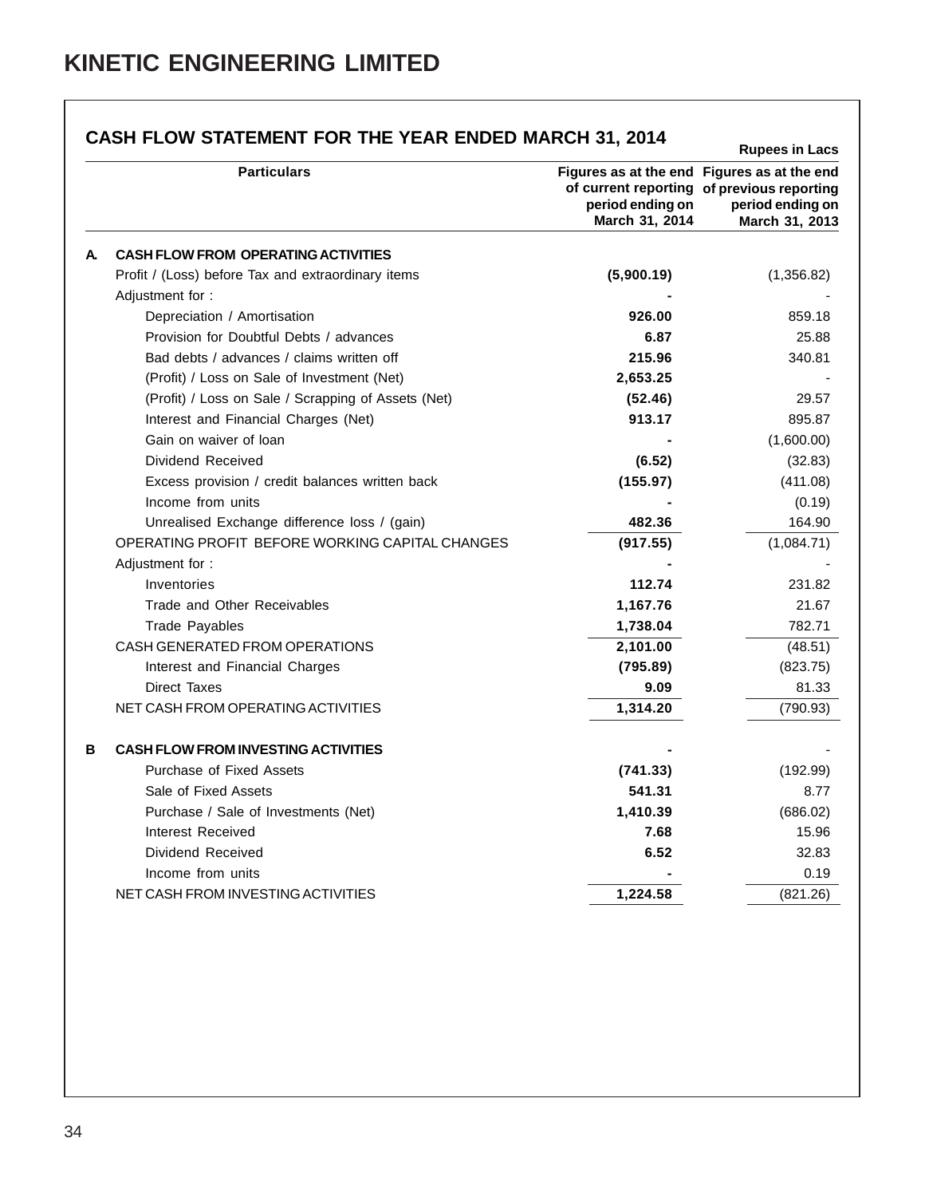# KINETIC ENGINEERING LIMITED

## CASH FLOW STATEMENT FOR THE YEAR ENDED MARCH 31, 2014

Rupees in Lacs

| | Particulars | Figures as at the end of current reporting period ending on March 31, 2014 | Figures as at the end of previous reporting period ending on March 31, 2013 |
|---|---|---|---|
| **A.** | **CASH FLOW FROM OPERATING ACTIVITIES** | | |
| | Profit / (Loss) before Tax and extraordinary items | **(5,900.19)** | (1,356.82) |
| | Adjustment for : | **-** | - |
| | Depreciation / Amortisation | **926.00** | 859.18 |
| | Provision for Doubtful Debts / advances | **6.87** | 25.88 |
| | Bad debts / advances / claims written off | **215.96** | 340.81 |
| | (Profit) / Loss on Sale of Investment (Net) | **2,653.25** | - |
| | (Profit) / Loss on Sale / Scrapping of Assets (Net) | **(52.46)** | 29.57 |
| | Interest and Financial Charges (Net) | **913.17** | 895.87 |
| | Gain on waiver of loan | **-** | (1,600.00) |
| | Dividend Received | **(6.52)** | (32.83) |
| | Excess provision / credit balances written back | **(155.97)** | (411.08) |
| | Income from units | **-** | (0.19) |
| | Unrealised Exchange difference loss / (gain) | **482.36** | 164.90 |
| | OPERATING PROFIT BEFORE WORKING CAPITAL CHANGES | **(917.55)** | (1,084.71) |
| | Adjustment for : | **-** | - |
| | Inventories | **112.74** | 231.82 |
| | Trade and Other Receivables | **1,167.76** | 21.67 |
| | Trade Payables | **1,738.04** | 782.71 |
| | CASH GENERATED FROM OPERATIONS | **2,101.00** | (48.51) |
| | Interest and Financial Charges | **(795.89)** | (823.75) |
| | Direct Taxes | **9.09** | 81.33 |
| | NET CASH FROM OPERATING ACTIVITIES | **1,314.20** | (790.93) |
| **B** | **CASH FLOW FROM INVESTING ACTIVITIES** | **-** | - |
| | Purchase of Fixed Assets | **(741.33)** | (192.99) |
| | Sale of Fixed Assets | **541.31** | 8.77 |
| | Purchase / Sale of Investments (Net) | **1,410.39** | (686.02) |
| | Interest Received | **7.68** | 15.96 |
| | Dividend Received | **6.52** | 32.83 |
| | Income from units | **-** | 0.19 |
| | NET CASH FROM INVESTING ACTIVITIES | **1,224.58** | (821.26) |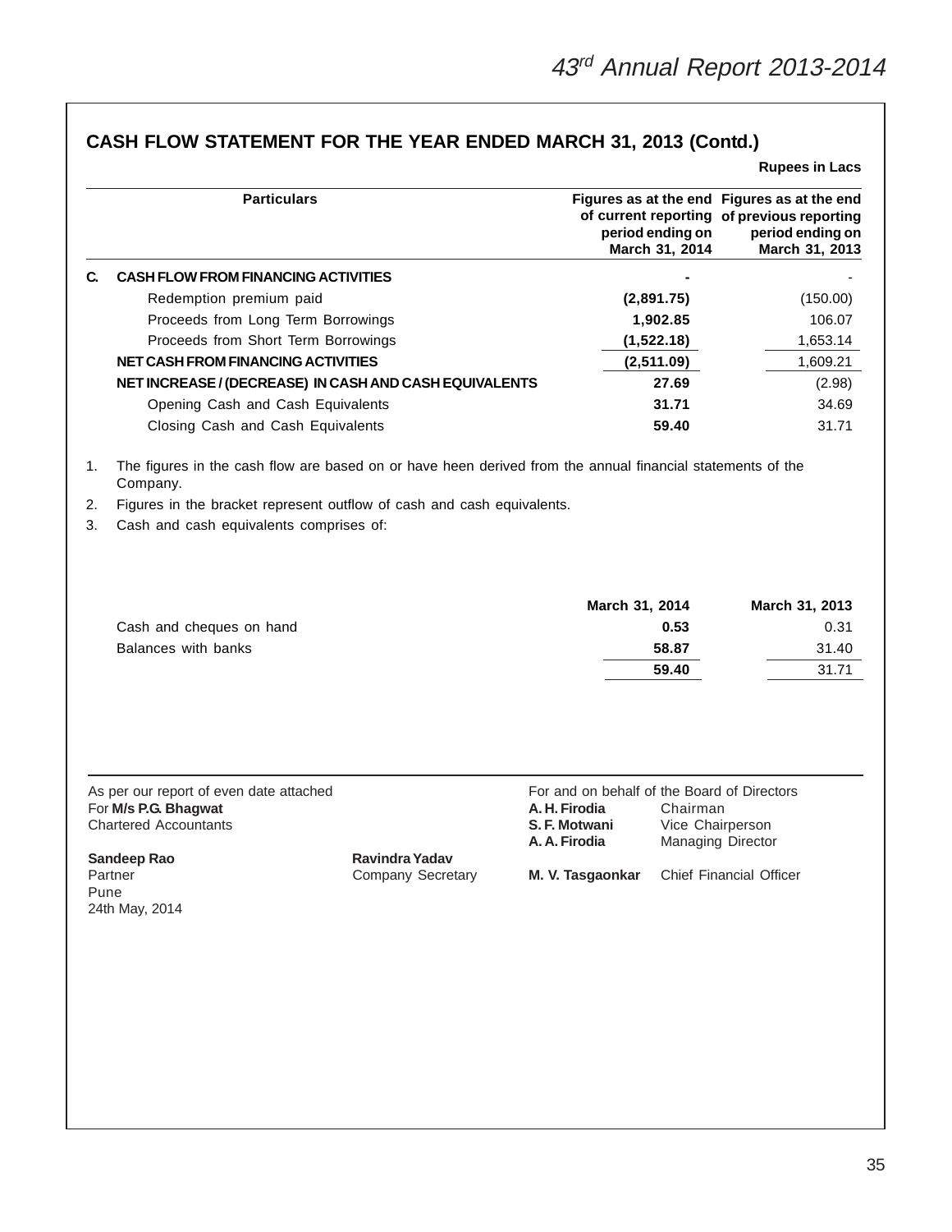## CASH FLOW STATEMENT FOR THE YEAR ENDED MARCH 31, 2013 (Contd.)

**Rupees in Lacs**

| | Particulars | Figures as at the end of current reporting period ending on March 31, 2014 | Figures as at the end of previous reporting period ending on March 31, 2013 |
|---|---|---|---|
| **C.** | **CASH FLOW FROM FINANCING ACTIVITIES** | **-** | - |
| | Redemption premium paid | **(2,891.75)** | (150.00) |
| | Proceeds from Long Term Borrowings | **1,902.85** | 106.07 |
| | Proceeds from Short Term Borrowings | **(1,522.18)** | 1,653.14 |
| | **NET CASH FROM FINANCING ACTIVITIES** | **(2,511.09)** | 1,609.21 |
| | **NET INCREASE / (DECREASE) IN CASH AND CASH EQUIVALENTS** | **27.69** | (2.98) |
| | Opening Cash and Cash Equivalents | **31.71** | 34.69 |
| | Closing Cash and Cash Equivalents | **59.40** | 31.71 |

1. The figures in the cash flow are based on or have heen derived from the annual financial statements of the Company.
2. Figures in the bracket represent outflow of cash and cash equivalents.
3. Cash and cash equivalents comprises of:

| | March 31, 2014 | March 31, 2013 |
|---|---|---|
| Cash and cheques on hand | **0.53** | 0.31 |
| Balances with banks | **58.87** | 31.40 |
| | **59.40** | 31.71 |

As per our report of even date attached
For **M/s P.G. Bhagwat**
Chartered Accountants

**Sandeep Rao**
Partner
Pune
24th May, 2014

**Ravindra Yadav**
Company Secretary

For and on behalf of the Board of Directors

**A. H. Firodia** Chairman
**S. F. Motwani** Vice Chairperson
**A. A. Firodia** Managing Director

**M. V. Tasgaonkar** Chief Financial Officer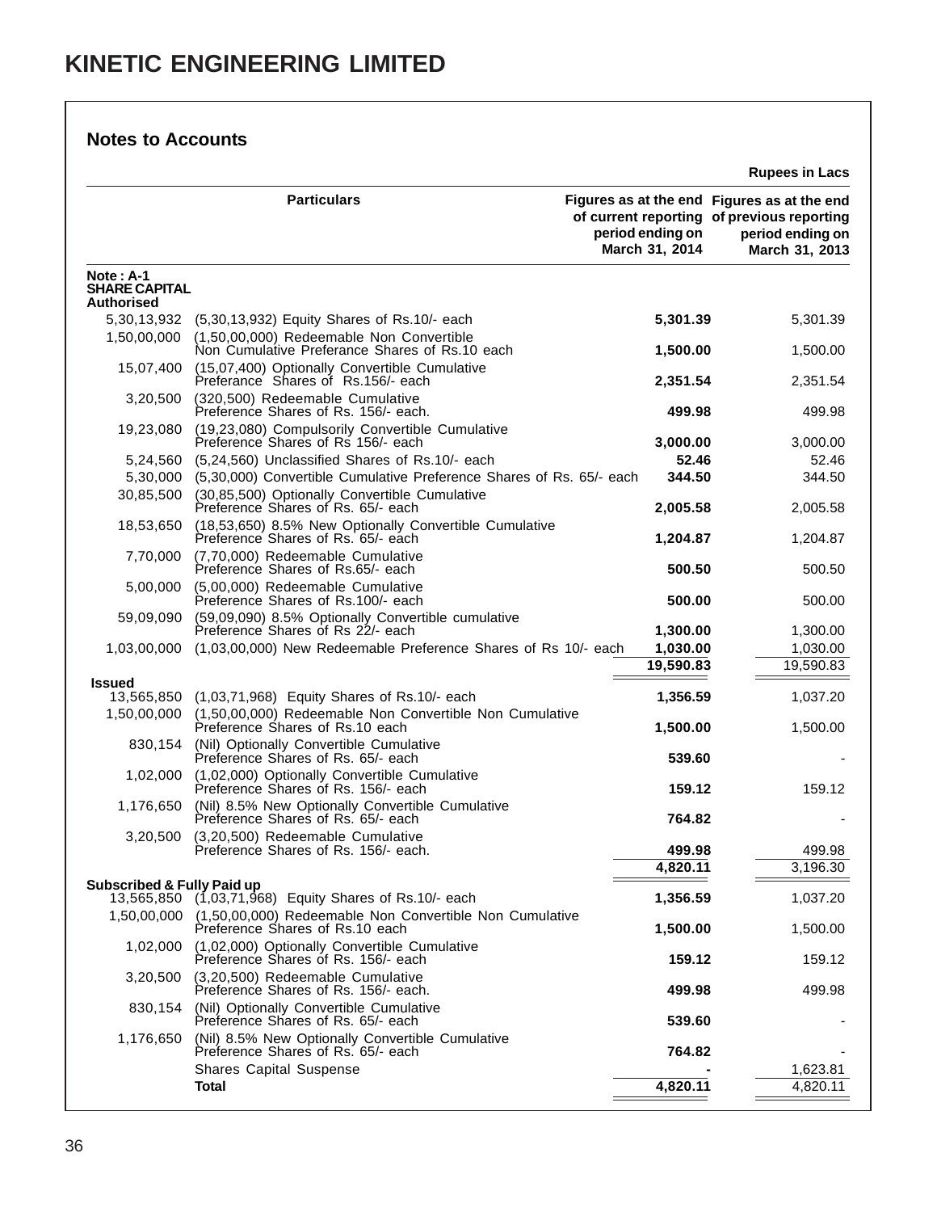# KINETIC ENGINEERING LIMITED

## Notes to Accounts

Rupees in Lacs

| | Particulars | Figures as at the end of current reporting period ending on March 31, 2014 | Figures as at the end of previous reporting period ending on March 31, 2013 |
|---|---|---|---|
| **Note : A-1** | | | |
| **SHARE CAPITAL** | | | |
| **Authorised** | | | |
| 5,30,13,932 | (5,30,13,932) Equity Shares of Rs.10/- each | **5,301.39** | 5,301.39 |
| 1,50,00,000 | (1,50,00,000) Redeemable Non Convertible Non Cumulative Preferance Shares of Rs.10 each | **1,500.00** | 1,500.00 |
| 15,07,400 | (15,07,400) Optionally Convertible Cumulative Preferance Shares of Rs.156/- each | **2,351.54** | 2,351.54 |
| 3,20,500 | (320,500) Redeemable Cumulative Preference Shares of Rs. 156/- each. | **499.98** | 499.98 |
| 19,23,080 | (19,23,080) Compulsorily Convertible Cumulative Preference Shares of Rs 156/- each | **3,000.00** | 3,000.00 |
| 5,24,560 | (5,24,560) Unclassified Shares of Rs.10/- each | **52.46** | 52.46 |
| 5,30,000 | (5,30,000) Convertible Cumulative Preference Shares of Rs. 65/- each | **344.50** | 344.50 |
| 30,85,500 | (30,85,500) Optionally Convertible Cumulative Preference Shares of Rs. 65/- each | **2,005.58** | 2,005.58 |
| 18,53,650 | (18,53,650) 8.5% New Optionally Convertible Cumulative Preference Shares of Rs. 65/- each | **1,204.87** | 1,204.87 |
| 7,70,000 | (7,70,000) Redeemable Cumulative Preference Shares of Rs.65/- each | **500.50** | 500.50 |
| 5,00,000 | (5,00,000) Redeemable Cumulative Preference Shares of Rs.100/- each | **500.00** | 500.00 |
| 59,09,090 | (59,09,090) 8.5% Optionally Convertible cumulative Preference Shares of Rs 22/- each | **1,300.00** | 1,300.00 |
| 1,03,00,000 | (1,03,00,000) New Redeemable Preference Shares of Rs 10/- each | **1,030.00** | 1,030.00 |
| | | **19,590.83** | 19,590.83 |
| **Issued** | | | |
| 13,565,850 | (1,03,71,968) Equity Shares of Rs.10/- each | **1,356.59** | 1,037.20 |
| 1,50,00,000 | (1,50,00,000) Redeemable Non Convertible Non Cumulative Preference Shares of Rs.10 each | **1,500.00** | 1,500.00 |
| 830,154 | (Nil) Optionally Convertible Cumulative Preference Shares of Rs. 65/- each | **539.60** | - |
| 1,02,000 | (1,02,000) Optionally Convertible Cumulative Preference Shares of Rs. 156/- each | **159.12** | 159.12 |
| 1,176,650 | (Nil) 8.5% New Optionally Convertible Cumulative Preference Shares of Rs. 65/- each | **764.82** | - |
| 3,20,500 | (3,20,500) Redeemable Cumulative Preference Shares of Rs. 156/- each. | **499.98** | 499.98 |
| | | **4,820.11** | 3,196.30 |
| **Subscribed & Fully Paid up** | | | |
| 13,565,850 | (1,03,71,968) Equity Shares of Rs.10/- each | **1,356.59** | 1,037.20 |
| 1,50,00,000 | (1,50,00,000) Redeemable Non Convertible Non Cumulative Preference Shares of Rs.10 each | **1,500.00** | 1,500.00 |
| 1,02,000 | (1,02,000) Optionally Convertible Cumulative Preference Shares of Rs. 156/- each | **159.12** | 159.12 |
| 3,20,500 | (3,20,500) Redeemable Cumulative Preference Shares of Rs. 156/- each. | **499.98** | 499.98 |
| 830,154 | (Nil) Optionally Convertible Cumulative Preference Shares of Rs. 65/- each | **539.60** | - |
| 1,176,650 | (Nil) 8.5% New Optionally Convertible Cumulative Preference Shares of Rs. 65/- each | **764.82** | - |
| | Shares Capital Suspense | **-** | 1,623.81 |
| | **Total** | **4,820.11** | 4,820.11 |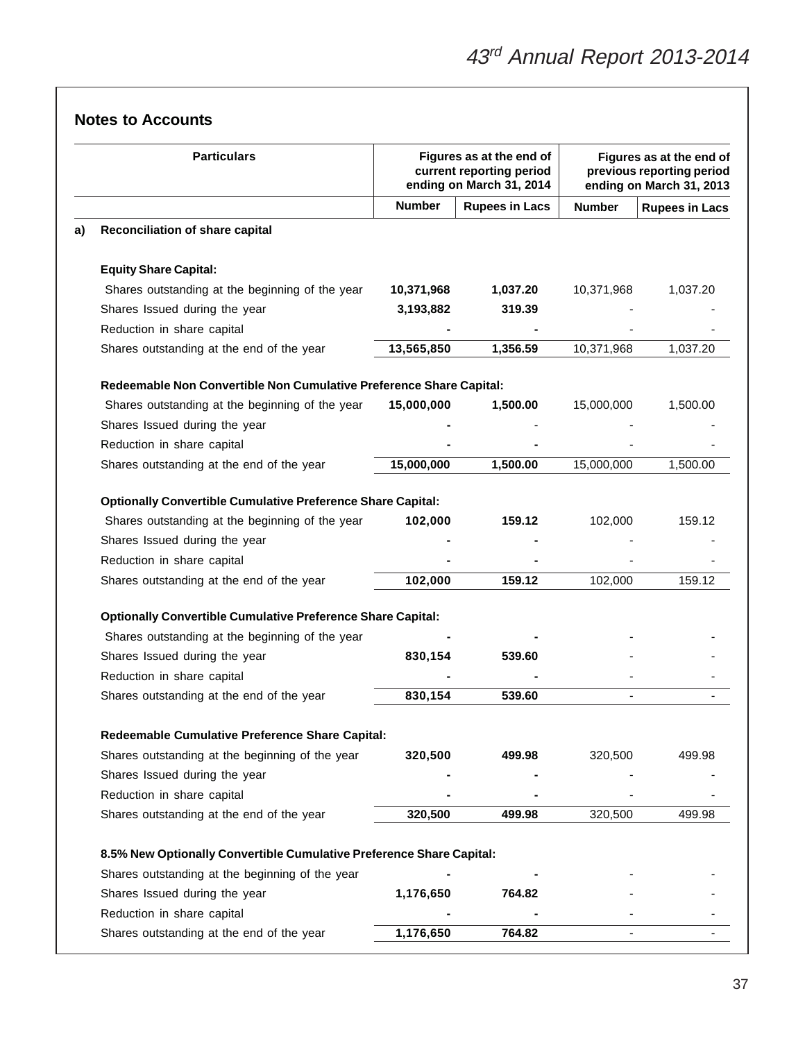## Notes to Accounts

| Particulars | Figures as at the end of current reporting period ending on March 31, 2014 | | Figures as at the end of previous reporting period ending on March 31, 2013 | |
|---|---|---|---|---|
| | **Number** | **Rupees in Lacs** | **Number** | **Rupees in Lacs** |
| **a) Reconciliation of share capital** | | | | |
| **Equity Share Capital:** | | | | |
| Shares outstanding at the beginning of the year | **10,371,968** | **1,037.20** | 10,371,968 | 1,037.20 |
| Shares Issued during the year | **3,193,882** | **319.39** | - | - |
| Reduction in share capital | **-** | **-** | - | - |
| Shares outstanding at the end of the year | **13,565,850** | **1,356.59** | 10,371,968 | 1,037.20 |
| **Redeemable Non Convertible Non Cumulative Preference Share Capital:** | | | | |
| Shares outstanding at the beginning of the year | **15,000,000** | **1,500.00** | 15,000,000 | 1,500.00 |
| Shares Issued during the year | **-** | - | - | - |
| Reduction in share capital | **-** | **-** | - | - |
| Shares outstanding at the end of the year | **15,000,000** | **1,500.00** | 15,000,000 | 1,500.00 |
| **Optionally Convertible Cumulative Preference Share Capital:** | | | | |
| Shares outstanding at the beginning of the year | **102,000** | **159.12** | 102,000 | 159.12 |
| Shares Issued during the year | **-** | **-** | - | - |
| Reduction in share capital | **-** | **-** | - | - |
| Shares outstanding at the end of the year | **102,000** | **159.12** | 102,000 | 159.12 |
| **Optionally Convertible Cumulative Preference Share Capital:** | | | | |
| Shares outstanding at the beginning of the year | **-** | **-** | - | - |
| Shares Issued during the year | **830,154** | **539.60** | - | - |
| Reduction in share capital | **-** | **-** | - | - |
| Shares outstanding at the end of the year | **830,154** | **539.60** | - | - |
| **Redeemable Cumulative Preference Share Capital:** | | | | |
| Shares outstanding at the beginning of the year | **320,500** | **499.98** | 320,500 | 499.98 |
| Shares Issued during the year | **-** | **-** | - | - |
| Reduction in share capital | **-** | **-** | - | - |
| Shares outstanding at the end of the year | **320,500** | **499.98** | 320,500 | 499.98 |
| **8.5% New Optionally Convertible Cumulative Preference Share Capital:** | | | | |
| Shares outstanding at the beginning of the year | **-** | **-** | - | - |
| Shares Issued during the year | **1,176,650** | **764.82** | - | - |
| Reduction in share capital | **-** | **-** | - | - |
| Shares outstanding at the end of the year | **1,176,650** | **764.82** | - | - |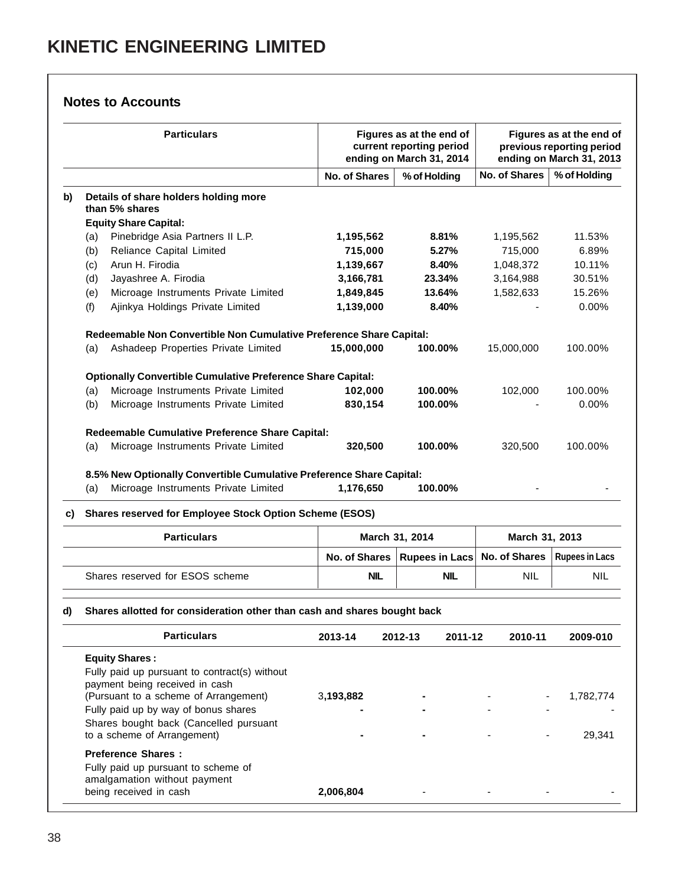# KINETIC ENGINEERING LIMITED

## Notes to Accounts

| | Particulars | Figures as at the end of current reporting period ending on March 31, 2014 | | Figures as at the end of previous reporting period ending on March 31, 2013 | |
|---|---|---|---|---|---|
| | | No. of Shares | % of Holding | No. of Shares | % of Holding |
| **b)** | **Details of share holders holding more than 5% shares** | | | | |
| | **Equity Share Capital:** | | | | |
| | (a) Pinebridge Asia Partners II L.P. | **1,195,562** | **8.81%** | 1,195,562 | 11.53% |
| | (b) Reliance Capital Limited | **715,000** | **5.27%** | 715,000 | 6.89% |
| | (c) Arun H. Firodia | **1,139,667** | **8.40%** | 1,048,372 | 10.11% |
| | (d) Jayashree A. Firodia | **3,166,781** | **23.34%** | 3,164,988 | 30.51% |
| | (e) Microage Instruments Private Limited | **1,849,845** | **13.64%** | 1,582,633 | 15.26% |
| | (f) Ajinkya Holdings Private Limited | **1,139,000** | **8.40%** | - | 0.00% |
| | **Redeemable Non Convertible Non Cumulative Preference Share Capital:** | | | | |
| | (a) Ashadeep Properties Private Limited | **15,000,000** | **100.00%** | 15,000,000 | 100.00% |
| | **Optionally Convertible Cumulative Preference Share Capital:** | | | | |
| | (a) Microage Instruments Private Limited | **102,000** | **100.00%** | 102,000 | 100.00% |
| | (b) Microage Instruments Private Limited | **830,154** | **100.00%** | - | 0.00% |
| | **Redeemable Cumulative Preference Share Capital:** | | | | |
| | (a) Microage Instruments Private Limited | **320,500** | **100.00%** | 320,500 | 100.00% |
| | **8.5% New Optionally Convertible Cumulative Preference Share Capital:** | | | | |
| | (a) Microage Instruments Private Limited | **1,176,650** | **100.00%** | - | - |

**c) Shares reserved for Employee Stock Option Scheme (ESOS)**

| Particulars | March 31, 2014 | | March 31, 2013 | |
|---|---|---|---|---|
| | No. of Shares | Rupees in Lacs | No. of Shares | Rupees in Lacs |
| Shares reserved for ESOS scheme | **NIL** | **NIL** | NIL | NIL |

**d) Shares allotted for consideration other than cash and shares bought back**

| Particulars | 2013-14 | 2012-13 | 2011-12 | 2010-11 | 2009-010 |
|---|---|---|---|---|---|
| **Equity Shares :** | | | | | |
| Fully paid up pursuant to contract(s) without payment being received in cash (Pursuant to a scheme of Arrangement) | 3,**193,882** | **-** | - | - | 1,782,774 |
| Fully paid up by way of bonus shares | **-** | **-** | - | - | - |
| Shares bought back (Cancelled pursuant to a scheme of Arrangement) | **-** | **-** | - | - | 29,341 |
| **Preference Shares :** | | | | | |
| Fully paid up pursuant to scheme of amalgamation without payment being received in cash | **2,006,804** | - | - | - | - |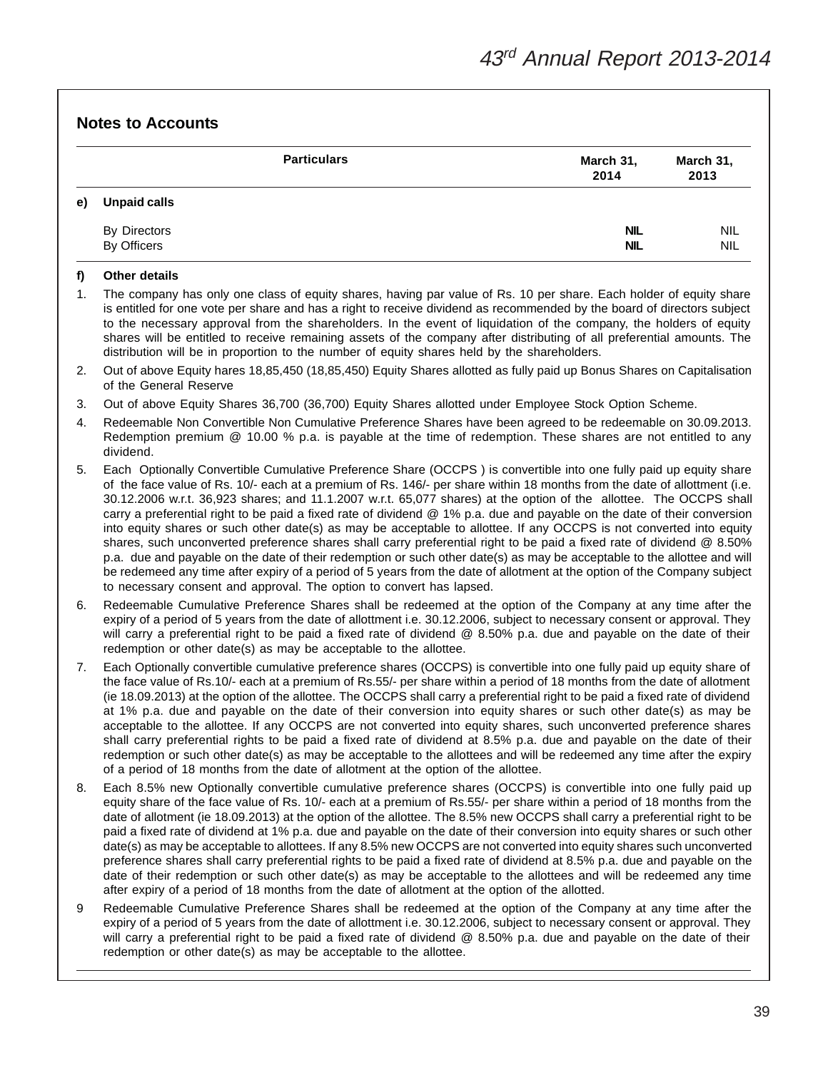## Notes to Accounts

| | Particulars | March 31, 2014 | March 31, 2013 |
|---|---|---|---|
| **e)** | **Unpaid calls** | | |
| | By Directors | **NIL** | NIL |
| | By Officers | **NIL** | NIL |

**f) Other details**

1. The company has only one class of equity shares, having par value of Rs. 10 per share. Each holder of equity share is entitled for one vote per share and has a right to receive dividend as recommended by the board of directors subject to the necessary approval from the shareholders. In the event of liquidation of the company, the holders of equity shares will be entitled to receive remaining assets of the company after distributing of all preferential amounts. The distribution will be in proportion to the number of equity shares held by the shareholders.
2. Out of above Equity hares 18,85,450 (18,85,450) Equity Shares allotted as fully paid up Bonus Shares on Capitalisation of the General Reserve
3. Out of above Equity Shares 36,700 (36,700) Equity Shares allotted under Employee Stock Option Scheme.
4. Redeemable Non Convertible Non Cumulative Preference Shares have been agreed to be redeemable on 30.09.2013. Redemption premium @ 10.00 % p.a. is payable at the time of redemption. These shares are not entitled to any dividend.
5. Each Optionally Convertible Cumulative Preference Share (OCCPS ) is convertible into one fully paid up equity share of the face value of Rs. 10/- each at a premium of Rs. 146/- per share within 18 months from the date of allotment (i.e. 30.12.2006 w.r.t. 36,923 shares; and 11.1.2007 w.r.t. 65,077 shares) at the option of the allottee. The OCCPS shall carry a preferential right to be paid a fixed rate of dividend @ 1% p.a. due and payable on the date of their conversion into equity shares or such other date(s) as may be acceptable to allottee. If any OCCPS is not converted into equity shares, such unconverted preference shares shall carry preferential right to be paid a fixed rate of dividend @ 8.50% p.a. due and payable on the date of their redemption or such other date(s) as may be acceptable to the allottee and will be redemeed any time after expiry of a period of 5 years from the date of allotment at the option of the Company subject to necessary consent and approval. The option to convert has lapsed.
6. Redeemable Cumulative Preference Shares shall be redeemed at the option of the Company at any time after the expiry of a period of 5 years from the date of allottment i.e. 30.12.2006, subject to necessary consent or approval. They will carry a preferential right to be paid a fixed rate of dividend @ 8.50% p.a. due and payable on the date of their redemption or other date(s) as may be acceptable to the allottee.
7. Each Optionally convertible cumulative preference shares (OCCPS) is convertible into one fully paid up equity share of the face value of Rs.10/- each at a premium of Rs.55/- per share within a period of 18 months from the date of allotment (ie 18.09.2013) at the option of the allottee. The OCCPS shall carry a preferential right to be paid a fixed rate of dividend at 1% p.a. due and payable on the date of their conversion into equity shares or such other date(s) as may be acceptable to the allottee. If any OCCPS are not converted into equity shares, such unconverted preference shares shall carry preferential rights to be paid a fixed rate of dividend at 8.5% p.a. due and payable on the date of their redemption or such other date(s) as may be acceptable to the allottees and will be redeemed any time after the expiry of a period of 18 months from the date of allotment at the option of the allottee.
8. Each 8.5% new Optionally convertible cumulative preference shares (OCCPS) is convertible into one fully paid up equity share of the face value of Rs. 10/- each at a premium of Rs.55/- per share within a period of 18 months from the date of allotment (ie 18.09.2013) at the option of the allottee. The 8.5% new OCCPS shall carry a preferential right to be paid a fixed rate of dividend at 1% p.a. due and payable on the date of their conversion into equity shares or such other date(s) as may be acceptable to allottees. If any 8.5% new OCCPS are not converted into equity shares such unconverted preference shares shall carry preferential rights to be paid a fixed rate of dividend at 8.5% p.a. due and payable on the date of their redemption or such other date(s) as may be acceptable to the allottees and will be redeemed any time after expiry of a period of 18 months from the date of allotment at the option of the allotted.
9. Redeemable Cumulative Preference Shares shall be redeemed at the option of the Company at any time after the expiry of a period of 5 years from the date of allottment i.e. 30.12.2006, subject to necessary consent or approval. They will carry a preferential right to be paid a fixed rate of dividend @ 8.50% p.a. due and payable on the date of their redemption or other date(s) as may be acceptable to the allottee.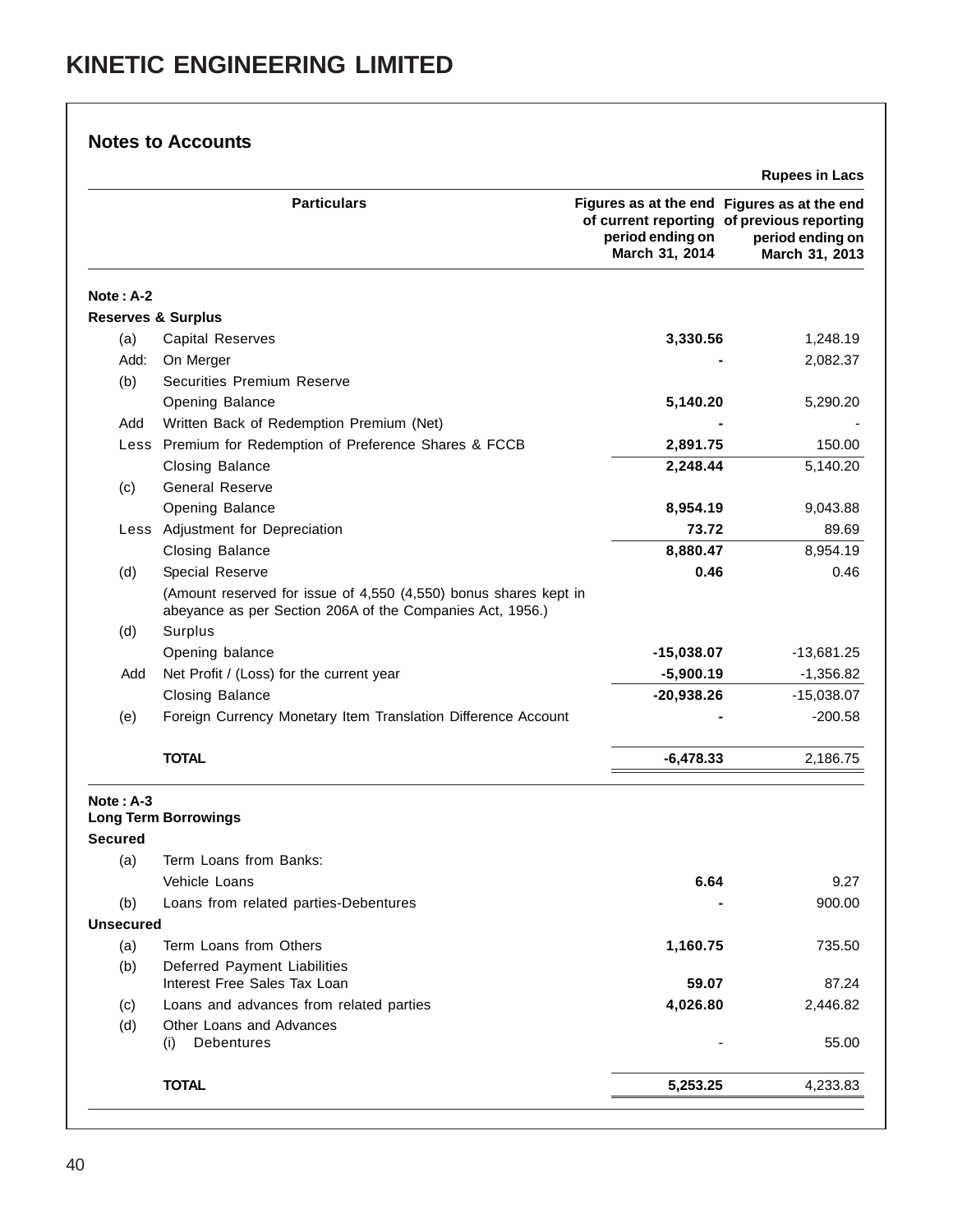# KINETIC ENGINEERING LIMITED

## Notes to Accounts

Rupees in Lacs

| | Particulars | Figures as at the end of current reporting period ending on March 31, 2014 | Figures as at the end of previous reporting period ending on March 31, 2013 |
|---|---|---|---|
| **Note : A-2** | | | |
| **Reserves & Surplus** | | | |
| (a) | Capital Reserves | **3,330.56** | 1,248.19 |
| Add: | On Merger | **-** | 2,082.37 |
| (b) | Securities Premium Reserve | | |
| | Opening Balance | **5,140.20** | 5,290.20 |
| Add | Written Back of Redemption Premium (Net) | **-** | - |
| Less | Premium for Redemption of Preference Shares & FCCB | **2,891.75** | 150.00 |
| | Closing Balance | **2,248.44** | 5,140.20 |
| (c) | General Reserve | | |
| | Opening Balance | **8,954.19** | 9,043.88 |
| Less | Adjustment for Depreciation | **73.72** | 89.69 |
| | Closing Balance | **8,880.47** | 8,954.19 |
| (d) | Special Reserve | **0.46** | 0.46 |
| | (Amount reserved for issue of 4,550 (4,550) bonus shares kept in abeyance as per Section 206A of the Companies Act, 1956.) | | |
| (d) | Surplus | | |
| | Opening balance | **-15,038.07** | -13,681.25 |
| Add | Net Profit / (Loss) for the current year | **-5,900.19** | -1,356.82 |
| | Closing Balance | **-20,938.26** | -15,038.07 |
| (e) | Foreign Currency Monetary Item Translation Difference Account | **-** | -200.58 |
| | **TOTAL** | **-6,478.33** | 2,186.75 |
| **Note : A-3** | | | |
| **Long Term Borrowings** | | | |
| **Secured** | | | |
| (a) | Term Loans from Banks: | | |
| | Vehicle Loans | **6.64** | 9.27 |
| (b) | Loans from related parties-Debentures | **-** | 900.00 |
| **Unsecured** | | | |
| (a) | Term Loans from Others | **1,160.75** | 735.50 |
| (b) | Deferred Payment Liabilities<br>Interest Free Sales Tax Loan | **59.07** | 87.24 |
| (c) | Loans and advances from related parties | **4,026.80** | 2,446.82 |
| (d) | Other Loans and Advances<br>(i) Debentures | - | 55.00 |
| | **TOTAL** | **5,253.25** | 4,233.83 |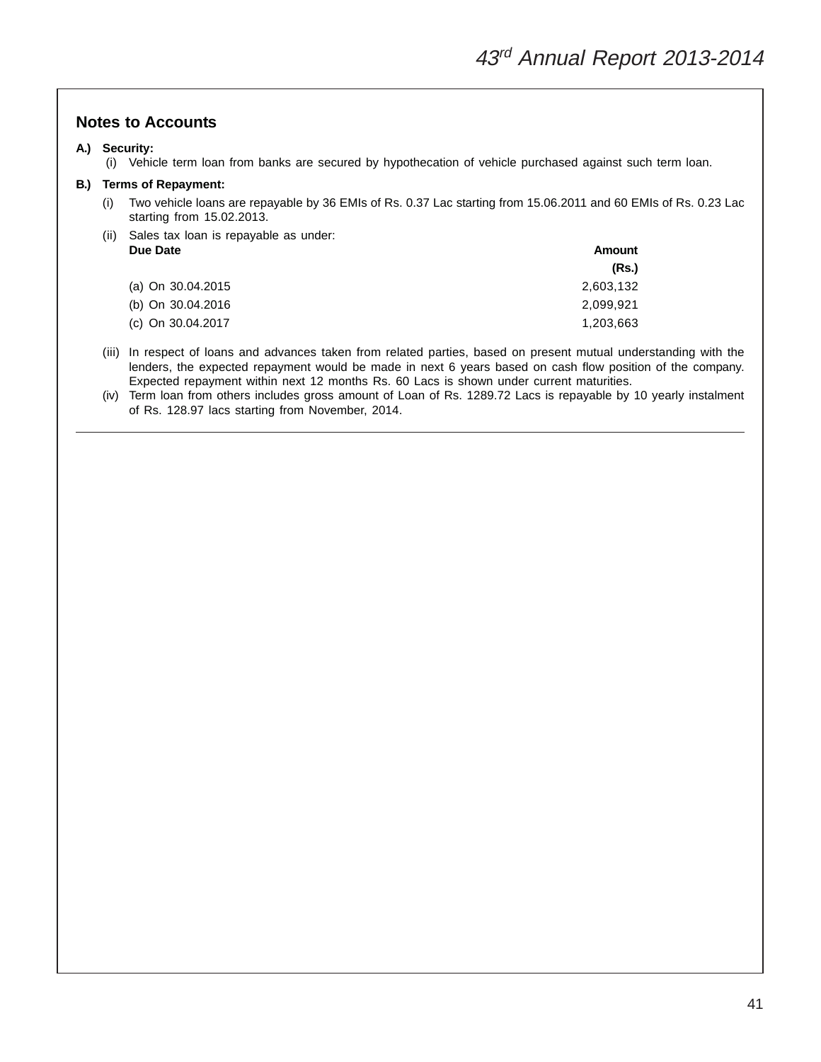## Notes to Accounts

**A.) Security:**

(i) Vehicle term loan from banks are secured by hypothecation of vehicle purchased against such term loan.

**B.) Terms of Repayment:**

(i) Two vehicle loans are repayable by 36 EMIs of Rs. 0.37 Lac starting from 15.06.2011 and 60 EMIs of Rs. 0.23 Lac starting from 15.02.2013.

(ii) Sales tax loan is repayable as under:

| Due Date | Amount (Rs.) |
|---|---:|
| (a) On 30.04.2015 | 2,603,132 |
| (b) On 30.04.2016 | 2,099,921 |
| (c) On 30.04.2017 | 1,203,663 |

(iii) In respect of loans and advances taken from related parties, based on present mutual understanding with the lenders, the expected repayment would be made in next 6 years based on cash flow position of the company. Expected repayment within next 12 months Rs. 60 Lacs is shown under current maturities.

(iv) Term loan from others includes gross amount of Loan of Rs. 1289.72 Lacs is repayable by 10 yearly instalment of Rs. 128.97 lacs starting from November, 2014.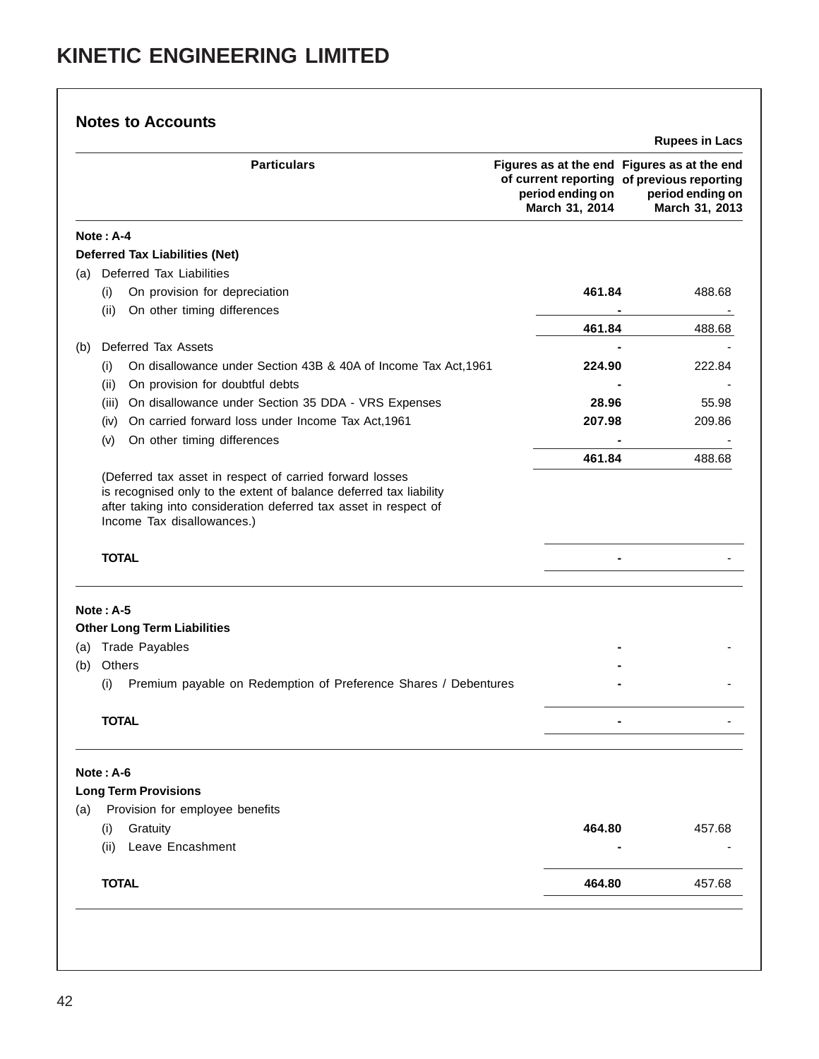# KINETIC ENGINEERING LIMITED

## Notes to Accounts

Rupees in Lacs

| Particulars | Figures as at the end of current reporting period ending on March 31, 2014 | Figures as at the end of previous reporting period ending on March 31, 2013 |
|---|---|---|
| **Note : A-4** | | |
| **Deferred Tax Liabilities (Net)** | | |
| (a) Deferred Tax Liabilities | | |
| (i) On provision for depreciation | **461.84** | 488.68 |
| (ii) On other timing differences | **-** | - |
| | **461.84** | 488.68 |
| (b) Deferred Tax Assets | **-** | - |
| (i) On disallowance under Section 43B & 40A of Income Tax Act,1961 | **224.90** | 222.84 |
| (ii) On provision for doubtful debts | **-** | - |
| (iii) On disallowance under Section 35 DDA - VRS Expenses | **28.96** | 55.98 |
| (iv) On carried forward loss under Income Tax Act,1961 | **207.98** | 209.86 |
| (v) On other timing differences | **-** | - |
| | **461.84** | 488.68 |
| (Deferred tax asset in respect of carried forward losses is recognised only to the extent of balance deferred tax liability after taking into consideration deferred tax asset in respect of Income Tax disallowances.) | | |
| **TOTAL** | **-** | - |
| **Note : A-5** | | |
| **Other Long Term Liabilities** | | |
| (a) Trade Payables | **-** | - |
| (b) Others | **-** | |
| (i) Premium payable on Redemption of Preference Shares / Debentures | **-** | - |
| **TOTAL** | **-** | - |
| **Note : A-6** | | |
| **Long Term Provisions** | | |
| (a) Provision for employee benefits | | |
| (i) Gratuity | **464.80** | 457.68 |
| (ii) Leave Encashment | **-** | - |
| **TOTAL** | **464.80** | 457.68 |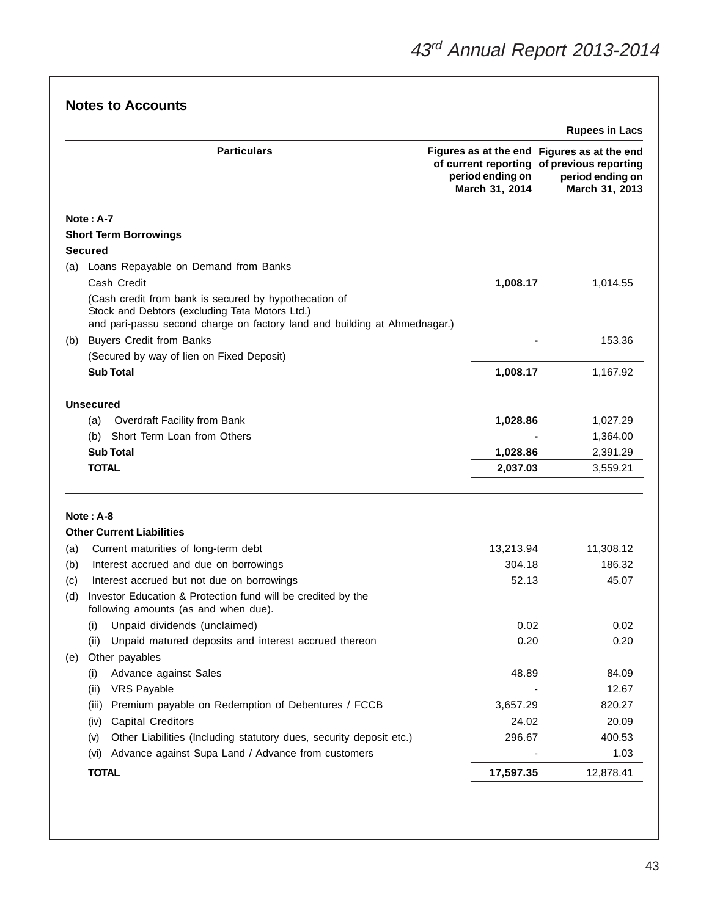## Notes to Accounts

Rupees in Lacs

| Particulars | Figures as at the end of current reporting period ending on March 31, 2014 | Figures as at the end of previous reporting period ending on March 31, 2013 |
|---|---|---|
| **Note : A-7** | | |
| **Short Term Borrowings** | | |
| **Secured** | | |
| (a) Loans Repayable on Demand from Banks | | |
| Cash Credit | **1,008.17** | 1,014.55 |
| (Cash credit from bank is secured by hypothecation of Stock and Debtors (excluding Tata Motors Ltd.) and pari-passu second charge on factory land and building at Ahmednagar.) | | |
| (b) Buyers Credit from Banks | **-** | 153.36 |
| (Secured by way of lien on Fixed Deposit) | | |
| **Sub Total** | **1,008.17** | 1,167.92 |
| **Unsecured** | | |
| (a) Overdraft Facility from Bank | **1,028.86** | 1,027.29 |
| (b) Short Term Loan from Others | **-** | 1,364.00 |
| **Sub Total** | **1,028.86** | 2,391.29 |
| **TOTAL** | **2,037.03** | 3,559.21 |

| Particulars | Figures as at the end of current reporting period ending on March 31, 2014 | Figures as at the end of previous reporting period ending on March 31, 2013 |
|---|---|---|
| **Note : A-8** | | |
| **Other Current Liabilities** | | |
| (a) Current maturities of long-term debt | 13,213.94 | 11,308.12 |
| (b) Interest accrued and due on borrowings | 304.18 | 186.32 |
| (c) Interest accrued but not due on borrowings | 52.13 | 45.07 |
| (d) Investor Education & Protection fund will be credited by the following amounts (as and when due). | | |
| (i) Unpaid dividends (unclaimed) | 0.02 | 0.02 |
| (ii) Unpaid matured deposits and interest accrued thereon | 0.20 | 0.20 |
| (e) Other payables | | |
| (i) Advance against Sales | 48.89 | 84.09 |
| (ii) VRS Payable | - | 12.67 |
| (iii) Premium payable on Redemption of Debentures / FCCB | 3,657.29 | 820.27 |
| (iv) Capital Creditors | 24.02 | 20.09 |
| (v) Other Liabilities (Including statutory dues, security deposit etc.) | 296.67 | 400.53 |
| (vi) Advance against Supa Land / Advance from customers | - | 1.03 |
| **TOTAL** | **17,597.35** | 12,878.41 |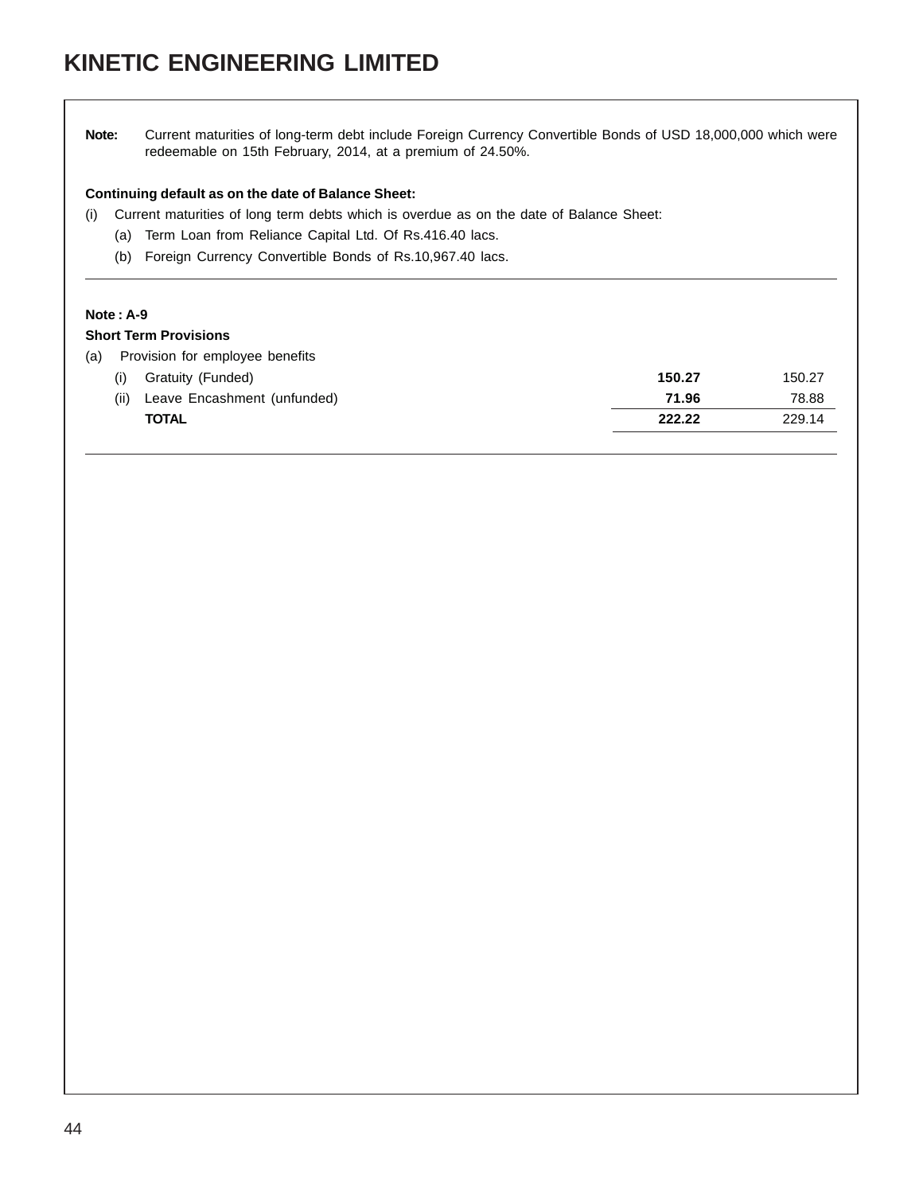**Note:** Current maturities of long-term debt include Foreign Currency Convertible Bonds of USD 18,000,000 which were redeemable on 15th February, 2014, at a premium of 24.50%.

**Continuing default as on the date of Balance Sheet:**

(i) Current maturities of long term debts which is overdue as on the date of Balance Sheet:

(a) Term Loan from Reliance Capital Ltd. Of Rs.416.40 lacs.

(b) Foreign Currency Convertible Bonds of Rs.10,967.40 lacs.

**Note : A-9**

**Short Term Provisions**

| | | |
|---|---|---|
| (a) Provision for employee benefits | | |
| (i) Gratuity (Funded) | **150.27** | 150.27 |
| (ii) Leave Encashment (unfunded) | **71.96** | 78.88 |
| **TOTAL** | **222.22** | 229.14 |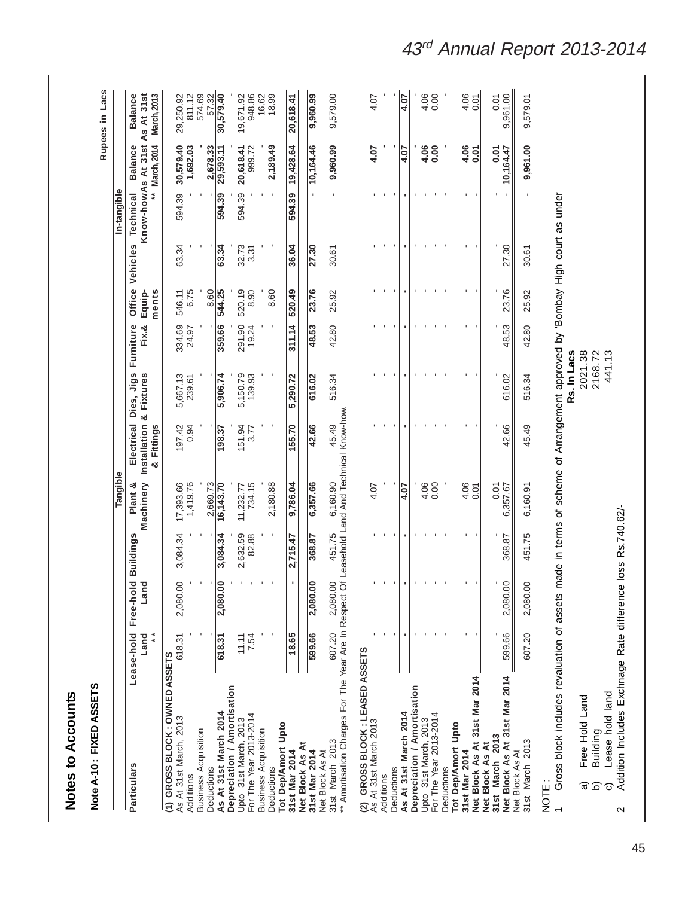## Notes to Accounts

### Note A-10 : FIXED ASSETS

Rupees in Lacs

| Particulars | Tangible | | | | | | | | | In-tangible | | |
|---|---|---|---|---|---|---|---|---|---|---|---|---|
| | Lease-hold Land ** | Free-hold Land | Buildings | Plant & Machinery | Electrical Installation & Fittings | Dies, Jigs & Fixtures | Furniture Fix.& | Office Equip-ments | Vehicles | Technical Know-how ** | Balance As At 31st March, 2014 | Balance As At 31st March, 2013 |
| **(1) GROSS BLOCK : OWNED ASSETS** | | | | | | | | | | | | |
| As At 31st March, 2013 | 618.31 | 2,080.00 | 3,084.34 | 17,393.66 | 197.42 | 5,667.13 | 334.69 | 546.11 | 63.34 | 594.39 | 30,579.40 | 29,250.92 |
| Additions | - | - | - | 1,419.76 | 0.94 | 239.61 | 24.97 | 6.75 | - | - | 1,692.03 | 811.12 |
| Business Acquisition | - | - | - | - | - | - | - | - | - | - | - | 574.69 |
| Deductions | - | - | - | 2,669.73 | - | - | - | 8.60 | - | - | 2,678.33 | 57.32 |
| **As At 31st March 2014** | **618.31** | **2,080.00** | **3,084.34** | **16,143.70** | **198.37** | **5,906.74** | **359.66** | **544.25** | **63.34** | **594.39** | **29,593.11** | **30,579.40** |
| **Depreciation / Amortisation** | | | | | | | | | | | | |
| Upto 31st March, 2013 | 11.11 | - | 2,632.59 | 11,232.77 | 151.94 | 5,150.79 | 291.90 | 520.19 | 32.73 | 594.39 | 20,618.41 | 19,671.92 |
| For The Year 2013-2014 | 7.54 | - | 82.88 | 734.15 | 3.77 | 139.93 | 19.24 | 8.90 | 3.31 | - | 999.72 | 948.86 |
| Business Acquisition | - | - | - | - | - | - | - | - | - | - | - | 16.62 |
| Deductions | - | - | - | 2,180.88 | - | - | - | 8.60 | - | - | 2,189.49 | 18.99 |
| **Tot Dep/Amort Upto 31st Mar 2014** | **18.65** | **-** | **2,715.47** | **9,786.04** | **155.70** | **5,290.72** | **311.14** | **520.49** | **36.04** | **594.39** | **19,428.64** | **20,618.41** |
| **Net Block As At 31st Mar 2014** | **599.66** | **2,080.00** | **368.87** | **6,357.66** | **42.66** | **616.02** | **48.53** | **23.76** | **27.30** | **-** | **10,164.46** | **9,960.99** |
| Net Block As At 31st March 2013 | 607.20 | 2,080.00 | 451.75 | 6,160.90 | 45.49 | 516.34 | 42.80 | 25.92 | 30.61 | - | 9,960.99 | 9,579.00 |
| ** Amortisation Charges For The Year Are In Respect Of Leasehold Land And Technical Know-how. | | | | | | | | | | | | |
| **(2) GROSS BLOCK : LEASED ASSETS** | | | | | | | | | | | | |
| As At 31st March 2013 | - | - | - | 4.07 | - | - | - | - | - | - | 4.07 | 4.07 |
| Additions | - | - | - | - | - | - | - | - | - | - | - | - |
| Deductions | - | - | - | - | - | - | - | - | - | - | - | - |
| **As At 31st March 2014** | **-** | **-** | **-** | **4.07** | **-** | **-** | **-** | **-** | **-** | **-** | **4.07** | **4.07** |
| **Depreciation / Amortisation** | | | | | | | | | | | | |
| Upto 31st March, 2013 | - | - | - | 4.06 | - | - | - | - | - | - | 4.06 | 4.06 |
| For The Year 2013-2014 | - | - | - | 0.00 | - | - | - | - | - | - | 0.00 | 0.00 |
| Deductions | - | - | - | - | - | - | - | - | - | - | - | - |
| **Tot Dep/Amort Upto 31st Mar 2014** | - | - | - | 4.06 | - | - | - | - | - | - | 4.06 | 4.06 |
| **Net Block As At 31st Mar 2014** | - | - | - | 0.01 | - | - | - | - | - | - | 0.01 | 0.01 |
| **Net Block As At 31st March 2013** | - | - | - | 0.01 | - | - | - | - | - | - | 0.01 | 0.01 |
| **Net Block As At 31st Mar 2014** | 599.66 | 2,080.00 | 368.87 | 6,357.67 | 42.66 | 616.02 | 48.53 | 23.76 | 27.30 | - | 10,164.47 | 9,961.00 |
| Net Block As At 31st March 2013 | 607.20 | 2,080.00 | 451.75 | 6,160.91 | 45.49 | 516.34 | 42.80 | 25.92 | 30.61 | - | 9,961.00 | 9,579.01 |

NOTE :

1 Gross block includes revaluation of assets made in terms of scheme of Arrangement approved by 'Bombay High court as under

| | Rs. In Lacs |
|---|---|
| a) Free Hold Land | 2021.38 |
| b) Building | 2168.72 |
| c) Lease hold land | 441.13 |

2 Addition Includes Exchnage Rate difference loss Rs.740.62/-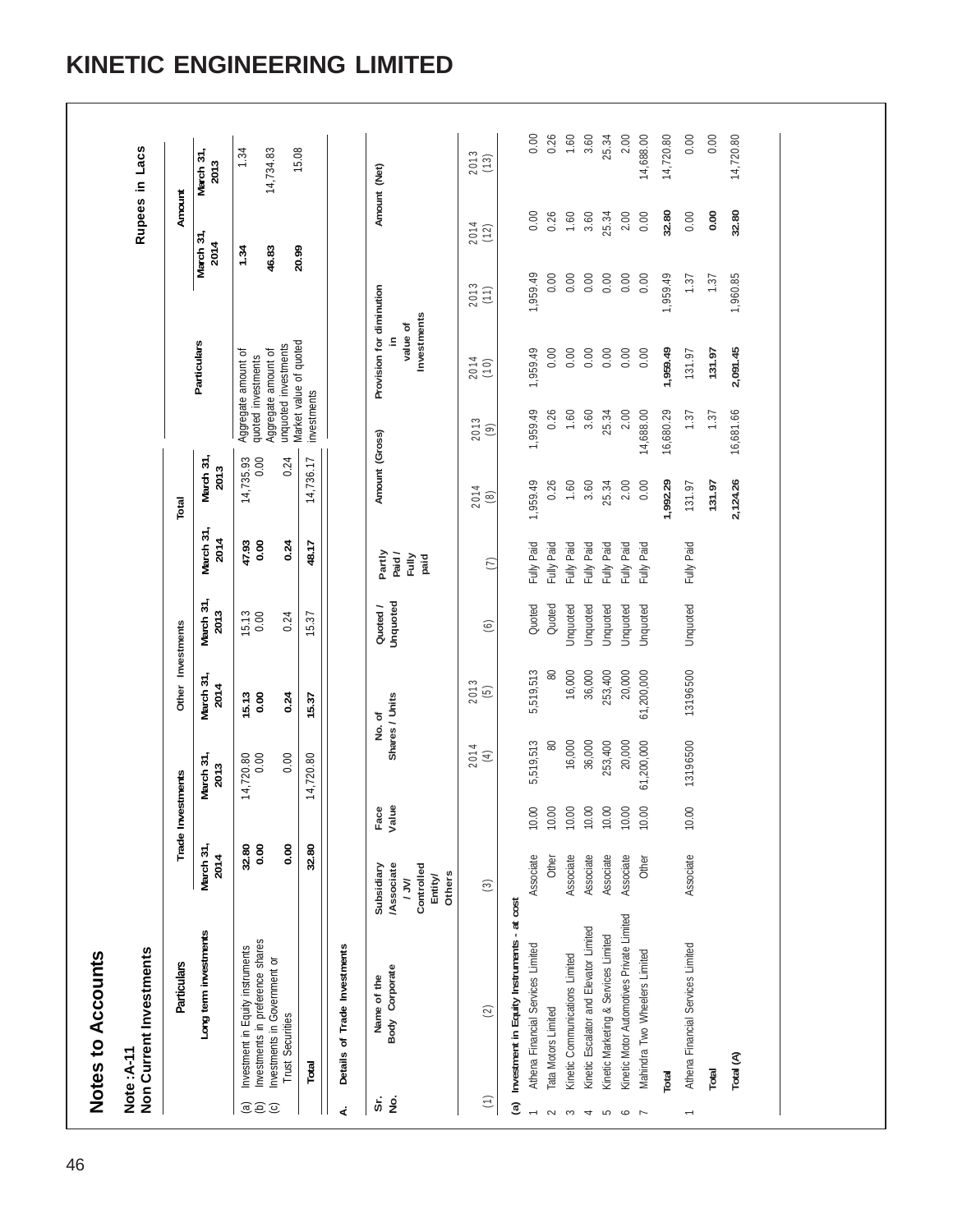# KINETIC ENGINEERING LIMITED

## Notes to Accounts

### Note : A-11
### Non Current Investments

Rupees in Lacs

| | Particulars | Trade Investments | | Other Investments | | Total | | Particulars | Amount | |
|---|---|---|---|---|---|---|---|---|---|---|
| | | March 31, 2014 | March 31, 2013 | March 31, 2014 | March 31, 2013 | March 31, 2014 | March 31, 2013 | | March 31, 2014 | March 31, 2013 |
| | **Long term investments** | | | | | | | | | |
| (a) | Investment in Equity instruments | **32.80** | 14,720.80 | **15.13** | 15.13 | **47.93** | 14,735.93 | Aggregate amount of quoted investments | **1.34** | 1.34 |
| (b) | Investments in preference shares | **0.00** | 0.00 | **0.00** | 0.00 | **0.00** | 0.00 | Aggregate amount of unquoted investments | **46.83** | 14,734.83 |
| (c) | Investments in Government or Trust Securities | **0.00** | 0.00 | **0.24** | 0.24 | **0.24** | 0.24 | Market value of quoted investments | **20.99** | 15.08 |
| | **Total** | **32.80** | 14,720.80 | **15.37** | 15.37 | **48.17** | 14,736.17 | | | |

**A. Details of Trade Investments**

| Sr. No. | Name of the Body Corporate | Subsidiary /Associate / JV/ Controlled Entity/ Others | Face Value | No. of Shares / Units | | Quoted / Unquoted | Partly Paid / Fully paid | Amount (Gross) | | Provision for diminution in value of Investments | | Amount (Net) | |
|---|---|---|---|---|---|---|---|---|---|---|---|---|---|
| | | | | 2014 | 2013 | | | 2014 | 2013 | 2014 | 2013 | 2014 | 2013 |
| (1) | (2) | (3) | | (4) | (5) | (6) | (7) | (8) | (9) | (10) | (11) | (12) | (13) |
| **(a)** | **Investment in Equity Instruments - at cost** | | | | | | | | | | | | |
| 1 | Athena Financial Services Limited | Associate | 10.00 | 5,519,513 | 5,519,513 | Quoted | Fully Paid | 1,959.49 | 1,959.49 | 1,959.49 | 1,959.49 | 0.00 | 0.00 |
| 2 | Tata Motors Limited | Other | 10.00 | 80 | 80 | Quoted | Fully Paid | 0.26 | 0.26 | 0.00 | 0.00 | 0.26 | 0.26 |
| 3 | Kinetic Communications Limited | Associate | 10.00 | 16,000 | 16,000 | Unquoted | Fully Paid | 1.60 | 1.60 | 0.00 | 0.00 | 1.60 | 1.60 |
| 4 | Kinetic Escalator and Elevator Limited | Associate | 10.00 | 36,000 | 36,000 | Unquoted | Fully Paid | 3.60 | 3.60 | 0.00 | 0.00 | 3.60 | 3.60 |
| 5 | Kinetic Marketing & Services Limited | Associate | 10.00 | 253,400 | 253,400 | Unquoted | Fully Paid | 25.34 | 25.34 | 0.00 | 0.00 | 25.34 | 25.34 |
| 6 | Kinetic Motor Automotives Private Limited | Associate | 10.00 | 20,000 | 20,000 | Unquoted | Fully Paid | 2.00 | 2.00 | 0.00 | 0.00 | 2.00 | 2.00 |
| 7 | Mahindra Two Wheelers Limited | Other | 10.00 | 61,200,000 | 61,200,000 | Unquoted | Fully Paid | 0.00 | 14,688.00 | 0.00 | 0.00 | 0.00 | 14,688.00 |
| | **Total** | | | | | | | **1,992.29** | 16,680.29 | **1,959.49** | 1,959.49 | **32.80** | 14,720.80 |
| 1 | Athena Financial Services Limited | Associate | 10.00 | 13196500 | 13196500 | Unquoted | Fully Paid | 131.97 | 1.37 | 131.97 | 1.37 | 0.00 | 0.00 |
| | **Total** | | | | | | | **131.97** | 1.37 | **131.97** | 1.37 | **0.00** | 0.00 |
| | **Total (A)** | | | | | | | **2,124.26** | 16,681.66 | **2,091.45** | 1,960.85 | **32.80** | 14,720.80 |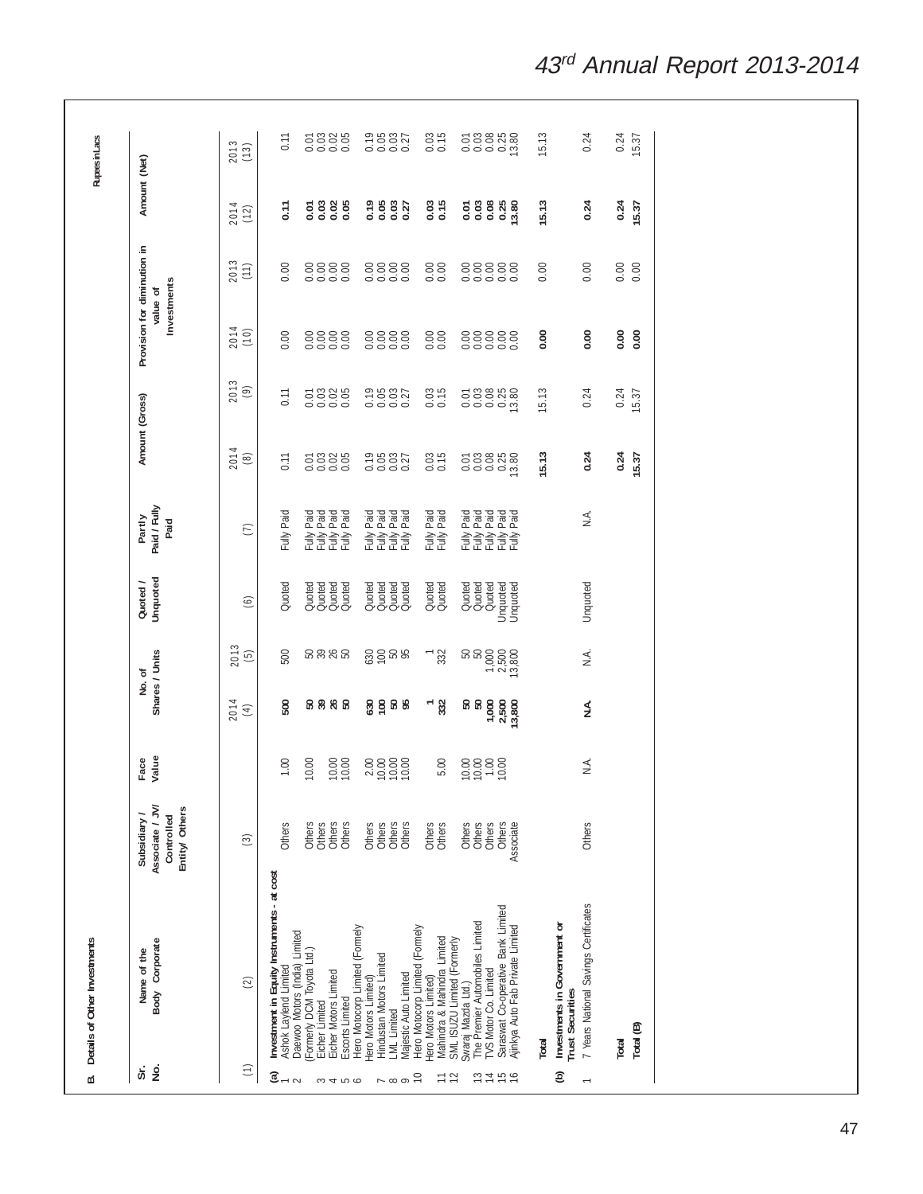**B. Details of Other Investments**

Rupees in Lacs

| Sr. No. | Name of the Body Corporate | Subsidiary / Associate / JV/ Controlled Entity/ Others | Face Value | No. of Shares / Units | | Quoted / Unquoted | Partly Paid / Fully Paid | Amount (Gross) | | Provision for diminution in value of Investments | | Amount (Net) | |
|---|---|---|---|---|---|---|---|---|---|---|---|---|---|
| | | | | 2014 | 2013 | | | 2014 | 2013 | 2014 | 2013 | 2014 | 2013 |
| (1) | (2) | (3) | | (4) | (5) | (6) | (7) | (8) | (9) | (10) | (11) | (12) | (13) |
| **(a)** | **Investment in Equity Instruments - at cost** | | | | | | | | | | | | |
| 1 | Ashok Laylend Limited | Others | 1.00 | **500** | 500 | Quoted | Fully Paid | 0.11 | 0.11 | 0.00 | 0.00 | **0.11** | 0.11 |
| 2 | Daewoo Motors (India) Limited (Formerly DCM Toyota Ltd.) | Others | 10.00 | **50** | 50 | Quoted | Fully Paid | 0.01 | 0.01 | 0.00 | 0.00 | **0.01** | 0.01 |
| 3 | Eicher Limited | Others | | **39** | 39 | Quoted | Fully Paid | 0.03 | 0.03 | 0.00 | 0.00 | **0.03** | 0.03 |
| 4 | Eicher Motors Limited | Others | 10.00 | **26** | 26 | Quoted | Fully Paid | 0.02 | 0.02 | 0.00 | 0.00 | **0.02** | 0.02 |
| 5 | Escorts Limited | Others | 10.00 | **50** | 50 | Quoted | Fully Paid | 0.05 | 0.05 | 0.00 | 0.00 | **0.05** | 0.05 |
| 6 | Hero Motocorp Limited (Formely Hero Motors Limited) | Others | 2.00 | **630** | 630 | Quoted | Fully Paid | 0.19 | 0.19 | 0.00 | 0.00 | **0.19** | 0.19 |
| 7 | Hindustan Motors Limited | Others | 10.00 | **100** | 100 | Quoted | Fully Paid | 0.05 | 0.05 | 0.00 | 0.00 | **0.05** | 0.05 |
| 8 | LML Limited | Others | 10.00 | **50** | 50 | Quoted | Fully Paid | 0.03 | 0.03 | 0.00 | 0.00 | **0.03** | 0.03 |
| 9 | Majestic Auto Limited | Others | 10.00 | **95** | 95 | Quoted | Fully Paid | 0.27 | 0.27 | 0.00 | 0.00 | **0.27** | 0.27 |
| 10 | Hero Motocorp Limited (Formely Hero Motors Limited) | Others | | **1** | 1 | Quoted | Fully Paid | 0.03 | 0.03 | 0.00 | 0.00 | **0.03** | 0.03 |
| 11 | Mahindra & Mahindra Limited | Others | 5.00 | **332** | 332 | Quoted | Fully Paid | 0.15 | 0.15 | 0.00 | 0.00 | **0.15** | 0.15 |
| 12 | SML ISUZU Limited (Formerly Swaraj Mazda Ltd.) | Others | 10.00 | **50** | 50 | Quoted | Fully Paid | 0.01 | 0.01 | 0.00 | 0.00 | **0.01** | 0.01 |
| 13 | The Premier Automobiles Limited | Others | 10.00 | **50** | 50 | Quoted | Fully Paid | 0.03 | 0.03 | 0.00 | 0.00 | **0.03** | 0.03 |
| 14 | TVS Motor Co. Limited | Others | 1.00 | **1,000** | 1,000 | Quoted | Fully Paid | 0.08 | 0.08 | 0.00 | 0.00 | **0.08** | 0.08 |
| 15 | Saraswat Co-operative Bank Limited | Others | 10.00 | **2,500** | 2,500 | Unquoted | Fully Paid | 0.25 | 0.25 | 0.00 | 0.00 | **0.25** | 0.25 |
| 16 | Ajinkya Auto Fab Private Limited | Associate | | **13,800** | 13,800 | Unquoted | Fully Paid | 13.80 | 13.80 | 0.00 | 0.00 | **13.80** | 13.80 |
| | **Total** | | | | | | | **15.13** | 15.13 | **0.00** | 0.00 | **15.13** | 15.13 |
| **(b)** | **Investments in Government or Trust Securities** | | | | | | | | | | | | |
| 1 | 7 Years National Savings Certificates | Others | N.A. | **N.A.** | N.A. | Unquoted | N.A. | **0.24** | 0.24 | **0.00** | 0.00 | **0.24** | 0.24 |
| | **Total** | | | | | | | **0.24** | 0.24 | **0.00** | 0.00 | **0.24** | 0.24 |
| | **Total (B)** | | | | | | | **15.37** | 15.37 | **0.00** | 0.00 | **15.37** | 15.37 |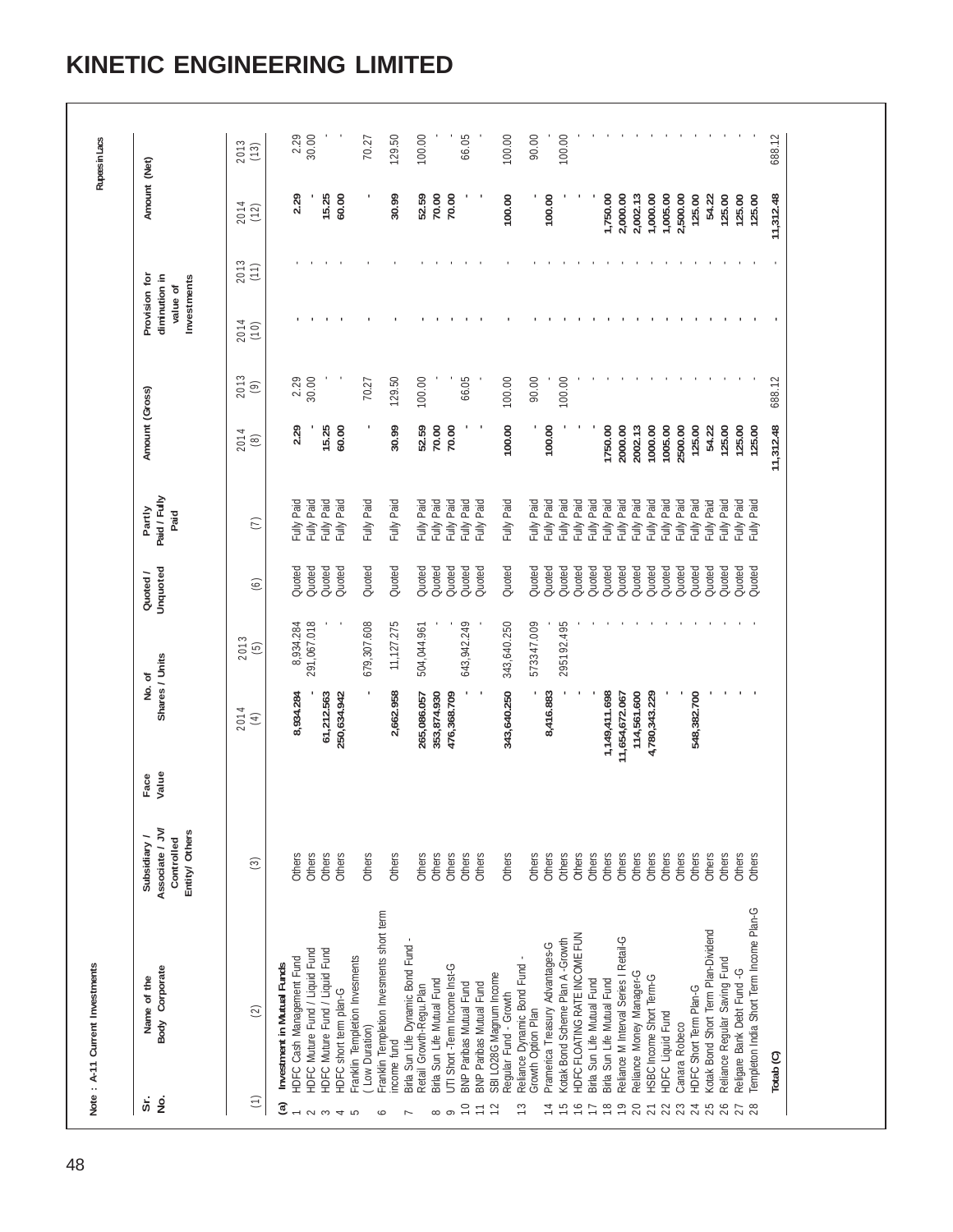# KINETIC ENGINEERING LIMITED

Note : A-11 Current Investments

Rupees in Lacs

| Sr. No. | Name of the Body Corporate | Subsidiary / Associate / JV/ Controlled Entity/ Others | Face Value | No. of Shares / Units | | Quoted / Unquoted | Partly Paid / Fully Paid | Amount (Gross) | | Provision for diminution in value of Investments | | Amount (Net) | |
|---|---|---|---|---|---|---|---|---|---|---|---|---|---|
| | | | | 2014 | 2013 | | | 2014 | 2013 | 2014 | 2013 | 2014 | 2013 |
| (1) | (2) | (3) | | (4) | (5) | (6) | (7) | (8) | (9) | (10) | (11) | (12) | (13) |
| **(a)** | **Investment in Mutual Funds** | | | | | | | | | | | | |
| 1 | HDFC Cash Management Fund | Others | | 8,934.284 | 8,934.284 | Quoted | Fully Paid | 2.29 | 2.29 | - | - | 2.29 | 2.29 |
| 2 | HDFC Muture Fund / Liquid Fund | Others | | - | 291,067.018 | Quoted | Fully Paid | - | 30.00 | - | - | - | 30.00 |
| 3 | HDFC Muture Fund / Liquid Fund | Others | | 61,212.563 | - | Quoted | Fully Paid | 15.25 | - | - | - | 15.25 | - |
| 4 | HDFC short term plan-G | Others | | 250,634.942 | - | Quoted | Fully Paid | 60.00 | - | - | - | 60.00 | - |
| 5 | Franklin Templetion Invesments ( Low Duration) | Others | | - | 679,307.608 | Quoted | Fully Paid | - | 70.27 | - | - | - | 70.27 |
| 6 | Franklin Templetion Invesments short term income fund | Others | | 2,662.958 | 11,127.275 | Quoted | Fully Paid | 30.99 | 129.50 | - | - | 30.99 | 129.50 |
| 7 | Birla Sun Life Dynamic Bond Fund - Retail Growth-Regu.Plan | Others | | 265,086.057 | 504,044.961 | Quoted | Fully Paid | 52.59 | 100.00 | - | - | 52.59 | 100.00 |
| 8 | Birla Sun Life Mutual Fund | Others | | 353,874.930 | - | Quoted | Fully Paid | 70.00 | - | - | - | 70.00 | - |
| 9 | UTI Short -Term Income Inst-G | Others | | 476,368.709 | - | Quoted | Fully Paid | 70.00 | - | - | - | 70.00 | - |
| 10 | BNP Paribas Mutual Fund | Others | | - | 643,942.249 | Quoted | Fully Paid | - | 66.05 | - | - | - | 66.05 |
| 11 | BNP Paribas Mutual Fund | Others | | - | - | Quoted | Fully Paid | - | - | - | - | - | - |
| 12 | SBI LO28G Magnum Income Regular Fund - Growth | Others | | 343,640.250 | 343,640.250 | Quoted | Fully Paid | 100.00 | 100.00 | - | - | 100.00 | 100.00 |
| 13 | Reliance Dynamic Bond Fund - Growth Option Plan | Others | | - | 573347.009 | Quoted | Fully Paid | - | 90.00 | - | - | - | 90.00 |
| 14 | Pramerica Treasury Advantages-G | Others | | 8,416.883 | - | Quoted | Fully Paid | 100.00 | - | - | - | 100.00 | - |
| 15 | Kotak Bond Scheme Plan A -Growth | Others | | - | 295192.495 | Quoted | Fully Paid | - | 100.00 | - | - | - | 100.00 |
| 16 | HDFC FLOATING RATE INCOME FUN | Others | | - | - | Quoted | Fully Paid | - | - | - | - | - | - |
| 17 | Birla Sun Life Mutual Fund | Others | | - | - | Quoted | Fully Paid | - | - | - | - | - | - |
| 18 | Birla Sun Life Mutual Fund | Others | | 1,149,411.698 | - | Quoted | Fully Paid | 1750.00 | - | - | - | 1,750.00 | - |
| 19 | Reliance M Interval Series I Retail-G | Others | | 11,654,672.067 | - | Quoted | Fully Paid | 2000.00 | - | - | - | 2,000.00 | - |
| 20 | Reliance Money Manager-G | Others | | 114,561.600 | - | Quoted | Fully Paid | 2002.13 | - | - | - | 2,002.13 | - |
| 21 | HSBC Income Short Term-G | Others | | 4,780,343.229 | - | Quoted | Fully Paid | 1000.00 | - | - | - | 1,000.00 | - |
| 22 | HDFC Liquid Fund | Others | | - | - | Quoted | Fully Paid | 1005.00 | - | - | - | 1,005.00 | - |
| 23 | Canara Robeco | Others | | - | - | Quoted | Fully Paid | 2500.00 | - | - | - | 2,500.00 | - |
| 24 | HDFC Short Term Plan-G | Others | | 548,382.700 | - | Quoted | Fully Paid | 125.00 | - | - | - | 125.00 | - |
| 25 | Kotak Bond Short Term Plan-Dividend | Others | | - | - | Quoted | Fully Paid | 54.22 | - | - | - | 54.22 | - |
| 26 | Reliance Regular Saving Fund | Others | | - | - | Quoted | Fully Paid | 125.00 | - | - | - | 125.00 | - |
| 27 | Religare Bank Debt Fund -G | Others | | - | - | Quoted | Fully Paid | 125.00 | - | - | - | 125.00 | - |
| 28 | Templeton India Short Term Income Plan-G | Others | | - | - | Quoted | Fully Paid | 125.00 | - | - | - | 125.00 | - |
| | **Total (C)** | | | | | | | **11,312.48** | 688.12 | - | - | **11,312.48** | 688.12 |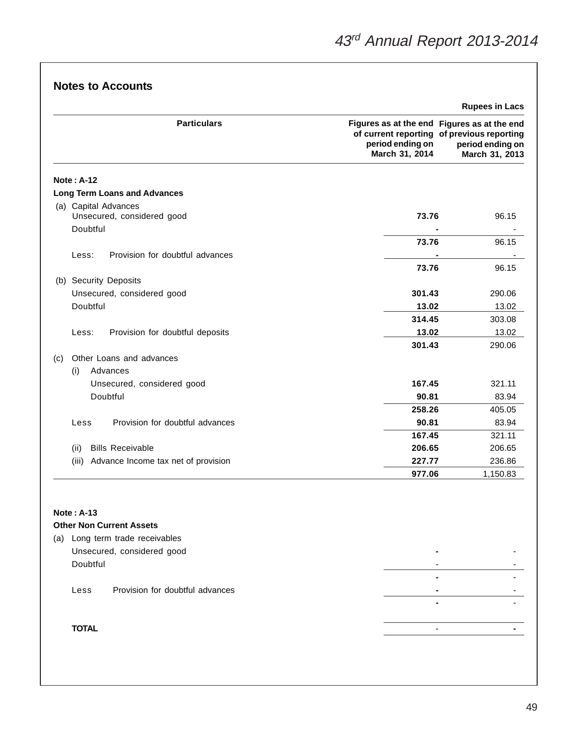## Notes to Accounts

Rupees in Lacs

| Particulars | Figures as at the end of current reporting period ending on March 31, 2014 | Figures as at the end of previous reporting period ending on March 31, 2013 |
|---|---|---|
| **Note : A-12** | | |
| **Long Term Loans and Advances** | | |
| (a) Capital Advances | | |
| Unsecured, considered good | **73.76** | 96.15 |
| Doubtful | **-** | - |
| | **73.76** | 96.15 |
| Less: Provision for doubtful advances | **-** | - |
| | **73.76** | 96.15 |
| (b) Security Deposits | | |
| Unsecured, considered good | **301.43** | 290.06 |
| Doubtful | **13.02** | 13.02 |
| | **314.45** | 303.08 |
| Less: Provision for doubtful deposits | **13.02** | 13.02 |
| | **301.43** | 290.06 |
| (c) Other Loans and advances | | |
| (i) Advances | | |
| Unsecured, considered good | **167.45** | 321.11 |
| Doubtful | **90.81** | 83.94 |
| | **258.26** | 405.05 |
| Less Provision for doubtful advances | **90.81** | 83.94 |
| | **167.45** | 321.11 |
| (ii) Bills Receivable | **206.65** | 206.65 |
| (iii) Advance Income tax net of provision | **227.77** | 236.86 |
| | **977.06** | 1,150.83 |

| Particulars | Figures as at the end of current reporting period ending on March 31, 2014 | Figures as at the end of previous reporting period ending on March 31, 2013 |
|---|---|---|
| **Note : A-13** | | |
| **Other Non Current Assets** | | |
| (a) Long term trade receivables | | |
| Unsecured, considered good | **-** | - |
| Doubtful | - | - |
| | **-** | - |
| Less Provision for doubtful advances | **-** | - |
| | **-** | - |
| **TOTAL** | - | **-** |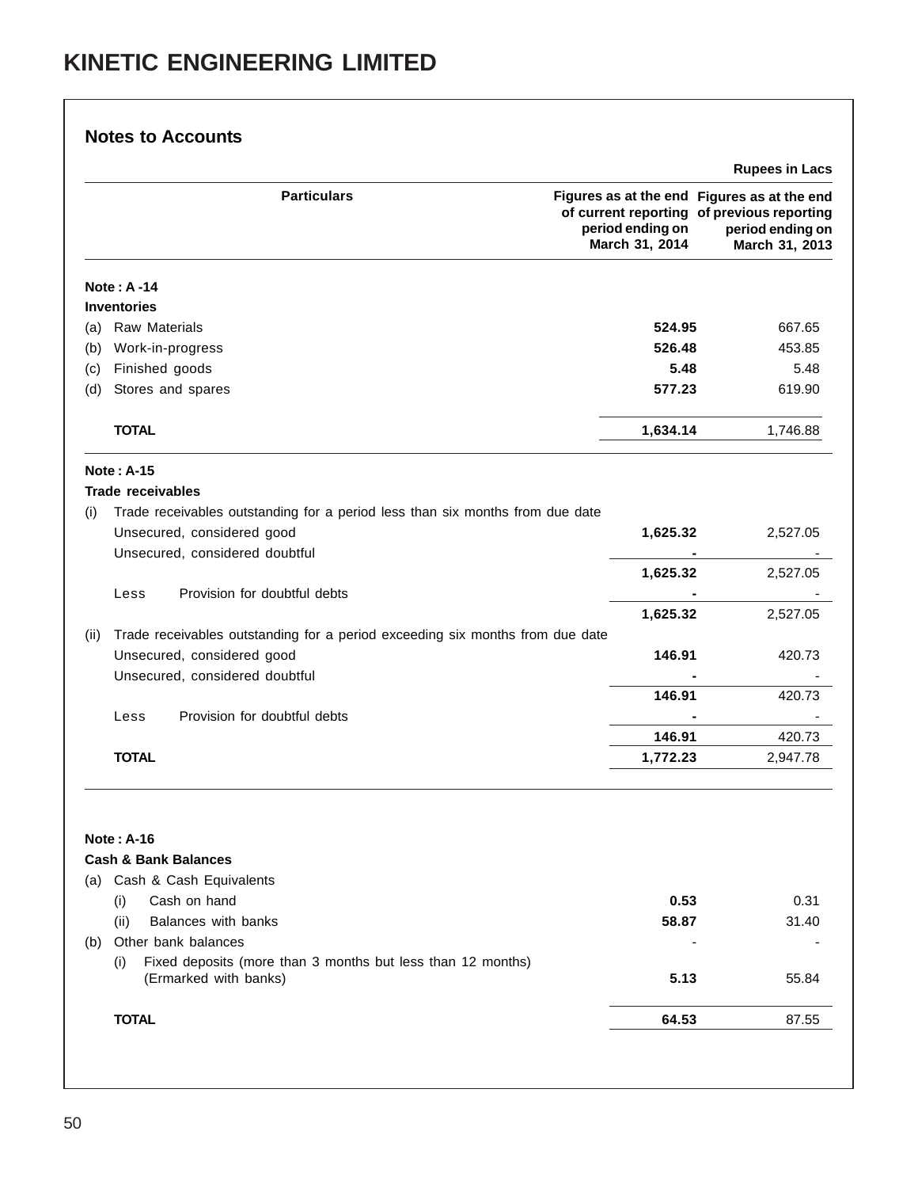# KINETIC ENGINEERING LIMITED

## Notes to Accounts

Rupees in Lacs

| Particulars | Figures as at the end of current reporting period ending on March 31, 2014 | Figures as at the end of previous reporting period ending on March 31, 2013 |
|---|---|---|
| **Note : A -14** | | |
| **Inventories** | | |
| (a) Raw Materials | **524.95** | 667.65 |
| (b) Work-in-progress | **526.48** | 453.85 |
| (c) Finished goods | **5.48** | 5.48 |
| (d) Stores and spares | **577.23** | 619.90 |
| **TOTAL** | **1,634.14** | 1,746.88 |
| **Note : A-15** | | |
| **Trade receivables** | | |
| (i) Trade receivables outstanding for a period less than six months from due date | | |
| Unsecured, considered good | **1,625.32** | 2,527.05 |
| Unsecured, considered doubtful | **-** | - |
| | **1,625.32** | 2,527.05 |
| Less Provision for doubtful debts | **-** | - |
| | **1,625.32** | 2,527.05 |
| (ii) Trade receivables outstanding for a period exceeding six months from due date | | |
| Unsecured, considered good | **146.91** | 420.73 |
| Unsecured, considered doubtful | **-** | - |
| | **146.91** | 420.73 |
| Less Provision for doubtful debts | **-** | - |
| | **146.91** | 420.73 |
| **TOTAL** | **1,772.23** | 2,947.78 |
| **Note : A-16** | | |
| **Cash & Bank Balances** | | |
| (a) Cash & Cash Equivalents | | |
| (i) Cash on hand | **0.53** | 0.31 |
| (ii) Balances with banks | **58.87** | 31.40 |
| (b) Other bank balances | - | - |
| (i) Fixed deposits (more than 3 months but less than 12 months) (Ermarked with banks) | **5.13** | 55.84 |
| **TOTAL** | **64.53** | 87.55 |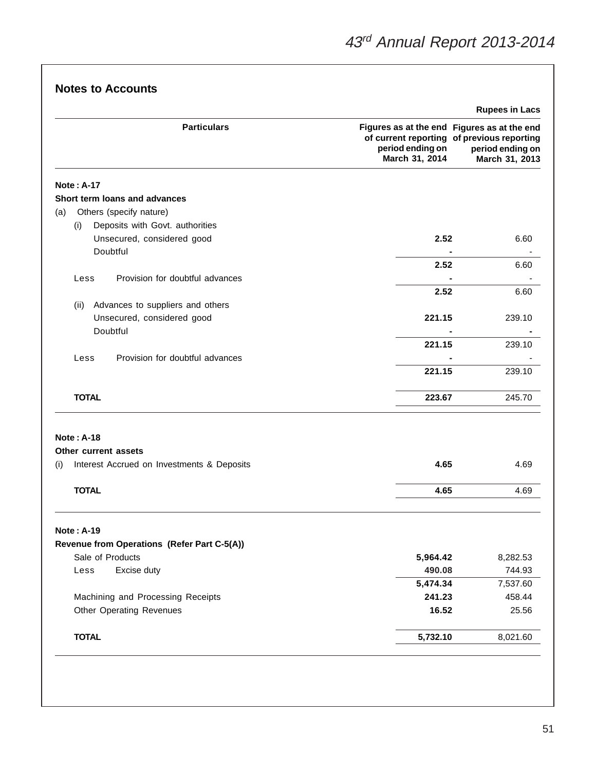## Notes to Accounts

Rupees in Lacs

| Particulars | Figures as at the end of current reporting period ending on March 31, 2014 | Figures as at the end of previous reporting period ending on March 31, 2013 |
|---|---|---|
| **Note : A-17** | | |
| **Short term loans and advances** | | |
| (a) Others (specify nature) | | |
| (i) Deposits with Govt. authorities | | |
| Unsecured, considered good | **2.52** | 6.60 |
| Doubtful | **-** | - |
| | **2.52** | 6.60 |
| Less Provision for doubtful advances | **-** | - |
| | **2.52** | 6.60 |
| (ii) Advances to suppliers and others | | |
| Unsecured, considered good | **221.15** | 239.10 |
| Doubtful | **-** | - |
| | **221.15** | 239.10 |
| Less Provision for doubtful advances | **-** | - |
| | **221.15** | 239.10 |
| **TOTAL** | **223.67** | 245.70 |
| **Note : A-18** | | |
| **Other current assets** | | |
| (i) Interest Accrued on Investments & Deposits | **4.65** | 4.69 |
| **TOTAL** | **4.65** | 4.69 |
| **Note : A-19** | | |
| **Revenue from Operations (Refer Part C-5(A))** | | |
| Sale of Products | **5,964.42** | 8,282.53 |
| Less Excise duty | **490.08** | 744.93 |
| | **5,474.34** | 7,537.60 |
| Machining and Processing Receipts | **241.23** | 458.44 |
| Other Operating Revenues | **16.52** | 25.56 |
| **TOTAL** | **5,732.10** | 8,021.60 |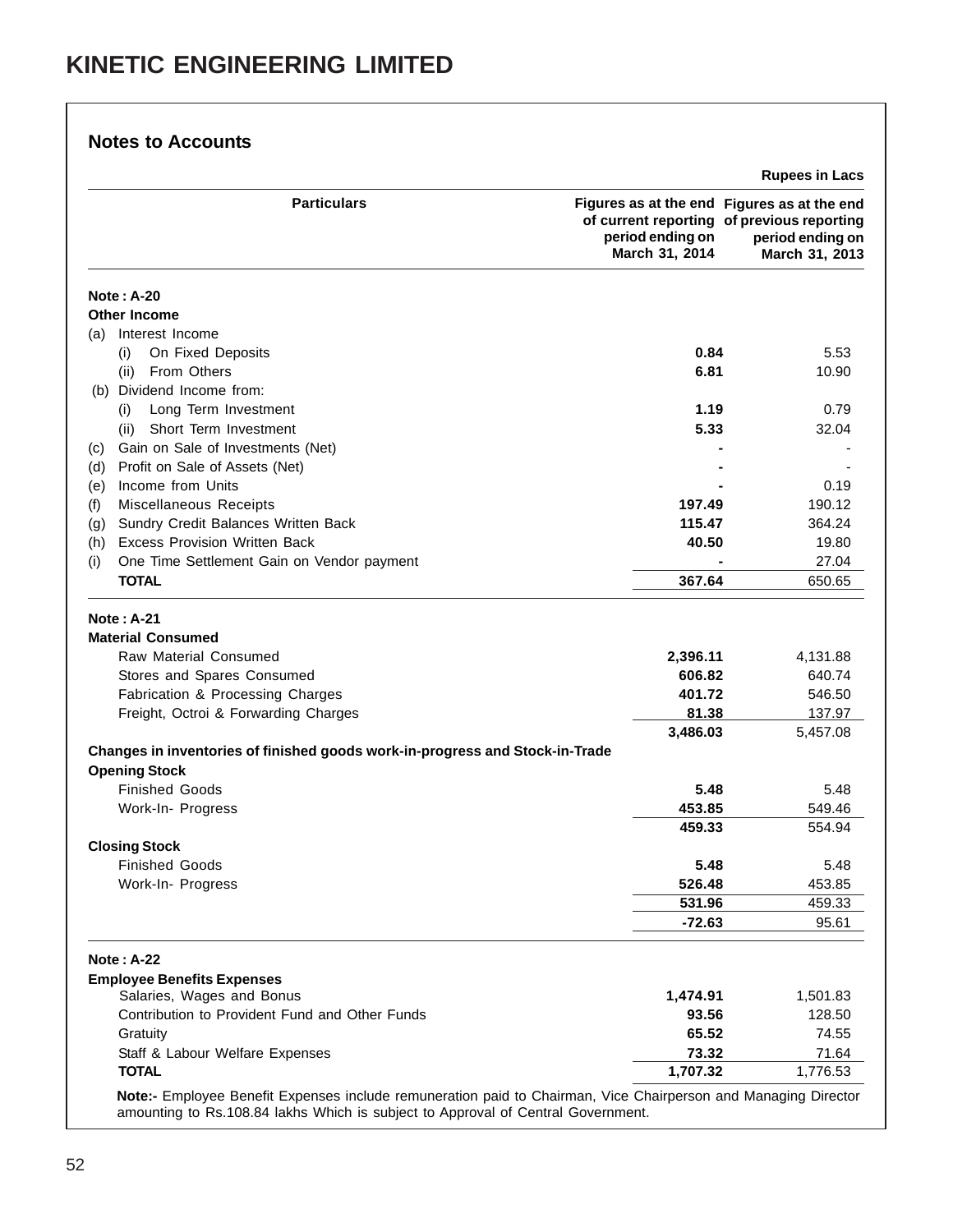# KINETIC ENGINEERING LIMITED

## Notes to Accounts

**Rupees in Lacs**

| Particulars | Figures as at the end of current reporting period ending on March 31, 2014 | Figures as at the end of previous reporting period ending on March 31, 2013 |
|---|---|---|
| **Note : A-20** | | |
| **Other Income** | | |
| (a) Interest Income | | |
| (i) On Fixed Deposits | **0.84** | 5.53 |
| (ii) From Others | **6.81** | 10.90 |
| (b) Dividend Income from: | | |
| (i) Long Term Investment | **1.19** | 0.79 |
| (ii) Short Term Investment | **5.33** | 32.04 |
| (c) Gain on Sale of Investments (Net) | **-** | - |
| (d) Profit on Sale of Assets (Net) | **-** | - |
| (e) Income from Units | **-** | 0.19 |
| (f) Miscellaneous Receipts | **197.49** | 190.12 |
| (g) Sundry Credit Balances Written Back | **115.47** | 364.24 |
| (h) Excess Provision Written Back | **40.50** | 19.80 |
| (i) One Time Settlement Gain on Vendor payment | **-** | 27.04 |
| **TOTAL** | **367.64** | 650.65 |
| **Note : A-21** | | |
| **Material Consumed** | | |
| Raw Material Consumed | **2,396.11** | 4,131.88 |
| Stores and Spares Consumed | **606.82** | 640.74 |
| Fabrication & Processing Charges | **401.72** | 546.50 |
| Freight, Octroi & Forwarding Charges | **81.38** | 137.97 |
| | **3,486.03** | 5,457.08 |
| **Changes in inventories of finished goods work-in-progress and Stock-in-Trade** | | |
| **Opening Stock** | | |
| Finished Goods | **5.48** | 5.48 |
| Work-In- Progress | **453.85** | 549.46 |
| | **459.33** | 554.94 |
| **Closing Stock** | | |
| Finished Goods | **5.48** | 5.48 |
| Work-In- Progress | **526.48** | 453.85 |
| | **531.96** | 459.33 |
| | **-72.63** | 95.61 |
| **Note : A-22** | | |
| **Employee Benefits Expenses** | | |
| Salaries, Wages and Bonus | **1,474.91** | 1,501.83 |
| Contribution to Provident Fund and Other Funds | **93.56** | 128.50 |
| Gratuity | **65.52** | 74.55 |
| Staff & Labour Welfare Expenses | **73.32** | 71.64 |
| **TOTAL** | **1,707.32** | 1,776.53 |

**Note:-** Employee Benefit Expenses include remuneration paid to Chairman, Vice Chairperson and Managing Director amounting to Rs.108.84 lakhs Which is subject to Approval of Central Government.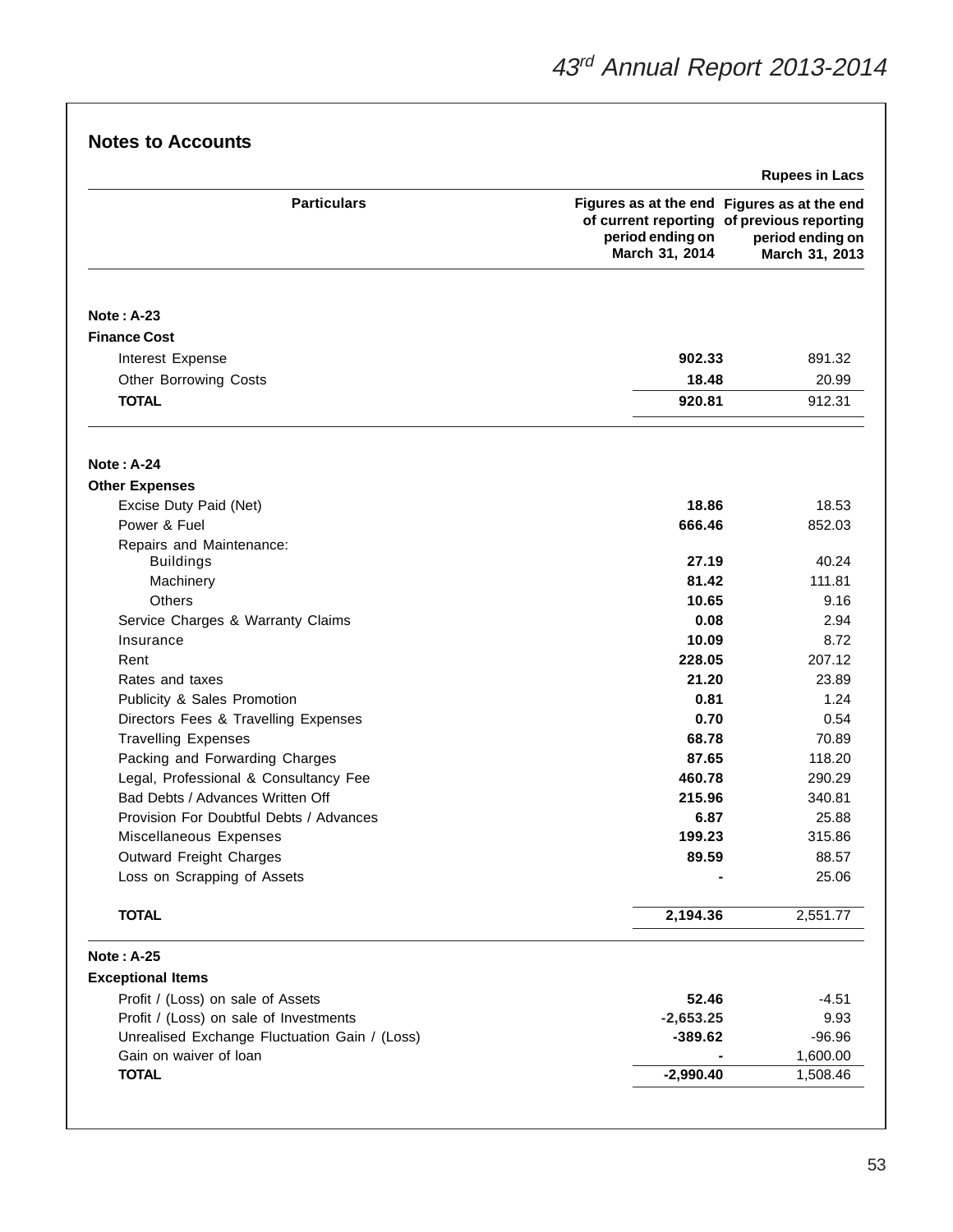## Notes to Accounts

Rupees in Lacs

| Particulars | Figures as at the end of current reporting period ending on March 31, 2014 | Figures as at the end of previous reporting period ending on March 31, 2013 |
|---|---|---|
| **Note : A-23** | | |
| **Finance Cost** | | |
| Interest Expense | **902.33** | 891.32 |
| Other Borrowing Costs | **18.48** | 20.99 |
| **TOTAL** | **920.81** | 912.31 |
| **Note : A-24** | | |
| **Other Expenses** | | |
| Excise Duty Paid (Net) | **18.86** | 18.53 |
| Power & Fuel | **666.46** | 852.03 |
| Repairs and Maintenance: | | |
| Buildings | **27.19** | 40.24 |
| Machinery | **81.42** | 111.81 |
| Others | **10.65** | 9.16 |
| Service Charges & Warranty Claims | **0.08** | 2.94 |
| Insurance | **10.09** | 8.72 |
| Rent | **228.05** | 207.12 |
| Rates and taxes | **21.20** | 23.89 |
| Publicity & Sales Promotion | **0.81** | 1.24 |
| Directors Fees & Travelling Expenses | **0.70** | 0.54 |
| Travelling Expenses | **68.78** | 70.89 |
| Packing and Forwarding Charges | **87.65** | 118.20 |
| Legal, Professional & Consultancy Fee | **460.78** | 290.29 |
| Bad Debts / Advances Written Off | **215.96** | 340.81 |
| Provision For Doubtful Debts / Advances | **6.87** | 25.88 |
| Miscellaneous Expenses | **199.23** | 315.86 |
| Outward Freight Charges | **89.59** | 88.57 |
| Loss on Scrapping of Assets | **-** | 25.06 |
| **TOTAL** | **2,194.36** | 2,551.77 |
| **Note : A-25** | | |
| **Exceptional Items** | | |
| Profit / (Loss) on sale of Assets | **52.46** | -4.51 |
| Profit / (Loss) on sale of Investments | **-2,653.25** | 9.93 |
| Unrealised Exchange Fluctuation Gain / (Loss) | **-389.62** | -96.96 |
| Gain on waiver of loan | **-** | 1,600.00 |
| **TOTAL** | **-2,990.40** | 1,508.46 |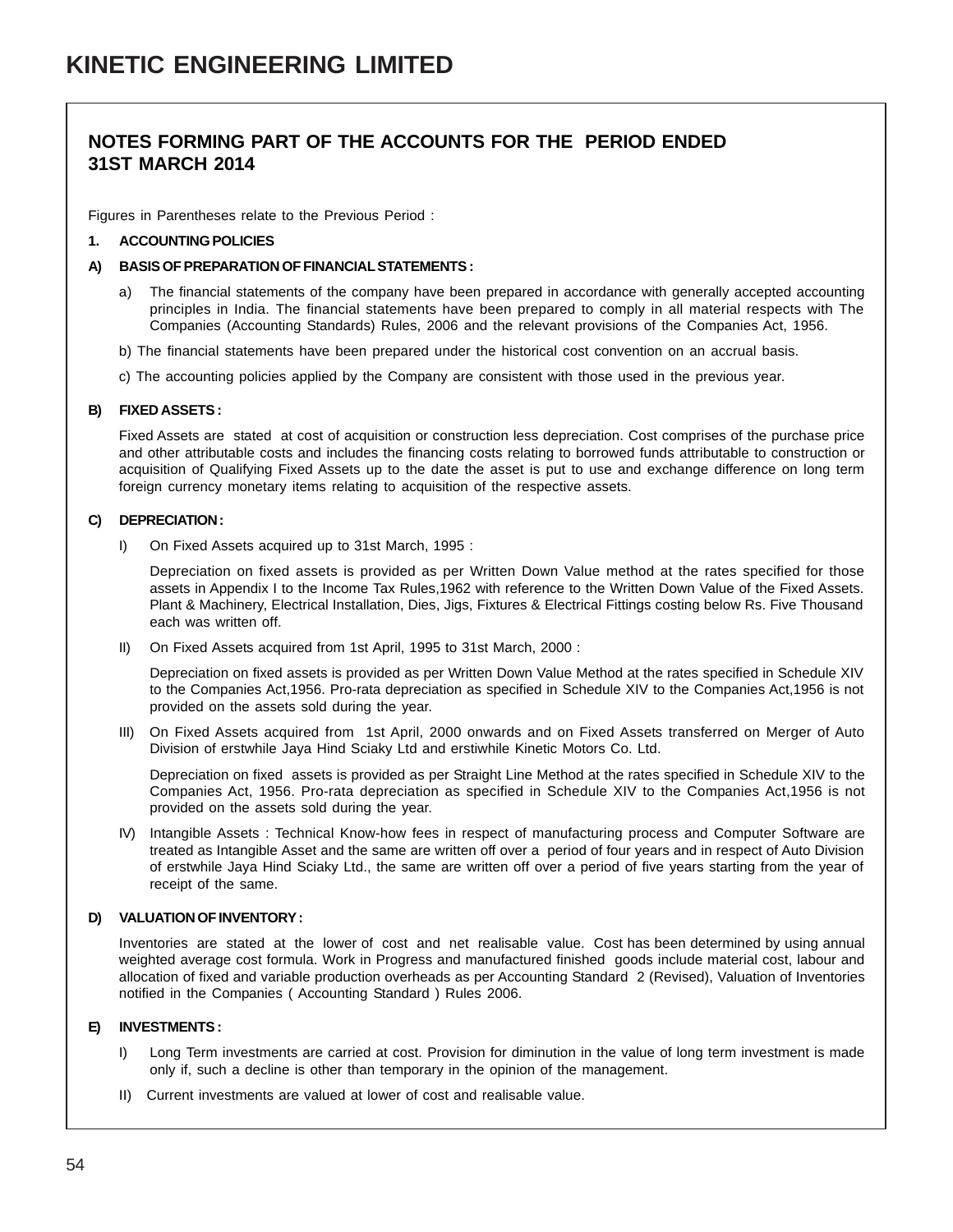# KINETIC ENGINEERING LIMITED

## NOTES FORMING PART OF THE ACCOUNTS FOR THE PERIOD ENDED 31ST MARCH 2014

Figures in Parentheses relate to the Previous Period :

**1. ACCOUNTING POLICIES**

**A) BASIS OF PREPARATION OF FINANCIAL STATEMENTS :**

a) The financial statements of the company have been prepared in accordance with generally accepted accounting principles in India. The financial statements have been prepared to comply in all material respects with The Companies (Accounting Standards) Rules, 2006 and the relevant provisions of the Companies Act, 1956.

b) The financial statements have been prepared under the historical cost convention on an accrual basis.

c) The accounting policies applied by the Company are consistent with those used in the previous year.

**B) FIXED ASSETS :**

Fixed Assets are stated at cost of acquisition or construction less depreciation. Cost comprises of the purchase price and other attributable costs and includes the financing costs relating to borrowed funds attributable to construction or acquisition of Qualifying Fixed Assets up to the date the asset is put to use and exchange difference on long term foreign currency monetary items relating to acquisition of the respective assets.

**C) DEPRECIATION :**

I) On Fixed Assets acquired up to 31st March, 1995 :

Depreciation on fixed assets is provided as per Written Down Value method at the rates specified for those assets in Appendix I to the Income Tax Rules,1962 with reference to the Written Down Value of the Fixed Assets. Plant & Machinery, Electrical Installation, Dies, Jigs, Fixtures & Electrical Fittings costing below Rs. Five Thousand each was written off.

II) On Fixed Assets acquired from 1st April, 1995 to 31st March, 2000 :

Depreciation on fixed assets is provided as per Written Down Value Method at the rates specified in Schedule XIV to the Companies Act,1956. Pro-rata depreciation as specified in Schedule XIV to the Companies Act,1956 is not provided on the assets sold during the year.

III) On Fixed Assets acquired from 1st April, 2000 onwards and on Fixed Assets transferred on Merger of Auto Division of erstwhile Jaya Hind Sciaky Ltd and erstiwhile Kinetic Motors Co. Ltd.

Depreciation on fixed assets is provided as per Straight Line Method at the rates specified in Schedule XIV to the Companies Act, 1956. Pro-rata depreciation as specified in Schedule XIV to the Companies Act,1956 is not provided on the assets sold during the year.

IV) Intangible Assets : Technical Know-how fees in respect of manufacturing process and Computer Software are treated as Intangible Asset and the same are written off over a period of four years and in respect of Auto Division of erstwhile Jaya Hind Sciaky Ltd., the same are written off over a period of five years starting from the year of receipt of the same.

**D) VALUATION OF INVENTORY :**

Inventories are stated at the lower of cost and net realisable value. Cost has been determined by using annual weighted average cost formula. Work in Progress and manufactured finished goods include material cost, labour and allocation of fixed and variable production overheads as per Accounting Standard 2 (Revised), Valuation of Inventories notified in the Companies ( Accounting Standard ) Rules 2006.

**E) INVESTMENTS :**

I) Long Term investments are carried at cost. Provision for diminution in the value of long term investment is made only if, such a decline is other than temporary in the opinion of the management.

II) Current investments are valued at lower of cost and realisable value.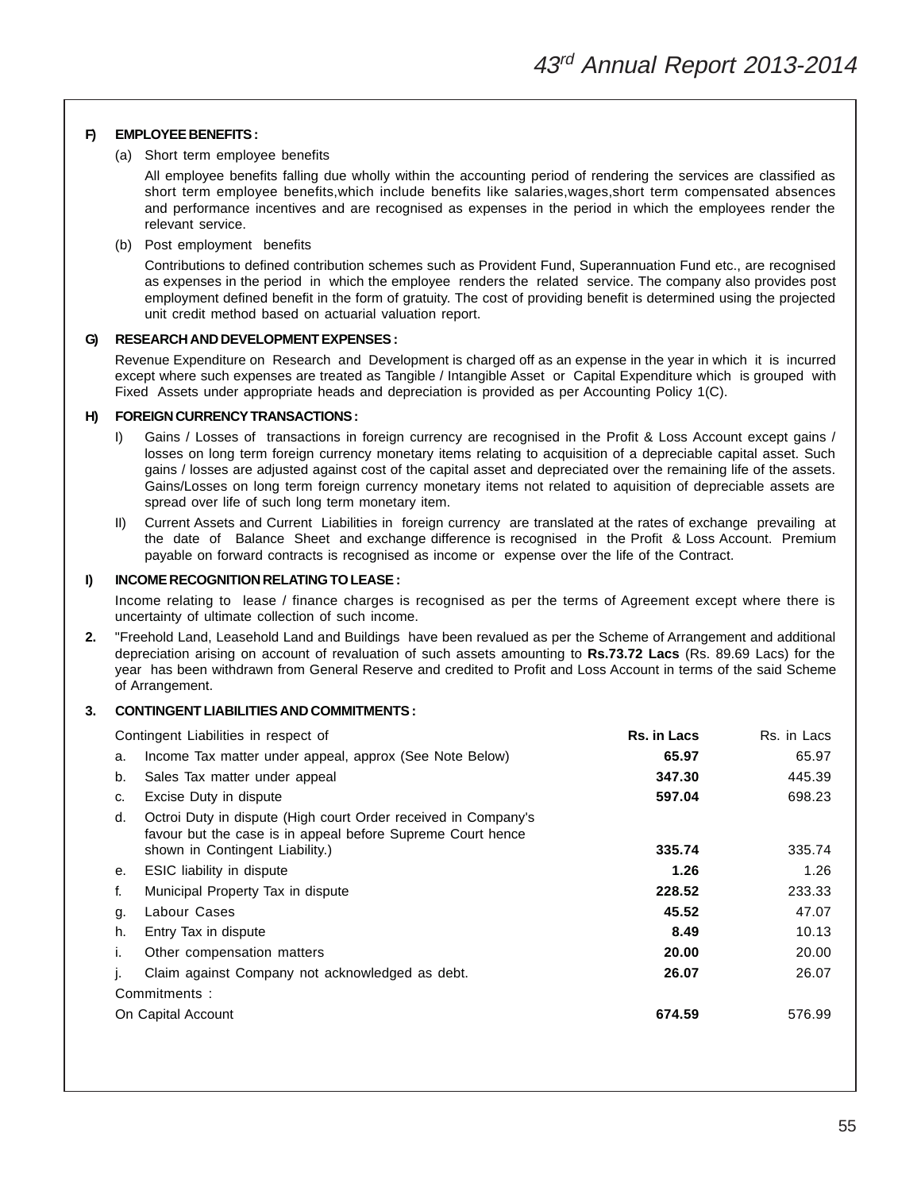**F) EMPLOYEE BENEFITS :**

(a) Short term employee benefits

All employee benefits falling due wholly within the accounting period of rendering the services are classified as short term employee benefits,which include benefits like salaries,wages,short term compensated absences and performance incentives and are recognised as expenses in the period in which the employees render the relevant service.

(b) Post employment benefits

Contributions to defined contribution schemes such as Provident Fund, Superannuation Fund etc., are recognised as expenses in the period in which the employee renders the related service. The company also provides post employment defined benefit in the form of gratuity. The cost of providing benefit is determined using the projected unit credit method based on actuarial valuation report.

**G) RESEARCH AND DEVELOPMENT EXPENSES :**

Revenue Expenditure on Research and Development is charged off as an expense in the year in which it is incurred except where such expenses are treated as Tangible / Intangible Asset or Capital Expenditure which is grouped with Fixed Assets under appropriate heads and depreciation is provided as per Accounting Policy 1(C).

**H) FOREIGN CURRENCY TRANSACTIONS :**

I) Gains / Losses of transactions in foreign currency are recognised in the Profit & Loss Account except gains / losses on long term foreign currency monetary items relating to acquisition of a depreciable capital asset. Such gains / losses are adjusted against cost of the capital asset and depreciated over the remaining life of the assets. Gains/Losses on long term foreign currency monetary items not related to aquisition of depreciable assets are spread over life of such long term monetary item.

II) Current Assets and Current Liabilities in foreign currency are translated at the rates of exchange prevailing at the date of Balance Sheet and exchange difference is recognised in the Profit & Loss Account. Premium payable on forward contracts is recognised as income or expense over the life of the Contract.

**I) INCOME RECOGNITION RELATING TO LEASE :**

Income relating to lease / finance charges is recognised as per the terms of Agreement except where there is uncertainty of ultimate collection of such income.

**2.** "Freehold Land, Leasehold Land and Buildings have been revalued as per the Scheme of Arrangement and additional depreciation arising on account of revaluation of such assets amounting to **Rs.73.72 Lacs** (Rs. 89.69 Lacs) for the year has been withdrawn from General Reserve and credited to Profit and Loss Account in terms of the said Scheme of Arrangement.

**3. CONTINGENT LIABILITIES AND COMMITMENTS :**

| Contingent Liabilities in respect of | **Rs. in Lacs** | Rs. in Lacs |
|---|---|---|
| a. Income Tax matter under appeal, approx (See Note Below) | **65.97** | 65.97 |
| b. Sales Tax matter under appeal | **347.30** | 445.39 |
| c. Excise Duty in dispute | **597.04** | 698.23 |
| d. Octroi Duty in dispute (High court Order received in Company's favour but the case is in appeal before Supreme Court hence shown in Contingent Liability.) | **335.74** | 335.74 |
| e. ESIC liability in dispute | **1.26** | 1.26 |
| f. Municipal Property Tax in dispute | **228.52** | 233.33 |
| g. Labour Cases | **45.52** | 47.07 |
| h. Entry Tax in dispute | **8.49** | 10.13 |
| i. Other compensation matters | **20.00** | 20.00 |
| j. Claim against Company not acknowledged as debt. | **26.07** | 26.07 |
| Commitments : | | |
| On Capital Account | **674.59** | 576.99 |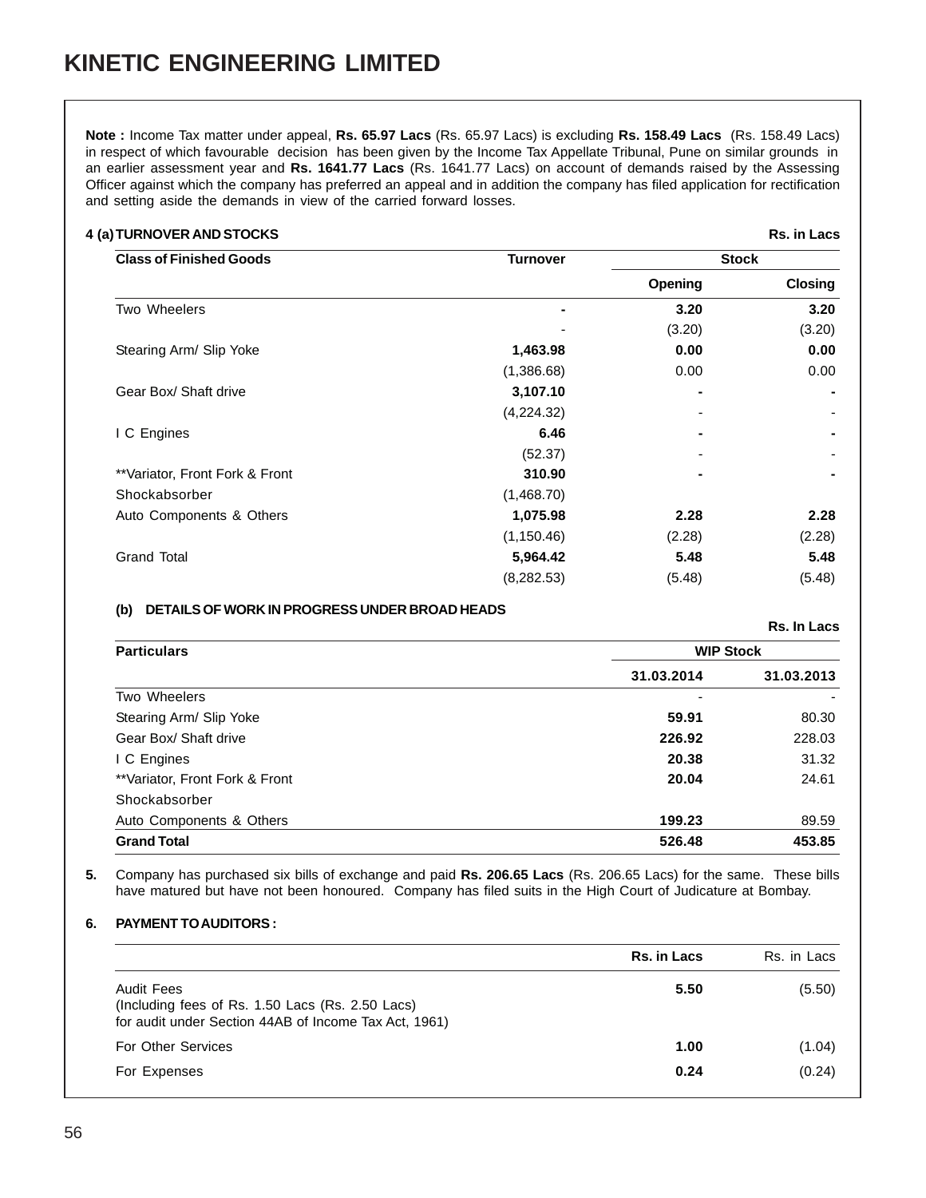# KINETIC ENGINEERING LIMITED

**Note :** Income Tax matter under appeal, **Rs. 65.97 Lacs** (Rs. 65.97 Lacs) is excluding **Rs. 158.49 Lacs** (Rs. 158.49 Lacs) in respect of which favourable decision has been given by the Income Tax Appellate Tribunal, Pune on similar grounds in an earlier assessment year and **Rs. 1641.77 Lacs** (Rs. 1641.77 Lacs) on account of demands raised by the Assessing Officer against which the company has preferred an appeal and in addition the company has filed application for rectification and setting aside the demands in view of the carried forward losses.

**4 (a) TURNOVER AND STOCKS**

Rs. in Lacs

| Class of Finished Goods | Turnover | Stock | |
|---|---|---|---|
| | | Opening | Closing |
| Two Wheelers | **-** | **3.20** | **3.20** |
| | - | (3.20) | (3.20) |
| Stearing Arm/ Slip Yoke | **1,463.98** | **0.00** | **0.00** |
| | (1,386.68) | 0.00 | 0.00 |
| Gear Box/ Shaft drive | **3,107.10** | **-** | **-** |
| | (4,224.32) | - | - |
| I C Engines | **6.46** | **-** | **-** |
| | (52.37) | - | - |
| **Variator, Front Fork & Front Shockabsorber | **310.90** | **-** | **-** |
| | (1,468.70) | | |
| Auto Components & Others | **1,075.98** | **2.28** | **2.28** |
| | (1,150.46) | (2.28) | (2.28) |
| Grand Total | **5,964.42** | **5.48** | **5.48** |
| | (8,282.53) | (5.48) | (5.48) |

**(b) DETAILS OF WORK IN PROGRESS UNDER BROAD HEADS**

Rs. In Lacs

| Particulars | WIP Stock | |
|---|---|---|
| | 31.03.2014 | 31.03.2013 |
| Two Wheelers | - | - |
| Stearing Arm/ Slip Yoke | **59.91** | 80.30 |
| Gear Box/ Shaft drive | **226.92** | 228.03 |
| I C Engines | **20.38** | 31.32 |
| **Variator, Front Fork & Front Shockabsorber | **20.04** | 24.61 |
| Auto Components & Others | **199.23** | 89.59 |
| **Grand Total** | **526.48** | **453.85** |

**5.** Company has purchased six bills of exchange and paid **Rs. 206.65 Lacs** (Rs. 206.65 Lacs) for the same. These bills have matured but have not been honoured. Company has filed suits in the High Court of Judicature at Bombay.

**6. PAYMENT TO AUDITORS :**

| | Rs. in Lacs | Rs. in Lacs |
|---|---|---|
| Audit Fees<br>(Including fees of Rs. 1.50 Lacs (Rs. 2.50 Lacs)<br>for audit under Section 44AB of Income Tax Act, 1961) | **5.50** | (5.50) |
| For Other Services | **1.00** | (1.04) |
| For Expenses | **0.24** | (0.24) |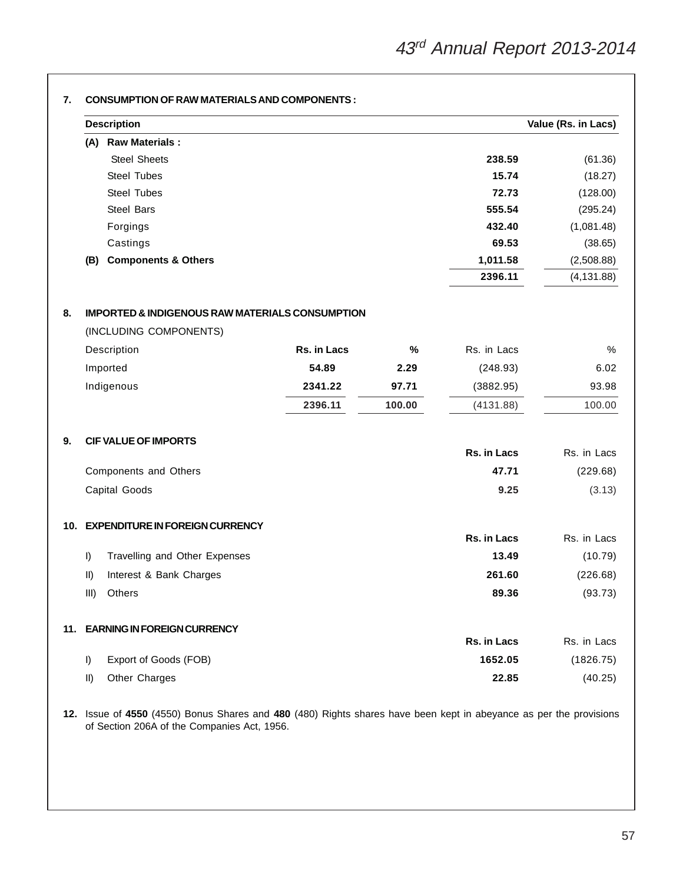**7. CONSUMPTION OF RAW MATERIALS AND COMPONENTS :**

| Description | | Value (Rs. in Lacs) |
|---|---|---|
| **(A) Raw Materials :** | | |
| Steel Sheets | **238.59** | (61.36) |
| Steel Tubes | **15.74** | (18.27) |
| Steel Tubes | **72.73** | (128.00) |
| Steel Bars | **555.54** | (295.24) |
| Forgings | **432.40** | (1,081.48) |
| Castings | **69.53** | (38.65) |
| **(B) Components & Others** | **1,011.58** | (2,508.88) |
| | **2396.11** | (4,131.88) |

**8. IMPORTED & INDIGENOUS RAW MATERIALS CONSUMPTION**

(INCLUDING COMPONENTS)

| Description | **Rs. in Lacs** | **%** | Rs. in Lacs | % |
|---|---|---|---|---|
| Imported | **54.89** | **2.29** | (248.93) | 6.02 |
| Indigenous | **2341.22** | **97.71** | (3882.95) | 93.98 |
| | **2396.11** | **100.00** | (4131.88) | 100.00 |

**9. CIF VALUE OF IMPORTS**

| | **Rs. in Lacs** | Rs. in Lacs |
|---|---|---|
| Components and Others | **47.71** | (229.68) |
| Capital Goods | **9.25** | (3.13) |

**10. EXPENDITURE IN FOREIGN CURRENCY**

| | **Rs. in Lacs** | Rs. in Lacs |
|---|---|---|
| I) Travelling and Other Expenses | **13.49** | (10.79) |
| II) Interest & Bank Charges | **261.60** | (226.68) |
| III) Others | **89.36** | (93.73) |

**11. EARNING IN FOREIGN CURRENCY**

| | **Rs. in Lacs** | Rs. in Lacs |
|---|---|---|
| I) Export of Goods (FOB) | **1652.05** | (1826.75) |
| II) Other Charges | **22.85** | (40.25) |

**12.** Issue of **4550** (4550) Bonus Shares and **480** (480) Rights shares have been kept in abeyance as per the provisions of Section 206A of the Companies Act, 1956.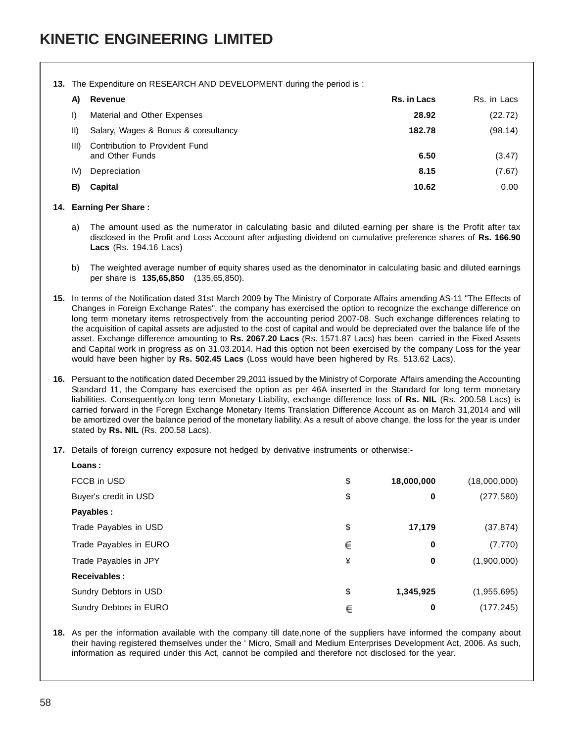# KINETIC ENGINEERING LIMITED

**13.** The Expenditure on RESEARCH AND DEVELOPMENT during the period is :

| | | Rs. in Lacs | Rs. in Lacs |
|---|---|---|---|
| **A)** | **Revenue** | | |
| I) | Material and Other Expenses | **28.92** | (22.72) |
| II) | Salary, Wages & Bonus & consultancy | **182.78** | (98.14) |
| III) | Contribution to Provident Fund and Other Funds | **6.50** | (3.47) |
| IV) | Depreciation | **8.15** | (7.67) |
| **B)** | **Capital** | **10.62** | 0.00 |

**14. Earning Per Share :**

a) The amount used as the numerator in calculating basic and diluted earning per share is the Profit after tax disclosed in the Profit and Loss Account after adjusting dividend on cumulative preference shares of **Rs. 166.90 Lacs** (Rs. 194.16 Lacs)

b) The weighted average number of equity shares used as the denominator in calculating basic and diluted earnings per share is **135,65,850** (135,65,850).

**15.** In terms of the Notification dated 31st March 2009 by The Ministry of Corporate Affairs amending AS-11 "The Effects of Changes in Foreign Exchange Rates", the company has exercised the option to recognize the exchange difference on long term monetary items retrospectively from the accounting period 2007-08. Such exchange differences relating to the acquisition of capital assets are adjusted to the cost of capital and would be depreciated over the balance life of the asset. Exchange difference amounting to **Rs. 2067.20 Lacs** (Rs. 1571.87 Lacs) has been carried in the Fixed Assets and Capital work in progress as on 31.03.2014. Had this option not been exercised by the company Loss for the year would have been higher by **Rs. 502.45 Lacs** (Loss would have been highered by Rs. 513.62 Lacs).

**16.** Persuant to the notification dated December 29,2011 issued by the Ministry of Corporate Affairs amending the Accounting Standard 11, the Company has exercised the option as per 46A inserted in the Standard for long term monetary liabilities. Consequently,on long term Monetary Liability, exchange difference loss of **Rs. NIL** (Rs. 200.58 Lacs) is carried forward in the Foregn Exchange Monetary Items Translation Difference Account as on March 31,2014 and will be amortized over the balance period of the monetary liability. As a result of above change, the loss for the year is under stated by **Rs. NIL** (Rs. 200.58 Lacs).

**17.** Details of foreign currency exposure not hedged by derivative instruments or otherwise:-

| | | | |
|---|---|---|---|
| **Loans :** | | | |
| FCCB in USD | $ | **18,000,000** | (18,000,000) |
| Buyer's credit in USD | $ | **0** | (277,580) |
| **Payables :** | | | |
| Trade Payables in USD | $ | **17,179** | (37,874) |
| Trade Payables in EURO | € | **0** | (7,770) |
| Trade Payables in JPY | ¥ | **0** | (1,900,000) |
| **Receivables :** | | | |
| Sundry Debtors in USD | $ | **1,345,925** | (1,955,695) |
| Sundry Debtors in EURO | € | **0** | (177,245) |

**18.** As per the information available with the company till date,none of the suppliers have informed the company about their having registered themselves under the ' Micro, Small and Medium Enterprises Development Act, 2006. As such, information as required under this Act, cannot be compiled and therefore not disclosed for the year.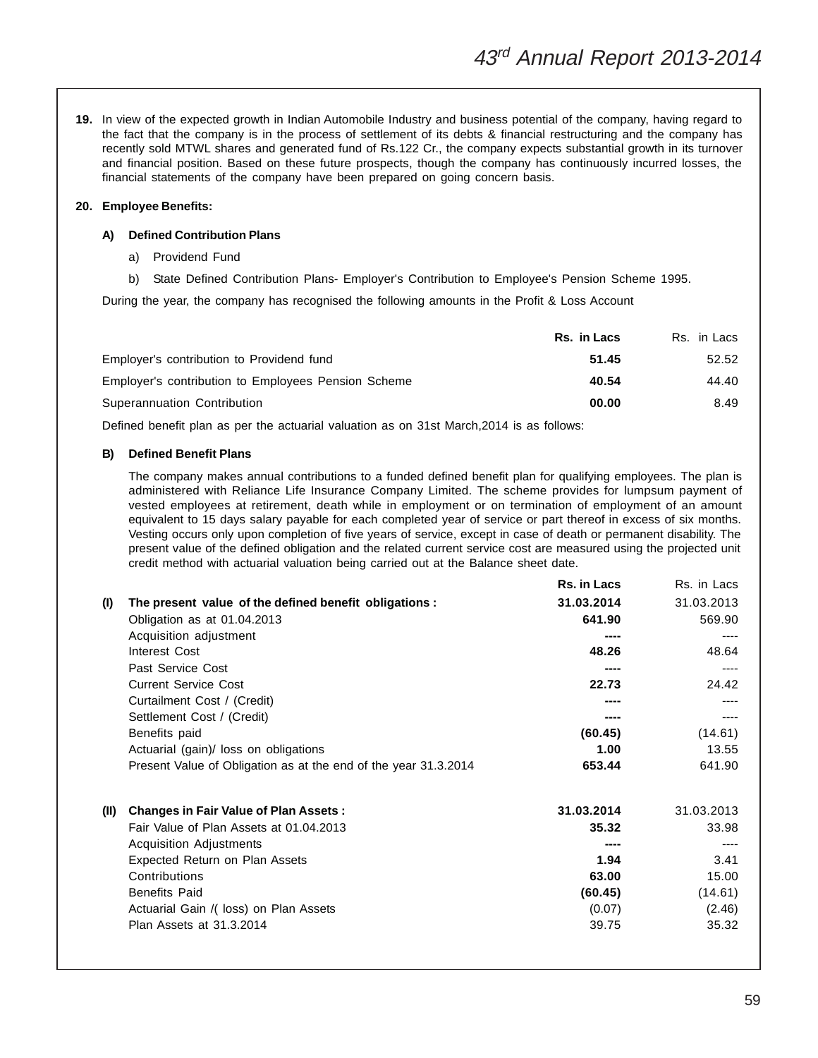**19.** In view of the expected growth in Indian Automobile Industry and business potential of the company, having regard to the fact that the company is in the process of settlement of its debts & financial restructuring and the company has recently sold MTWL shares and generated fund of Rs.122 Cr., the company expects substantial growth in its turnover and financial position. Based on these future prospects, though the company has continuously incurred losses, the financial statements of the company have been prepared on going concern basis.

**20. Employee Benefits:**

**A) Defined Contribution Plans**

a) Providend Fund

b) State Defined Contribution Plans- Employer's Contribution to Employee's Pension Scheme 1995.

During the year, the company has recognised the following amounts in the Profit & Loss Account

| | **Rs. in Lacs** | Rs. in Lacs |
|---|---|---|
| Employer's contribution to Providend fund | **51.45** | 52.52 |
| Employer's contribution to Employees Pension Scheme | **40.54** | 44.40 |
| Superannuation Contribution | **00.00** | 8.49 |

Defined benefit plan as per the actuarial valuation as on 31st March,2014 is as follows:

**B) Defined Benefit Plans**

The company makes annual contributions to a funded defined benefit plan for qualifying employees. The plan is administered with Reliance Life Insurance Company Limited. The scheme provides for lumpsum payment of vested employees at retirement, death while in employment or on termination of employment of an amount equivalent to 15 days salary payable for each completed year of service or part thereof in excess of six months. Vesting occurs only upon completion of five years of service, except in case of death or permanent disability. The present value of the defined obligation and the related current service cost are measured using the projected unit credit method with actuarial valuation being carried out at the Balance sheet date.

| | | **Rs. in Lacs** | Rs. in Lacs |
|---|---|---|---|
| **(I)** | **The present value of the defined benefit obligations :** | **31.03.2014** | 31.03.2013 |
| | Obligation as at 01.04.2013 | **641.90** | 569.90 |
| | Acquisition adjustment | **----** | ---- |
| | Interest Cost | **48.26** | 48.64 |
| | Past Service Cost | **----** | ---- |
| | Current Service Cost | **22.73** | 24.42 |
| | Curtailment Cost / (Credit) | **----** | ---- |
| | Settlement Cost / (Credit) | **----** | ---- |
| | Benefits paid | **(60.45)** | (14.61) |
| | Actuarial (gain)/ loss on obligations | **1.00** | 13.55 |
| | Present Value of Obligation as at the end of the year 31.3.2014 | **653.44** | 641.90 |
| | | | |
| **(II)** | **Changes in Fair Value of Plan Assets :** | **31.03.2014** | 31.03.2013 |
| | Fair Value of Plan Assets at 01.04.2013 | **35.32** | 33.98 |
| | Acquisition Adjustments | **----** | ---- |
| | Expected Return on Plan Assets | **1.94** | 3.41 |
| | Contributions | **63.00** | 15.00 |
| | Benefits Paid | **(60.45)** | (14.61) |
| | Actuarial Gain /( loss) on Plan Assets | (0.07) | (2.46) |
| | Plan Assets at 31.3.2014 | 39.75 | 35.32 |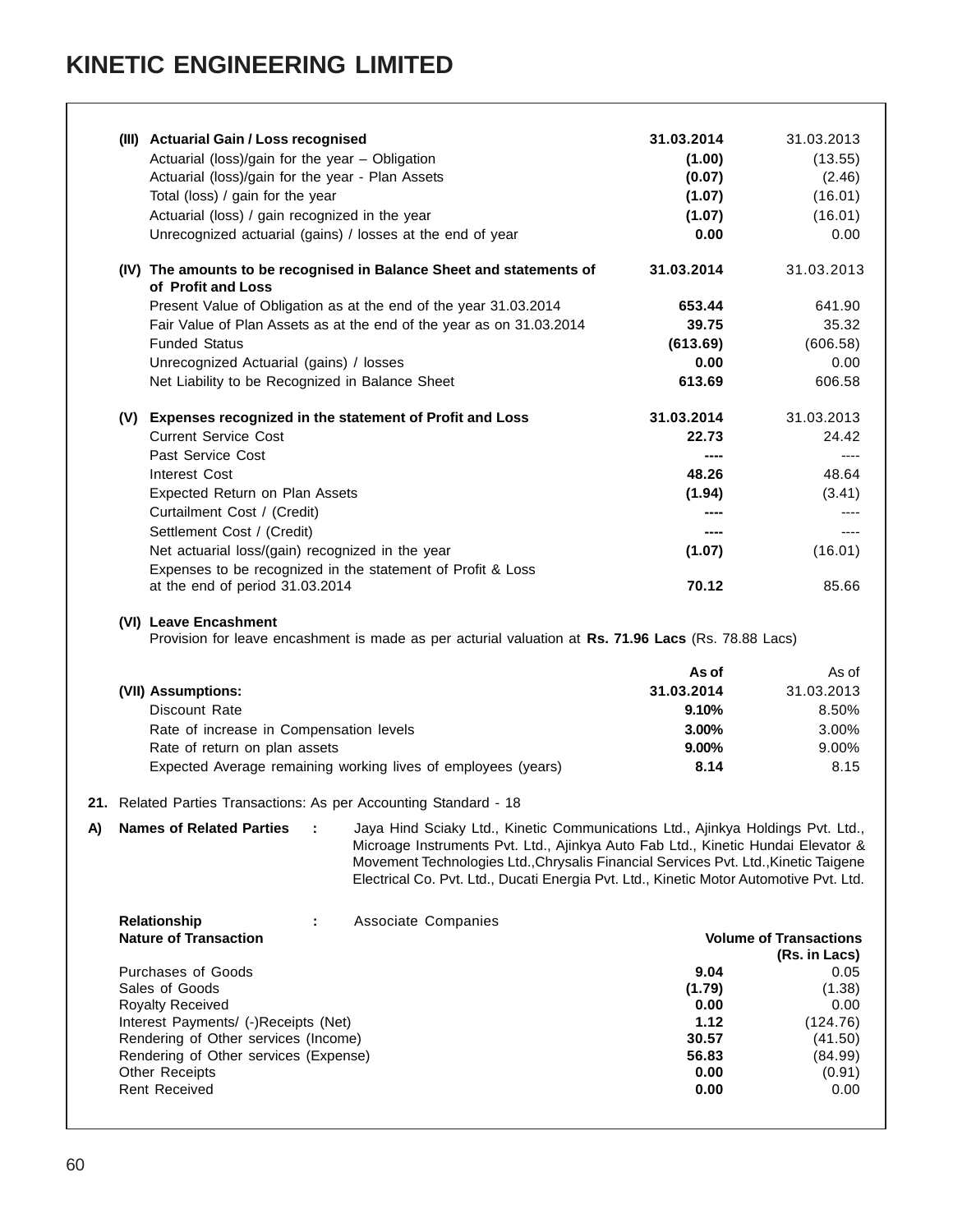| (III) Actuarial Gain / Loss recognised | 31.03.2014 | 31.03.2013 |
|---|---|---|
| Actuarial (loss)/gain for the year – Obligation | **(1.00)** | (13.55) |
| Actuarial (loss)/gain for the year - Plan Assets | **(0.07)** | (2.46) |
| Total (loss) / gain for the year | **(1.07)** | (16.01) |
| Actuarial (loss) / gain recognized in the year | **(1.07)** | (16.01) |
| Unrecognized actuarial (gains) / losses at the end of year | **0.00** | 0.00 |

| (IV) The amounts to be recognised in Balance Sheet and statements of of Profit and Loss | 31.03.2014 | 31.03.2013 |
|---|---|---|
| Present Value of Obligation as at the end of the year 31.03.2014 | **653.44** | 641.90 |
| Fair Value of Plan Assets as at the end of the year as on 31.03.2014 | **39.75** | 35.32 |
| Funded Status | **(613.69)** | (606.58) |
| Unrecognized Actuarial (gains) / losses | **0.00** | 0.00 |
| Net Liability to be Recognized in Balance Sheet | **613.69** | 606.58 |

| (V) Expenses recognized in the statement of Profit and Loss | 31.03.2014 | 31.03.2013 |
|---|---|---|
| Current Service Cost | **22.73** | 24.42 |
| Past Service Cost | **----** | ---- |
| Interest Cost | **48.26** | 48.64 |
| Expected Return on Plan Assets | **(1.94)** | (3.41) |
| Curtailment Cost / (Credit) | **----** | ---- |
| Settlement Cost / (Credit) | **----** | ---- |
| Net actuarial loss/(gain) recognized in the year | **(1.07)** | (16.01) |
| Expenses to be recognized in the statement of Profit & Loss at the end of period 31.03.2014 | **70.12** | 85.66 |

**(VI) Leave Encashment**

Provision for leave encashment is made as per acturial valuation at **Rs. 71.96 Lacs** (Rs. 78.88 Lacs)

| (VII) Assumptions: | As of 31.03.2014 | As of 31.03.2013 |
|---|---|---|
| Discount Rate | **9.10%** | 8.50% |
| Rate of increase in Compensation levels | **3.00%** | 3.00% |
| Rate of return on plan assets | **9.00%** | 9.00% |
| Expected Average remaining working lives of employees (years) | **8.14** | 8.15 |

**21.** Related Parties Transactions: As per Accounting Standard - 18

**A) Names of Related Parties :** Jaya Hind Sciaky Ltd., Kinetic Communications Ltd., Ajinkya Holdings Pvt. Ltd., Microage Instruments Pvt. Ltd., Ajinkya Auto Fab Ltd., Kinetic Hundai Elevator & Movement Technologies Ltd.,Chrysalis Financial Services Pvt. Ltd.,Kinetic Taigene Electrical Co. Pvt. Ltd., Ducati Energia Pvt. Ltd., Kinetic Motor Automotive Pvt. Ltd.

**Relationship :** Associate Companies

| Nature of Transaction | Volume of Transactions (Rs. in Lacs) | |
|---|---|---|
| Purchases of Goods | **9.04** | 0.05 |
| Sales of Goods | **(1.79)** | (1.38) |
| Royalty Received | **0.00** | 0.00 |
| Interest Payments/ (-)Receipts (Net) | **1.12** | (124.76) |
| Rendering of Other services (Income) | **30.57** | (41.50) |
| Rendering of Other services (Expense) | **56.83** | (84.99) |
| Other Receipts | **0.00** | (0.91) |
| Rent Received | **0.00** | 0.00 |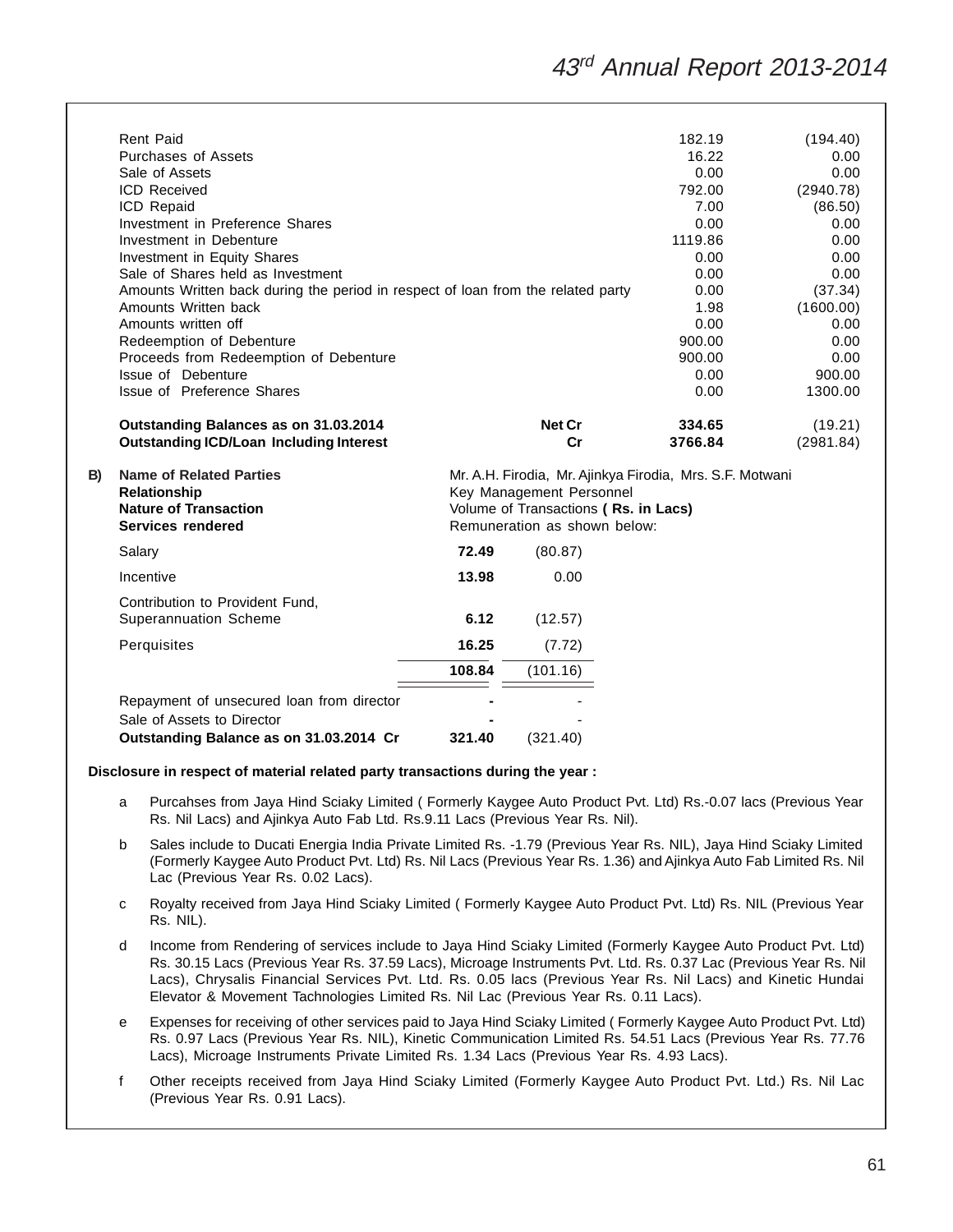| | | | |
|---|---|---|---|
| Rent Paid | | 182.19 | (194.40) |
| Purchases of Assets | | 16.22 | 0.00 |
| Sale of Assets | | 0.00 | 0.00 |
| ICD Received | | 792.00 | (2940.78) |
| ICD Repaid | | 7.00 | (86.50) |
| Investment in Preference Shares | | 0.00 | 0.00 |
| Investment in Debenture | | 1119.86 | 0.00 |
| Investment in Equity Shares | | 0.00 | 0.00 |
| Sale of Shares held as Investment | | 0.00 | 0.00 |
| Amounts Written back during the period in respect of loan from the related party | | 0.00 | (37.34) |
| Amounts Written back | | 1.98 | (1600.00) |
| Amounts written off | | 0.00 | 0.00 |
| Redeemption of Debenture | | 900.00 | 0.00 |
| Proceeds from Redeemption of Debenture | | 900.00 | 0.00 |
| Issue of Debenture | | 0.00 | 900.00 |
| Issue of Preference Shares | | 0.00 | 1300.00 |
| **Outstanding Balances as on 31.03.2014** | **Net Cr** | **334.65** | (19.21) |
| **Outstanding ICD/Loan Including Interest** | **Cr** | **3766.84** | (2981.84) |

**B)**

| | |
|---|---|
| **Name of Related Parties** | Mr. A.H. Firodia, Mr. Ajinkya Firodia, Mrs. S.F. Motwani |
| **Relationship** | Key Management Personnel |
| **Nature of Transaction** | Volume of Transactions **( Rs. in Lacs)** |
| **Services rendered** | Remuneration as shown below: |

| | | |
|---|---|---|
| Salary | **72.49** | (80.87) |
| Incentive | **13.98** | 0.00 |
| Contribution to Provident Fund, Superannuation Scheme | **6.12** | (12.57) |
| Perquisites | **16.25** | (7.72) |
| | **108.84** | (101.16) |
| Repayment of unsecured loan from director | **-** | - |
| Sale of Assets to Director | **-** | - |
| **Outstanding Balance as on 31.03.2014 Cr** | **321.40** | (321.40) |

**Disclosure in respect of material related party transactions during the year :**

a Purcahses from Jaya Hind Sciaky Limited ( Formerly Kaygee Auto Product Pvt. Ltd) Rs.-0.07 lacs (Previous Year Rs. Nil Lacs) and Ajinkya Auto Fab Ltd. Rs.9.11 Lacs (Previous Year Rs. Nil).

b Sales include to Ducati Energia India Private Limited Rs. -1.79 (Previous Year Rs. NIL), Jaya Hind Sciaky Limited (Formerly Kaygee Auto Product Pvt. Ltd) Rs. Nil Lacs (Previous Year Rs. 1.36) and Ajinkya Auto Fab Limited Rs. Nil Lac (Previous Year Rs. 0.02 Lacs).

c Royalty received from Jaya Hind Sciaky Limited ( Formerly Kaygee Auto Product Pvt. Ltd) Rs. NIL (Previous Year Rs. NIL).

d Income from Rendering of services include to Jaya Hind Sciaky Limited (Formerly Kaygee Auto Product Pvt. Ltd) Rs. 30.15 Lacs (Previous Year Rs. 37.59 Lacs), Microage Instruments Pvt. Ltd. Rs. 0.37 Lac (Previous Year Rs. Nil Lacs), Chrysalis Financial Services Pvt. Ltd. Rs. 0.05 lacs (Previous Year Rs. Nil Lacs) and Kinetic Hundai Elevator & Movement Tachnologies Limited Rs. Nil Lac (Previous Year Rs. 0.11 Lacs).

e Expenses for receiving of other services paid to Jaya Hind Sciaky Limited ( Formerly Kaygee Auto Product Pvt. Ltd) Rs. 0.97 Lacs (Previous Year Rs. NIL), Kinetic Communication Limited Rs. 54.51 Lacs (Previous Year Rs. 77.76 Lacs), Microage Instruments Private Limited Rs. 1.34 Lacs (Previous Year Rs. 4.93 Lacs).

f Other receipts received from Jaya Hind Sciaky Limited (Formerly Kaygee Auto Product Pvt. Ltd.) Rs. Nil Lac (Previous Year Rs. 0.91 Lacs).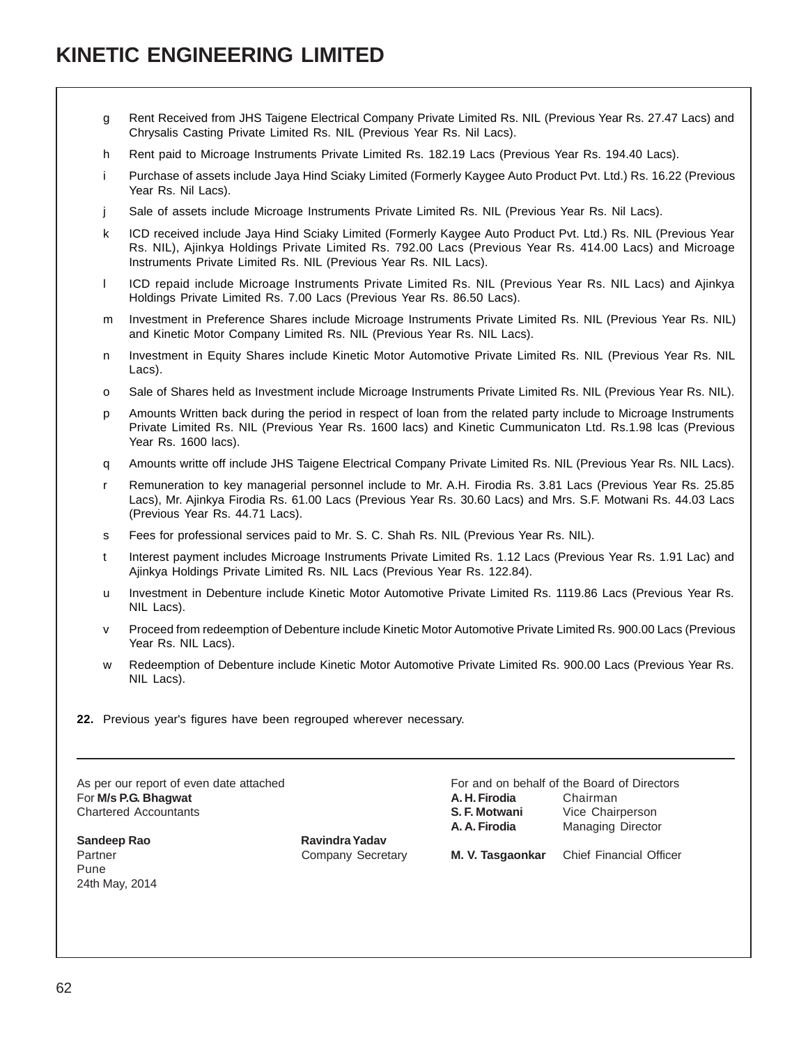g Rent Received from JHS Taigene Electrical Company Private Limited Rs. NIL (Previous Year Rs. 27.47 Lacs) and Chrysalis Casting Private Limited Rs. NIL (Previous Year Rs. Nil Lacs).

h Rent paid to Microage Instruments Private Limited Rs. 182.19 Lacs (Previous Year Rs. 194.40 Lacs).

i Purchase of assets include Jaya Hind Sciaky Limited (Formerly Kaygee Auto Product Pvt. Ltd.) Rs. 16.22 (Previous Year Rs. Nil Lacs).

j Sale of assets include Microage Instruments Private Limited Rs. NIL (Previous Year Rs. Nil Lacs).

k ICD received include Jaya Hind Sciaky Limited (Formerly Kaygee Auto Product Pvt. Ltd.) Rs. NIL (Previous Year Rs. NIL), Ajinkya Holdings Private Limited Rs. 792.00 Lacs (Previous Year Rs. 414.00 Lacs) and Microage Instruments Private Limited Rs. NIL (Previous Year Rs. NIL Lacs).

l ICD repaid include Microage Instruments Private Limited Rs. NIL (Previous Year Rs. NIL Lacs) and Ajinkya Holdings Private Limited Rs. 7.00 Lacs (Previous Year Rs. 86.50 Lacs).

m Investment in Preference Shares include Microage Instruments Private Limited Rs. NIL (Previous Year Rs. NIL) and Kinetic Motor Company Limited Rs. NIL (Previous Year Rs. NIL Lacs).

n Investment in Equity Shares include Kinetic Motor Automotive Private Limited Rs. NIL (Previous Year Rs. NIL Lacs).

o Sale of Shares held as Investment include Microage Instruments Private Limited Rs. NIL (Previous Year Rs. NIL).

p Amounts Written back during the period in respect of loan from the related party include to Microage Instruments Private Limited Rs. NIL (Previous Year Rs. 1600 lacs) and Kinetic Cummunicaton Ltd. Rs.1.98 lcas (Previous Year Rs. 1600 lacs).

q Amounts writte off include JHS Taigene Electrical Company Private Limited Rs. NIL (Previous Year Rs. NIL Lacs).

r Remuneration to key managerial personnel include to Mr. A.H. Firodia Rs. 3.81 Lacs (Previous Year Rs. 25.85 Lacs), Mr. Ajinkya Firodia Rs. 61.00 Lacs (Previous Year Rs. 30.60 Lacs) and Mrs. S.F. Motwani Rs. 44.03 Lacs (Previous Year Rs. 44.71 Lacs).

s Fees for professional services paid to Mr. S. C. Shah Rs. NIL (Previous Year Rs. NIL).

t Interest payment includes Microage Instruments Private Limited Rs. 1.12 Lacs (Previous Year Rs. 1.91 Lac) and Ajinkya Holdings Private Limited Rs. NIL Lacs (Previous Year Rs. 122.84).

u Investment in Debenture include Kinetic Motor Automotive Private Limited Rs. 1119.86 Lacs (Previous Year Rs. NIL Lacs).

v Proceed from redeemption of Debenture include Kinetic Motor Automotive Private Limited Rs. 900.00 Lacs (Previous Year Rs. NIL Lacs).

w Redeemption of Debenture include Kinetic Motor Automotive Private Limited Rs. 900.00 Lacs (Previous Year Rs. NIL Lacs).

**22.** Previous year's figures have been regrouped wherever necessary.

---

As per our report of even date attached
For **M/s P.G. Bhagwat**
Chartered Accountants

**Sandeep Rao**
Partner
Pune
24th May, 2014

**Ravindra Yadav**
Company Secretary

For and on behalf of the Board of Directors

**A. H. Firodia** Chairman
**S. F. Motwani** Vice Chairperson
**A. A. Firodia** Managing Director

**M. V. Tasgaonkar** Chief Financial Officer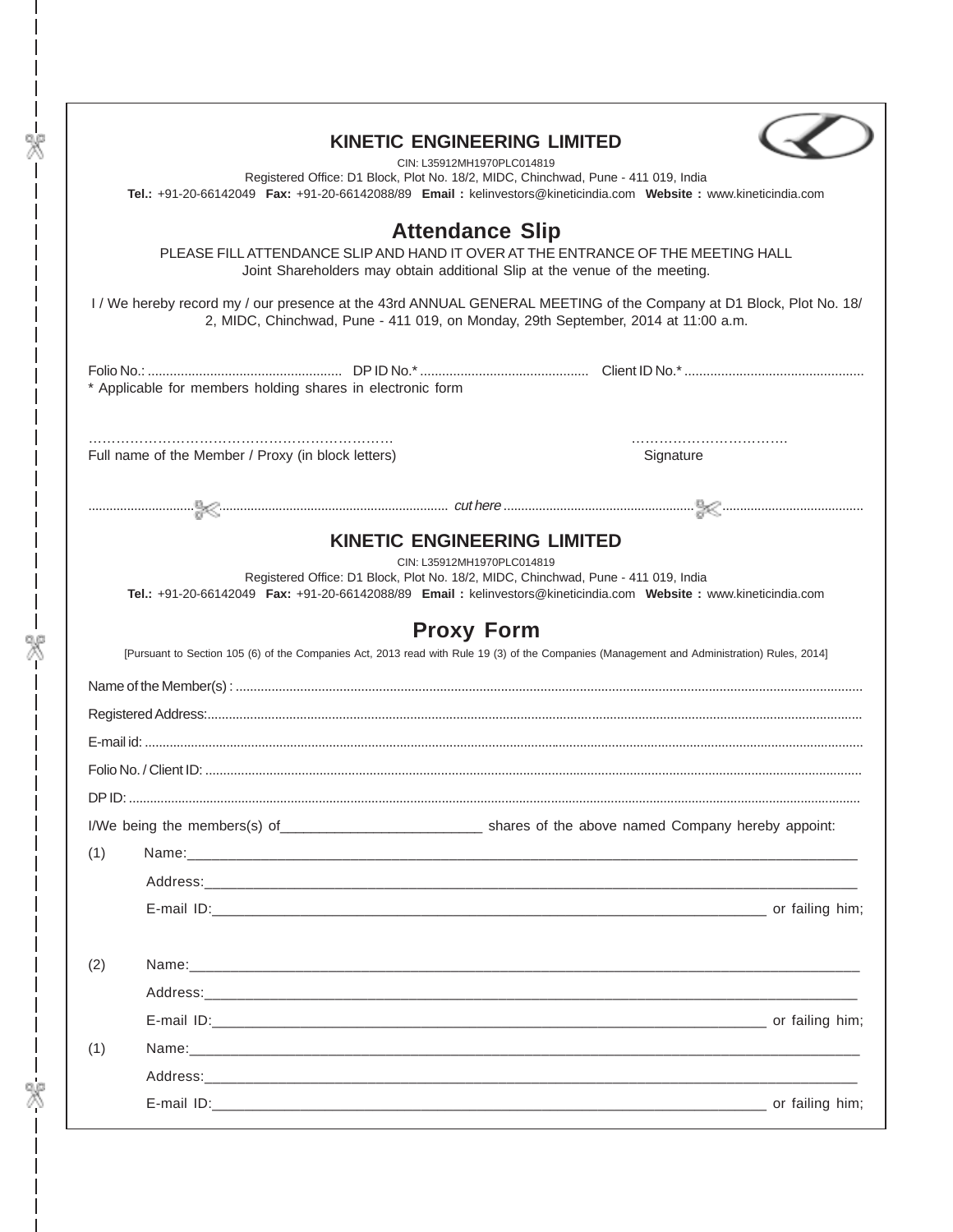## KINETIC ENGINEERING LIMITED

CIN: L35912MH1970PLC014819

Registered Office: D1 Block, Plot No. 18/2, MIDC, Chinchwad, Pune - 411 019, India

**Tel.:** +91-20-66142049 **Fax:** +91-20-66142088/89 **Email :** kelinvestors@kineticindia.com **Website :** www.kineticindia.com

# Attendance Slip

PLEASE FILL ATTENDANCE SLIP AND HAND IT OVER AT THE ENTRANCE OF THE MEETING HALL

Joint Shareholders may obtain additional Slip at the venue of the meeting.

I / We hereby record my / our presence at the 43rd ANNUAL GENERAL MEETING of the Company at D1 Block, Plot No. 18/2, MIDC, Chinchwad, Pune - 411 019, on Monday, 29th September, 2014 at 11:00 a.m.

Folio No.: ................................................... DP ID No.* ............................................. Client ID No.* ................................................

* Applicable for members holding shares in electronic form

………………………………………………………… ……………………………

Full name of the Member / Proxy (in block letters) Signature

.............................................................................................. *cut here* ..............................................................................................

## KINETIC ENGINEERING LIMITED

CIN: L35912MH1970PLC014819

Registered Office: D1 Block, Plot No. 18/2, MIDC, Chinchwad, Pune - 411 019, India

**Tel.:** +91-20-66142049 **Fax:** +91-20-66142088/89 **Email :** kelinvestors@kineticindia.com **Website :** www.kineticindia.com

# Proxy Form

[Pursuant to Section 105 (6) of the Companies Act, 2013 read with Rule 19 (3) of the Companies (Management and Administration) Rules, 2014]

Name of the Member(s) : ..............................................................................................................................................................

Registered Address:......................................................................................................................................................................

E-mail id: .......................................................................................................................................................................................

Folio No. / Client ID: .....................................................................................................................................................................

DP ID: ............................................................................................................................................................................................

I/We being the members(s) of_________________________ shares of the above named Company hereby appoint:

(1) Name:___________________________________________________________________________________

Address:_________________________________________________________________________________

E-mail ID:_________________________________________________________________________ or failing him;

(2) Name:___________________________________________________________________________________

Address:_________________________________________________________________________________

E-mail ID:_________________________________________________________________________ or failing him;

(1) Name:___________________________________________________________________________________

Address:_________________________________________________________________________________

E-mail ID:_________________________________________________________________________ or failing him;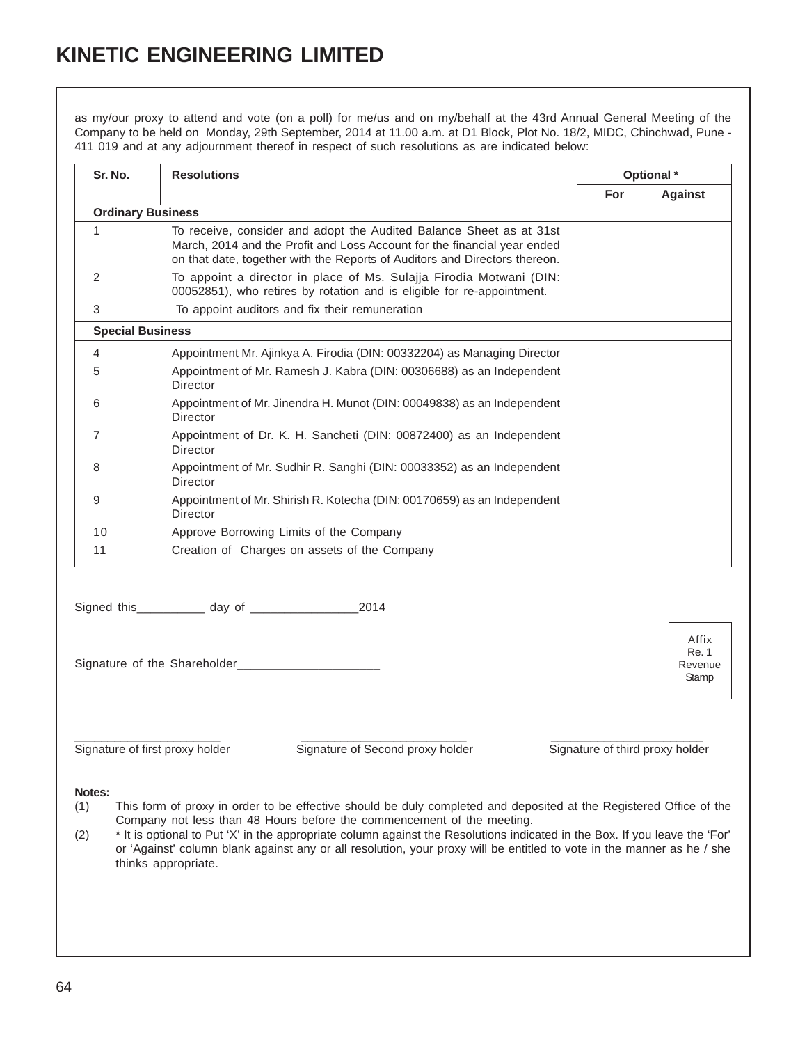# KINETIC ENGINEERING LIMITED

as my/our proxy to attend and vote (on a poll) for me/us and on my/behalf at the 43rd Annual General Meeting of the Company to be held on Monday, 29th September, 2014 at 11.00 a.m. at D1 Block, Plot No. 18/2, MIDC, Chinchwad, Pune - 411 019 and at any adjournment thereof in respect of such resolutions as are indicated below:

| Sr. No. | Resolutions | Optional * | |
|---|---|---|---|
| | | For | Against |
| **Ordinary Business** | | | |
| 1 | To receive, consider and adopt the Audited Balance Sheet as at 31st March, 2014 and the Profit and Loss Account for the financial year ended on that date, together with the Reports of Auditors and Directors thereon. | | |
| 2 | To appoint a director in place of Ms. Sulajja Firodia Motwani (DIN: 00052851), who retires by rotation and is eligible for re-appointment. | | |
| 3 | To appoint auditors and fix their remuneration | | |
| **Special Business** | | | |
| 4 | Appointment Mr. Ajinkya A. Firodia (DIN: 00332204) as Managing Director | | |
| 5 | Appointment of Mr. Ramesh J. Kabra (DIN: 00306688) as an Independent Director | | |
| 6 | Appointment of Mr. Jinendra H. Munot (DIN: 00049838) as an Independent Director | | |
| 7 | Appointment of Dr. K. H. Sancheti (DIN: 00872400) as an Independent Director | | |
| 8 | Appointment of Mr. Sudhir R. Sanghi (DIN: 00033352) as an Independent Director | | |
| 9 | Appointment of Mr. Shirish R. Kotecha (DIN: 00170659) as an Independent Director | | |
| 10 | Approve Borrowing Limits of the Company | | |
| 11 | Creation of Charges on assets of the Company | | |

Signed this__________ day of ________________2014

Signature of the Shareholder_____________________

Affix Re. 1 Revenue Stamp

______________________ Signature of first proxy holder

______________________ Signature of Second proxy holder

______________________ Signature of third proxy holder

**Notes:**

(1) This form of proxy in order to be effective should be duly completed and deposited at the Registered Office of the Company not less than 48 Hours before the commencement of the meeting.

(2) * It is optional to Put 'X' in the appropriate column against the Resolutions indicated in the Box. If you leave the 'For' or 'Against' column blank against any or all resolution, your proxy will be entitled to vote in the manner as he / she thinks appropriate.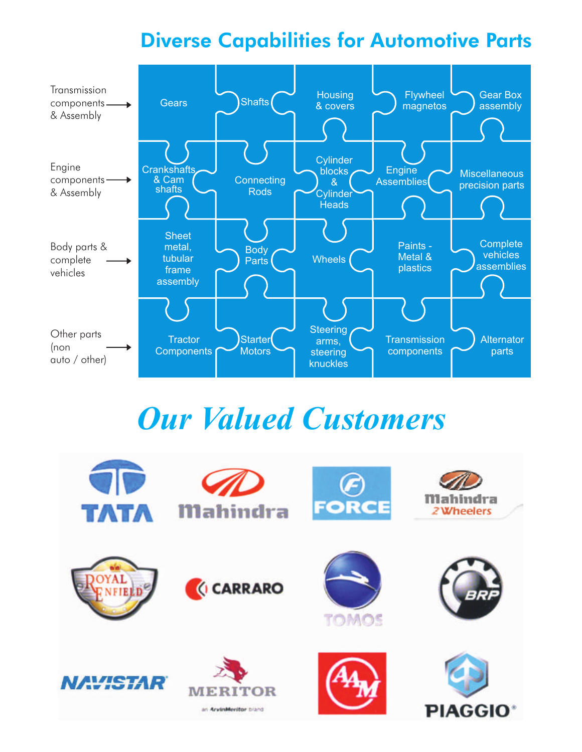# Diverse Capabilities for Automotive Parts

| Category | | | | | |
|---|---|---|---|---|---|
| Transmission components & Assembly | Gears | Shafts | Housing & covers | Flywheel magnetos | Gear Box assembly |
| Engine components & Assembly | Crankshafts & Cam shafts | Connecting Rods | Cylinder blocks & Cylinder Heads | Engine Assemblies | Miscellaneous precision parts |
| Body parts & complete vehicles | Sheet metal, tubular frame assembly | Body Parts | Wheels | Paints - Metal & plastics | Complete vehicles assemblies |
| Other parts (non auto / other) | Tractor Components | Starter Motors | Steering arms, steering knuckles | Transmission components | Alternator parts |

# *Our Valued Customers*

TATA, Mahindra, FORCE, Mahindra 2 Wheelers, Royal Enfield, CARRARO, TOMOS, BRP, NAVISTAR, MERITOR (an ArvinMeritor brand), AAM, PIAGGIO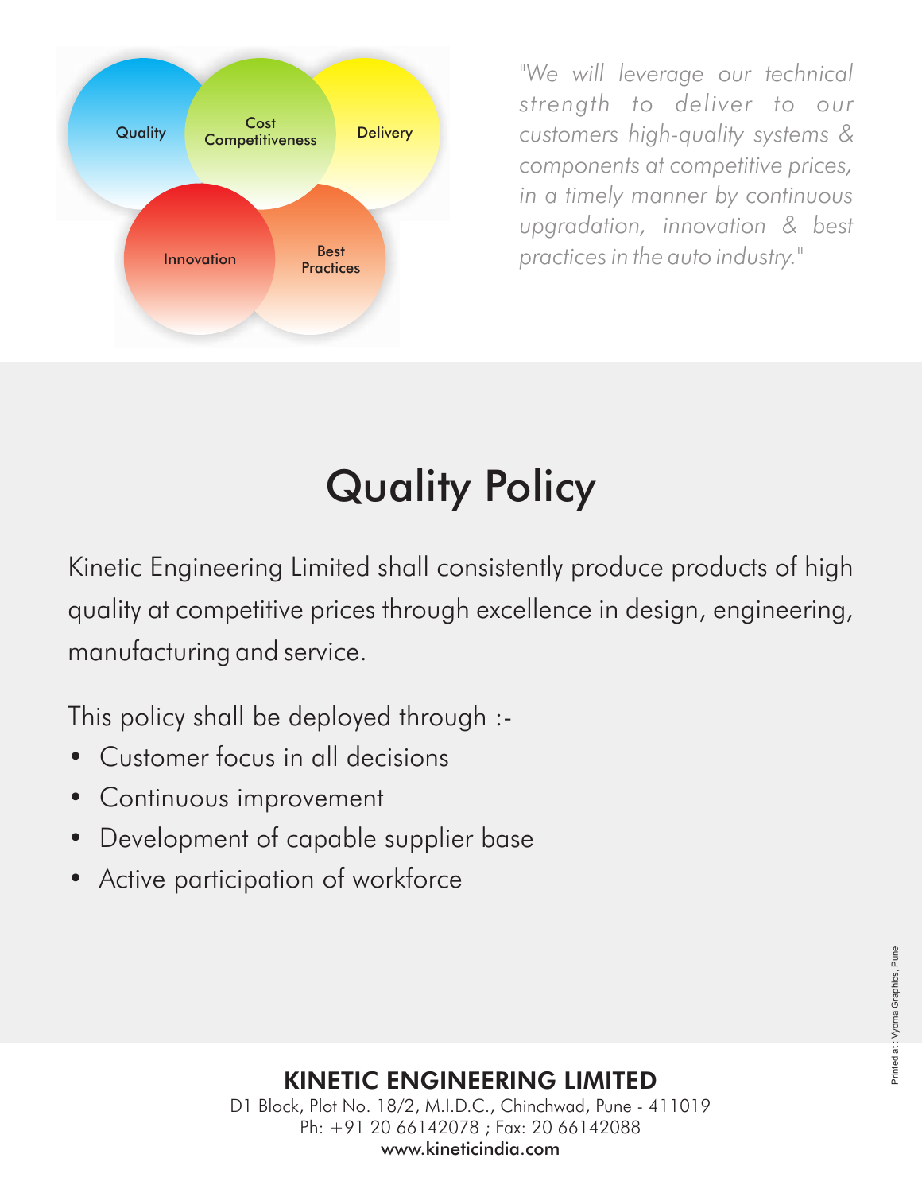Quality

Cost Competitiveness

Delivery

Innovation

Best Practices

*"We will leverage our technical strength to deliver to our customers high-quality systems & components at competitive prices, in a timely manner by continuous upgradation, innovation & best practices in the auto industry."*

# Quality Policy

Kinetic Engineering Limited shall consistently produce products of high quality at competitive prices through excellence in design, engineering, manufacturing and service.

This policy shall be deployed through :-

- Customer focus in all decisions
- Continuous improvement
- Development of capable supplier base
- Active participation of workforce

**KINETIC ENGINEERING LIMITED**

D1 Block, Plot No. 18/2, M.I.D.C., Chinchwad, Pune - 411019

Ph: +91 20 66142078 ; Fax: 20 66142088

www.kineticindia.com

Printed at : Vyoma Graphics, Pune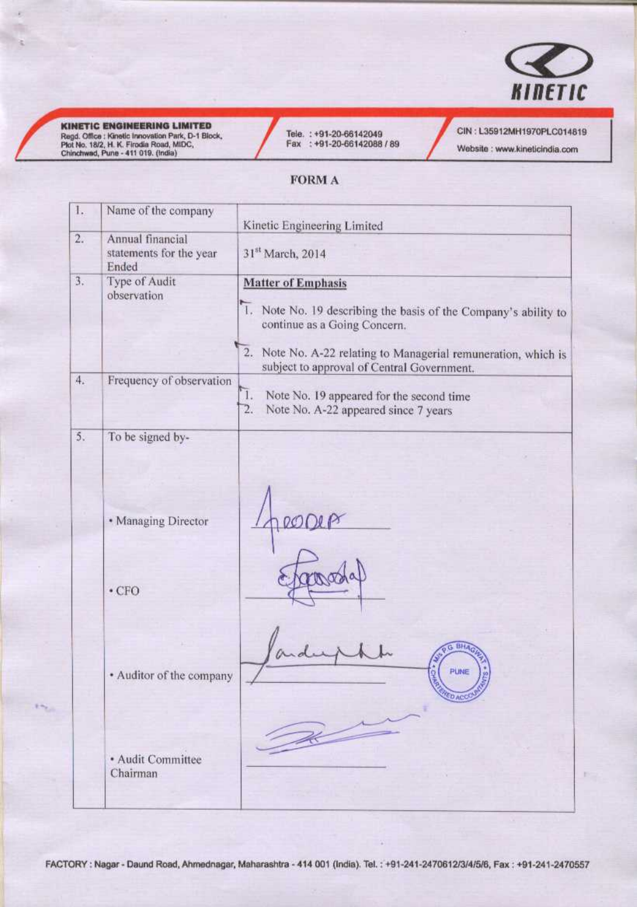**KINETIC ENGINEERING LIMITED**
Regd. Office : Kinetic Innovation Park, D-1 Block, Plot No. 18/2, H. K. Firodia Road, MIDC, Chinchwad, Pune - 411 019. (India)

Tele. : +91-20-66142049
Fax : +91-20-66142088 / 89

CIN : L35912MH1970PLC014819
Website : www.kineticindia.com

## FORM A

| | | |
|---|---|---|
| 1. | Name of the company | Kinetic Engineering Limited |
| 2. | Annual financial statements for the year Ended | 31st March, 2014 |
| 3. | Type of Audit observation | **Matter of Emphasis**<br>1. Note No. 19 describing the basis of the Company's ability to continue as a Going Concern.<br>2. Note No. A-22 relating to Managerial remuneration, which is subject to approval of Central Government. |
| 4. | Frequency of observation | 1. Note No. 19 appeared for the second time<br>2. Note No. A-22 appeared since 7 years |
| 5. | To be signed by-<br>• Managing Director<br>• CFO<br>• Auditor of the company<br>• Audit Committee Chairman | |

FACTORY : Nagar - Daund Road, Ahmednagar, Maharashtra - 414 001 (India). Tel. : +91-241-2470612/3/4/5/6, Fax : +91-241-2470557